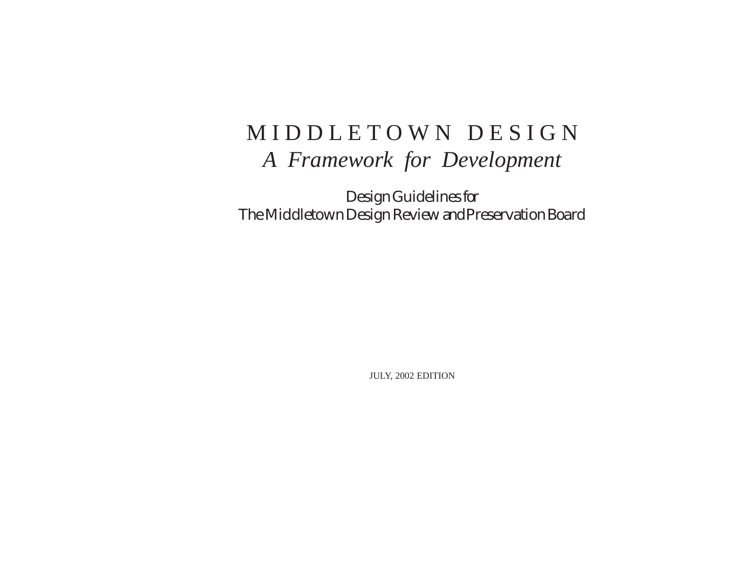# MIDDLETOWN DESIGN

## *A Framework for Development*

Design Guidelines for
The Middletown Design Review and Preservation Board

JULY, 2002 EDITION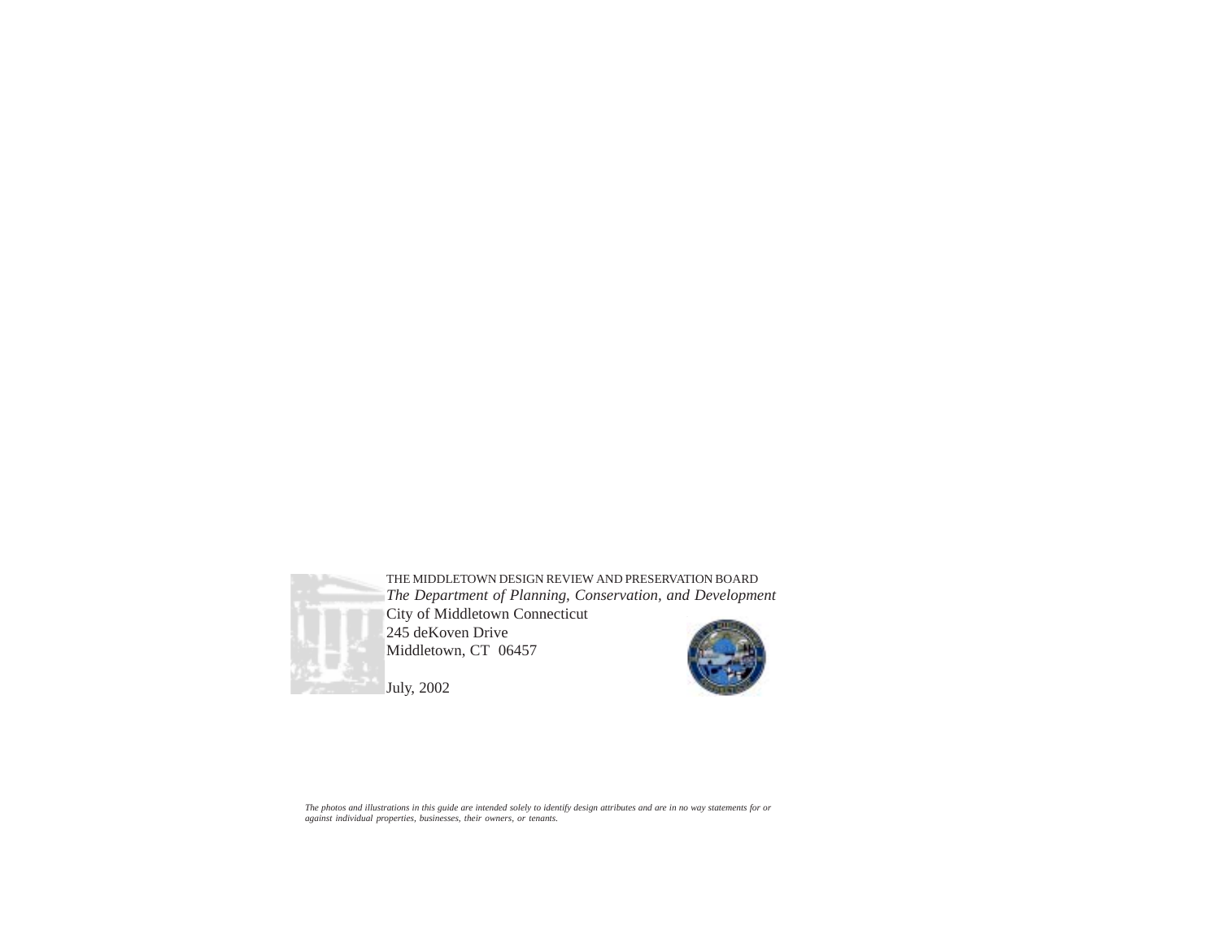THE MIDDLETOWN DESIGN REVIEW AND PRESERVATION BOARD

*The Department of Planning, Conservation, and Development*

City of Middletown Connecticut

245 deKoven Drive

Middletown, CT 06457

July, 2002

*The photos and illustrations in this guide are intended solely to identify design attributes and are in no way statements for or against individual properties, businesses, their owners, or tenants.*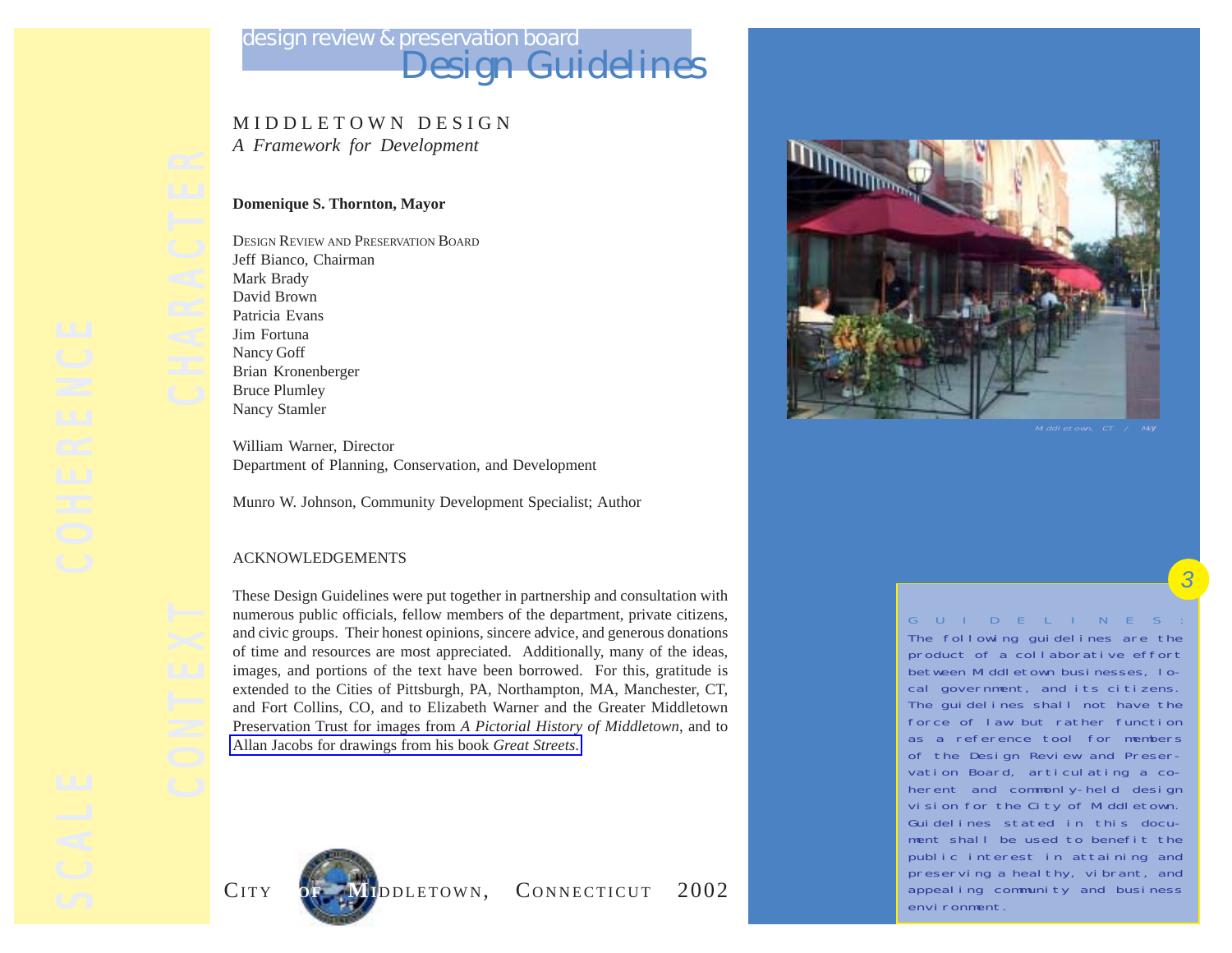design review & preservation board

# Design Guidelines

## MIDDLETOWN DESIGN

*A Framework for Development*

**Domenique S. Thornton, Mayor**

DESIGN REVIEW AND PRESERVATION BOARD
Jeff Bianco, Chairman
Mark Brady
David Brown
Patricia Evans
Jim Fortuna
Nancy Goff
Brian Kronenberger
Bruce Plumley
Nancy Stamler

William Warner, Director
Department of Planning, Conservation, and Development

Munro W. Johnson, Community Development Specialist; Author

ACKNOWLEDGEMENTS

These Design Guidelines were put together in partnership and consultation with numerous public officials, fellow members of the department, private citizens, and civic groups. Their honest opinions, sincere advice, and generous donations of time and resources are most appreciated. Additionally, many of the ideas, images, and portions of the text have been borrowed. For this, gratitude is extended to the Cities of Pittsburgh, PA, Northampton, MA, Manchester, CT, and Fort Collins, CO, and to Elizabeth Warner and the Greater Middletown Preservation Trust for images from *A Pictorial History of Middletown*, and to Allan Jacobs for drawings from his book *Great Streets*.

CITY OF MIDDLETOWN, CONNECTICUT 2002

SCALE COHERENCE CONTEXT CHARACTER

Middletown, CT / MW

GUIDELINES: The following guidelines are the product of a collaborative effort between Middletown businesses, local government, and its citizens. The guidelines shall not have the force of law but rather function as a reference tool for members of the Design Review and Preservation Board, articulating a coherent and commonly-held design vision for the City of Middletown. Guidelines stated in this document shall be used to benefit the public interest in attaining and preserving a healthy, vibrant, and appealing community and business environment.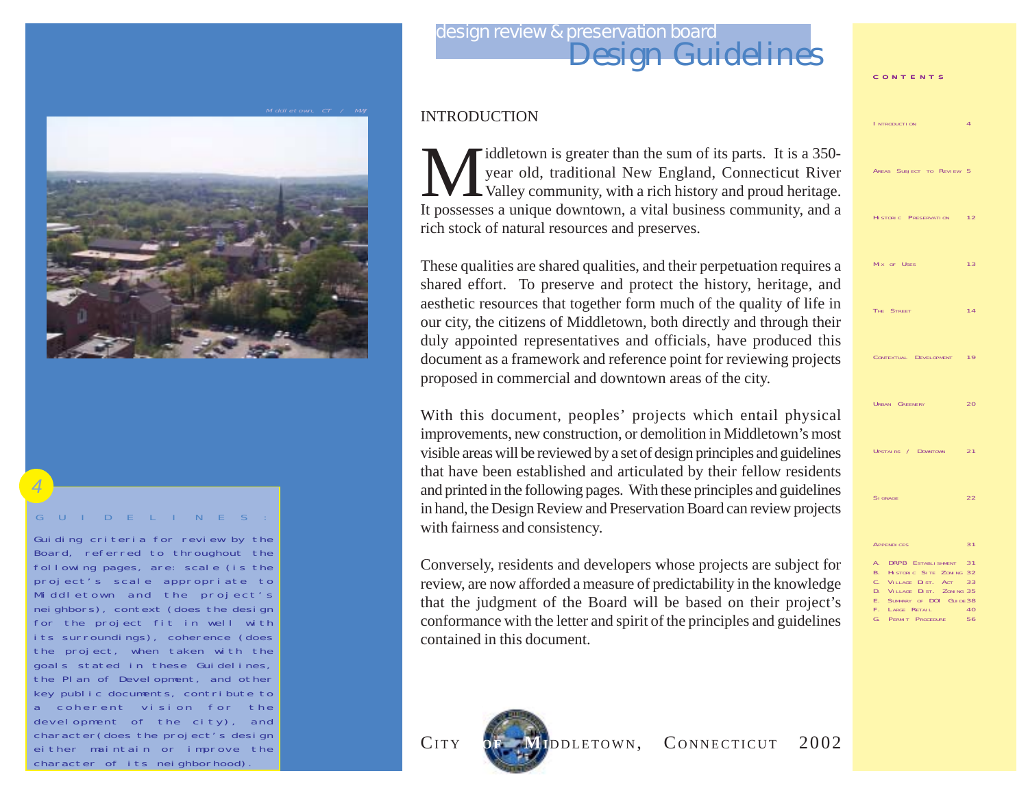design review & preservation board

# Design Guidelines

Middletown, CT / MA

**GUIDELINES:**

Guiding criteria for review by the Board, referred to throughout the following pages, are: scale (is the project's scale appropriate to Middletown and the project's neighbors), context (does the design for the project fit in well with its surroundings), coherence (does the project, when taken with the goals stated in these Guidelines, the Plan of Development, and other key public documents, contribute to a coherent vision for the development of the city), and character (does the project's design either maintain or improve the character of its neighborhood).

## INTRODUCTION

Middletown is greater than the sum of its parts. It is a 350-year old, traditional New England, Connecticut River Valley community, with a rich history and proud heritage. It possesses a unique downtown, a vital business community, and a rich stock of natural resources and preserves.

These qualities are shared qualities, and their perpetuation requires a shared effort. To preserve and protect the history, heritage, and aesthetic resources that together form much of the quality of life in our city, the citizens of Middletown, both directly and through their duly appointed representatives and officials, have produced this document as a framework and reference point for reviewing projects proposed in commercial and downtown areas of the city.

With this document, peoples' projects which entail physical improvements, new construction, or demolition in Middletown's most visible areas will be reviewed by a set of design principles and guidelines that have been established and articulated by their fellow residents and printed in the following pages. With these principles and guidelines in hand, the Design Review and Preservation Board can review projects with fairness and consistency.

Conversely, residents and developers whose projects are subject for review, are now afforded a measure of predictability in the knowledge that the judgment of the Board will be based on their project's conformance with the letter and spirit of the principles and guidelines contained in this document.

City of Middletown, Connecticut 2002

**CONTENTS**

- Introduction 4
- Areas Subject to Review 5
- Historic Preservation 12
- Mix of Uses 13
- The Street 14
- Contextual Development 19
- Urban Greenery 20
- Upstairs / Downtown 21
- Signage 22
- Appendices 31
  - A. DRPB Establishment 31
  - B. Historic Site Zoning 32
  - C. Village Dist. Act 33
  - D. Village Dist. Zoning 35
  - E. Summary of DOI Guide 38
  - F. Large Retail 40
  - G. Permit Procedure 56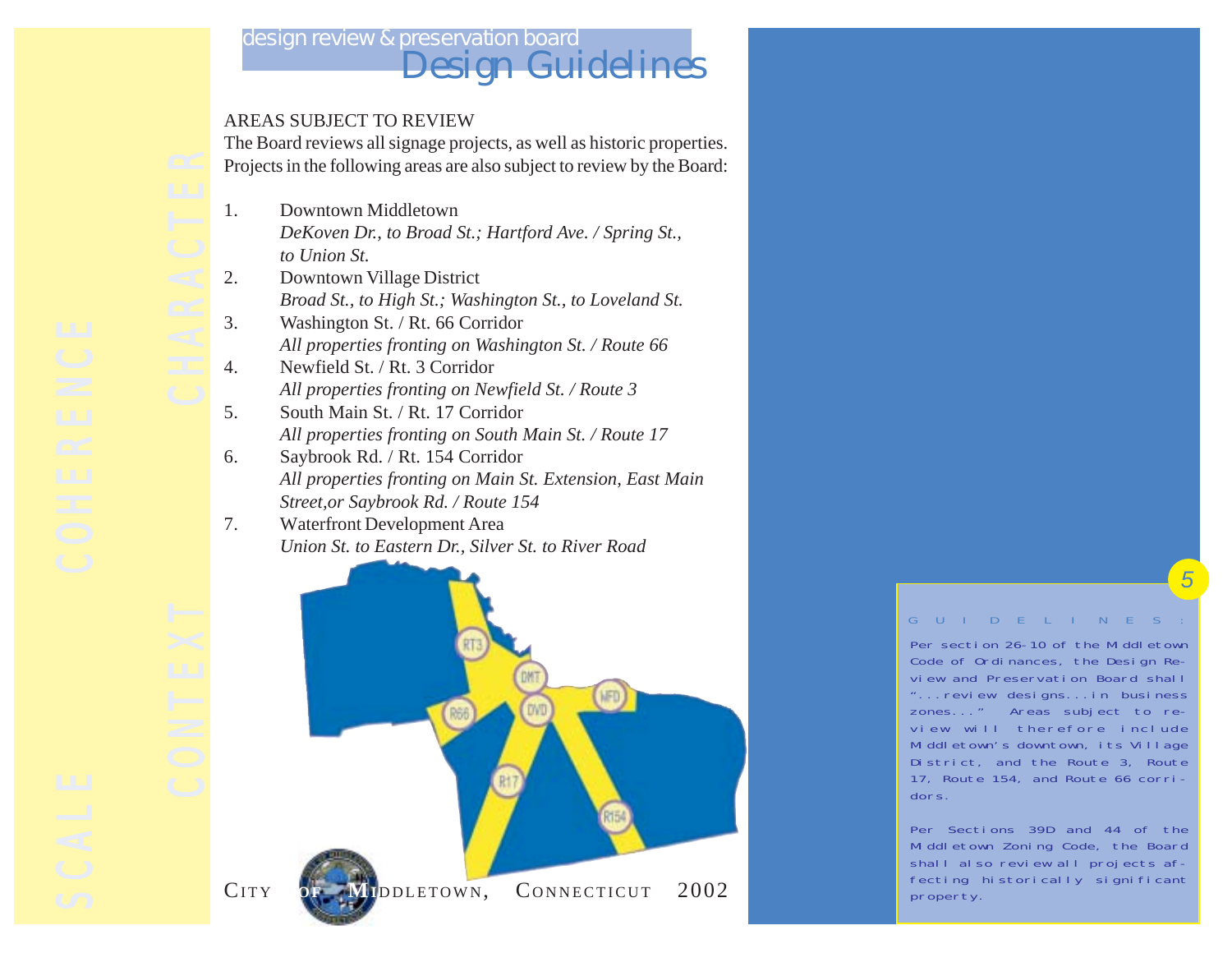design review & preservation board

# Design Guidelines

## AREAS SUBJECT TO REVIEW

The Board reviews all signage projects, as well as historic properties. Projects in the following areas are also subject to review by the Board:

1. Downtown Middletown
   *DeKoven Dr., to Broad St.; Hartford Ave. / Spring St., to Union St.*
2. Downtown Village District
   *Broad St., to High St.; Washington St., to Loveland St.*
3. Washington St. / Rt. 66 Corridor
   *All properties fronting on Washington St. / Route 66*
4. Newfield St. / Rt. 3 Corridor
   *All properties fronting on Newfield St. / Route 3*
5. South Main St. / Rt. 17 Corridor
   *All properties fronting on South Main St. / Route 17*
6. Saybrook Rd. / Rt. 154 Corridor
   *All properties fronting on Main St. Extension, East Main Street,or Saybrook Rd. / Route 154*
7. Waterfront Development Area
   *Union St. to Eastern Dr., Silver St. to River Road*

RT3 DMT WFD R66 DVD R17 R154

CITY OF MIDDLETOWN, CONNECTICUT 2002

### GUIDELINES:

Per section 26-10 of the Middletown Code of Ordinances, the Design Review and Preservation Board shall "...review designs...in business zones..." Areas subject to review will therefore include Middletown's downtown, its Village District, and the Route 3, Route 17, Route 154, and Route 66 corridors.

Per Sections 39D and 44 of the Middletown Zoning Code, the Board shall also review all projects affecting historically significant property.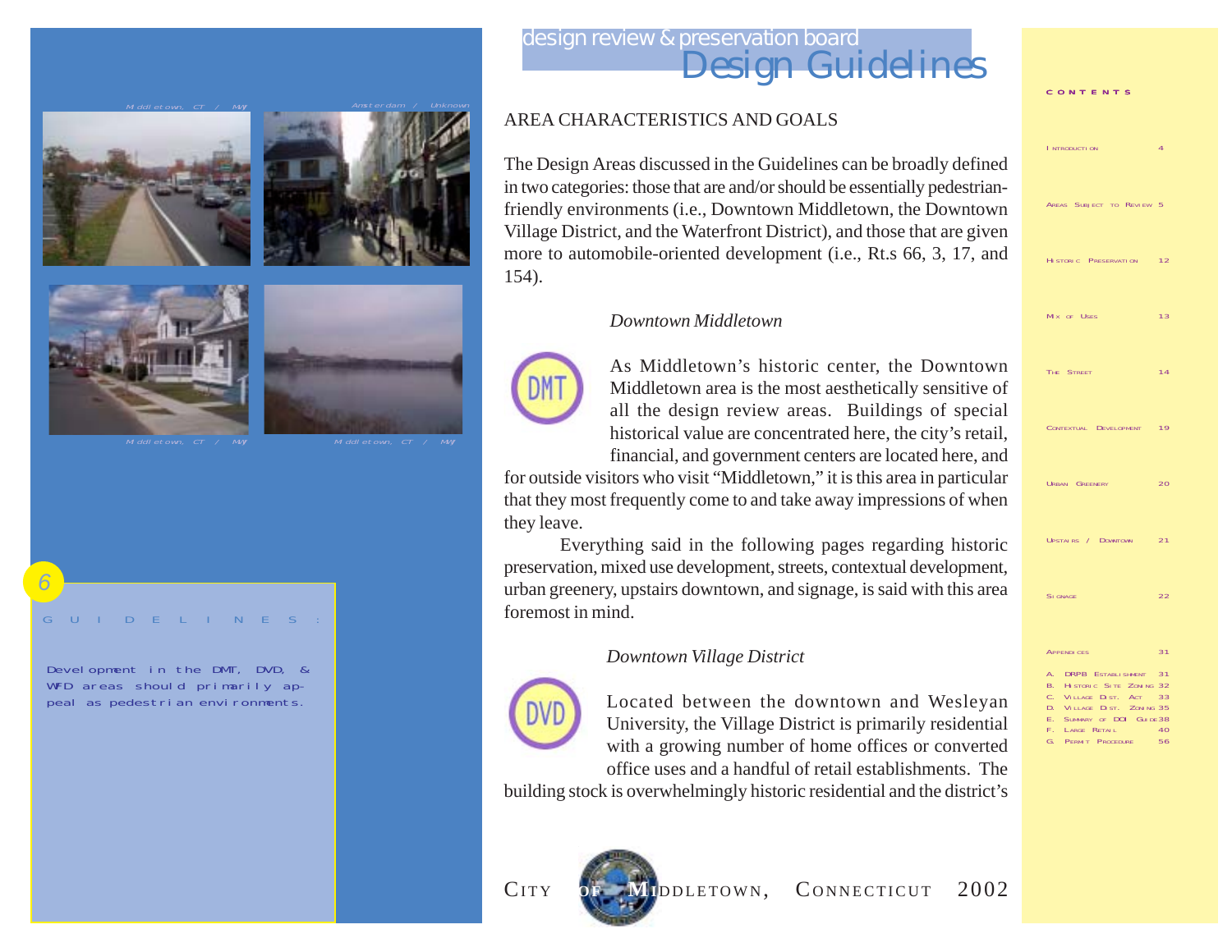# AREA CHARACTERISTICS AND GOALS

The Design Areas discussed in the Guidelines can be broadly defined in two categories: those that are and/or should be essentially pedestrian-friendly environments (i.e., Downtown Middletown, the Downtown Village District, and the Waterfront District), and those that are given more to automobile-oriented development (i.e., Rt.s 66, 3, 17, and 154).

### *Downtown Middletown*

DMT

As Middletown's historic center, the Downtown Middletown area is the most aesthetically sensitive of all the design review areas. Buildings of special historical value are concentrated here, the city's retail, financial, and government centers are located here, and for outside visitors who visit "Middletown," it is this area in particular that they most frequently come to and take away impressions of when they leave.

Everything said in the following pages regarding historic preservation, mixed use development, streets, contextual development, urban greenery, upstairs downtown, and signage, is said with this area foremost in mind.

### *Downtown Village District*

DVD

Located between the downtown and Wesleyan University, the Village District is primarily residential with a growing number of home offices or converted office uses and a handful of retail establishments. The building stock is overwhelmingly historic residential and the district's

Middletown, CT / MW — Amsterdam / Unknown

Middletown, CT / MW — Middletown, CT / MW

**GUIDELINES:**

Development in the DMT, DVD, & WFD areas should primarily appeal as pedestrian environments.

**CONTENTS**

| | |
|---|---|
| Introduction | 4 |
| Areas Subject to Review | 5 |
| Historic Preservation | 12 |
| Mix of Uses | 13 |
| The Street | 14 |
| Contextual Development | 19 |
| Urban Greenery | 20 |
| Upstairs / Downtown | 21 |
| Signage | 22 |
| Appendices | 31 |
| A. DRPB Establishment | 31 |
| B. Historic Site Zoning | 32 |
| C. Village Dist. Act | 33 |
| D. Village Dist. Zoning | 35 |
| E. Summary of DOI Guide | 38 |
| F. Large Retail | 40 |
| G. Permit Procedure | 56 |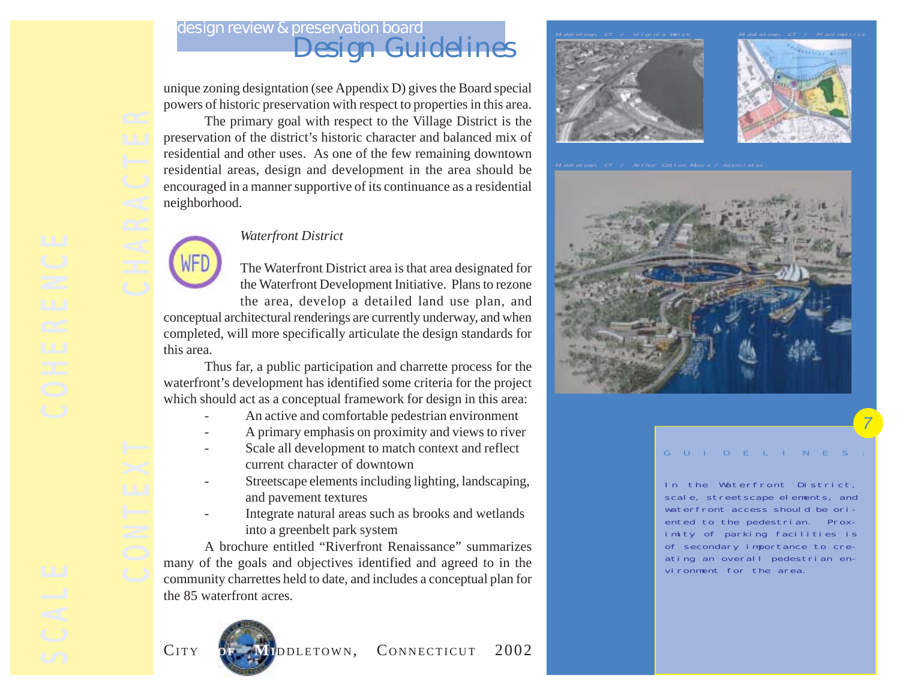unique zoning designtation (see Appendix D) gives the Board special powers of historic preservation with respect to properties in this area.

The primary goal with respect to the Village District is the preservation of the district's historic character and balanced mix of residential and other uses. As one of the few remaining downtown residential areas, design and development in the area should be encouraged in a manner supportive of its continuance as a residential neighborhood.

WFD

*Waterfront District*

The Waterfront District area is that area designated for the Waterfront Development Initiative. Plans to rezone the area, develop a detailed land use plan, and conceptual architectural renderings are currently underway, and when completed, will more specifically articulate the design standards for this area.

Thus far, a public participation and charrette process for the waterfront's development has identified some criteria for the project which should act as a conceptual framework for design in this area:

- An active and comfortable pedestrian environment
- A primary emphasis on proximity and views to river
- Scale all development to match context and reflect current character of downtown
- Streetscape elements including lighting, landscaping, and pavement textures
- Integrate natural areas such as brooks and wetlands into a greenbelt park system

A brochure entitled "Riverfront Renaissance" summarizes many of the goals and objectives identified and agreed to in the community charrettes held to date, and includes a conceptual plan for the 85 waterfront acres.

Middletown, CT / Virginia Welch

Middletown, CT / Planimetrics

Middletown, CT / Arthur Cotton Moore / Associates

GUIDELINES:

In the Waterfront District, scale, streetscape elements, and waterfront access should be oriented to the pedestrian. Proximity of parking facilities is of secondary importance to creating an overall pedestrian environment for the area.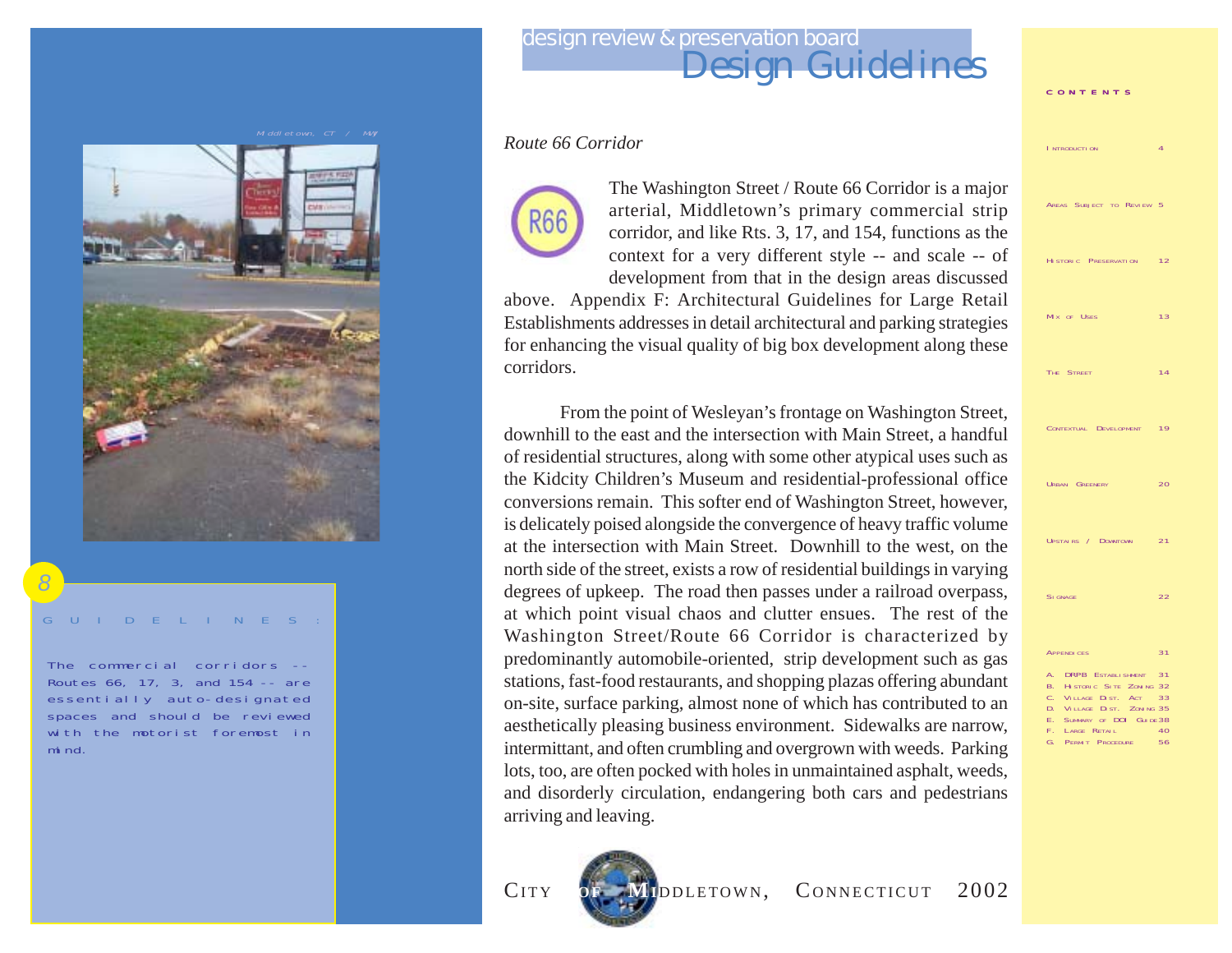## Route 66 Corridor

The Washington Street / Route 66 Corridor is a major arterial, Middletown's primary commercial strip corridor, and like Rts. 3, 17, and 154, functions as the context for a very different style -- and scale -- of development from that in the design areas discussed above. Appendix F: Architectural Guidelines for Large Retail Establishments addresses in detail architectural and parking strategies for enhancing the visual quality of big box development along these corridors.

From the point of Wesleyan's frontage on Washington Street, downhill to the east and the intersection with Main Street, a handful of residential structures, along with some other atypical uses such as the Kidcity Children's Museum and residential-professional office conversions remain. This softer end of Washington Street, however, is delicately poised alongside the convergence of heavy traffic volume at the intersection with Main Street. Downhill to the west, on the north side of the street, exists a row of residential buildings in varying degrees of upkeep. The road then passes under a railroad overpass, at which point visual chaos and clutter ensues. The rest of the Washington Street/Route 66 Corridor is characterized by predominantly automobile-oriented, strip development such as gas stations, fast-food restaurants, and shopping plazas offering abundant on-site, surface parking, almost none of which has contributed to an aesthetically pleasing business environment. Sidewalks are narrow, intermittant, and often crumbling and overgrown with weeds. Parking lots, too, are often pocked with holes in unmaintained asphalt, weeds, and disorderly circulation, endangering both cars and pedestrians arriving and leaving.

**GUIDELINES:**

The commercial corridors -- Routes 66, 17, 3, and 154 -- are essentially auto-designated spaces and should be reviewed with the motorist foremost in mind.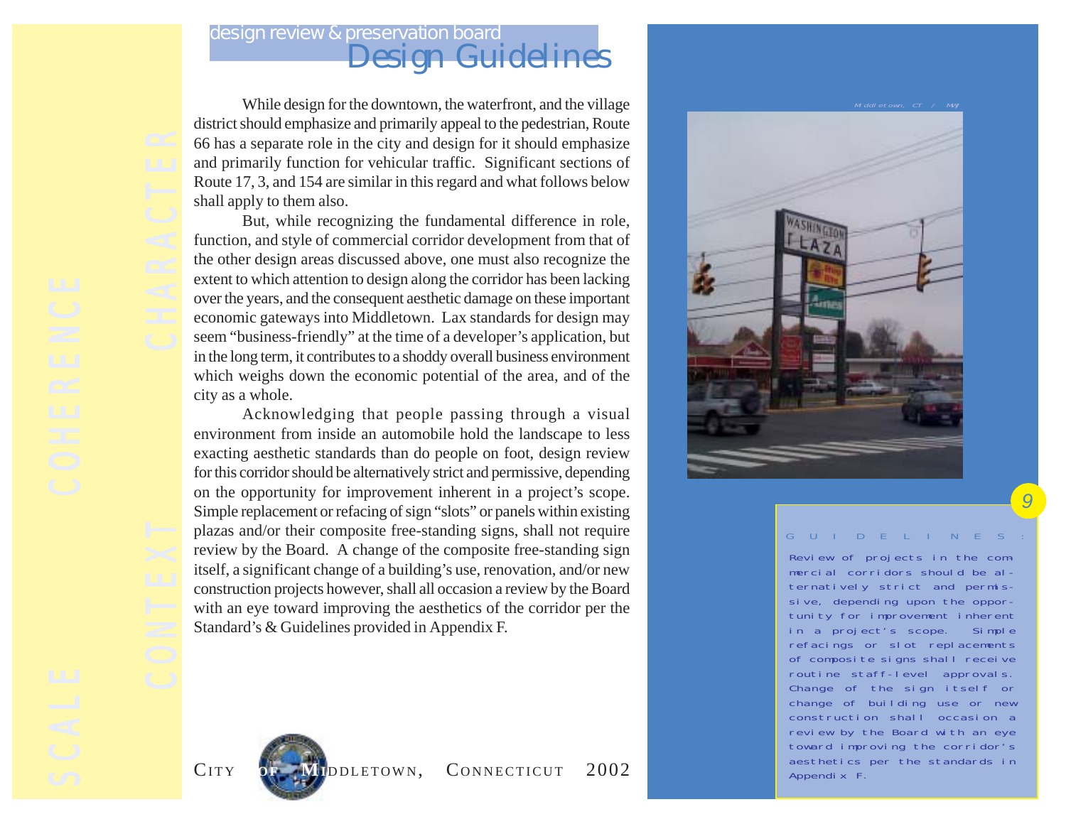design review & preservation board

# Design Guidelines

While design for the downtown, the waterfront, and the village district should emphasize and primarily appeal to the pedestrian, Route 66 has a separate role in the city and design for it should emphasize and primarily function for vehicular traffic. Significant sections of Route 17, 3, and 154 are similar in this regard and what follows below shall apply to them also.

But, while recognizing the fundamental difference in role, function, and style of commercial corridor development from that of the other design areas discussed above, one must also recognize the extent to which attention to design along the corridor has been lacking over the years, and the consequent aesthetic damage on these important economic gateways into Middletown. Lax standards for design may seem "business-friendly" at the time of a developer's application, but in the long term, it contributes to a shoddy overall business environment which weighs down the economic potential of the area, and of the city as a whole.

Acknowledging that people passing through a visual environment from inside an automobile hold the landscape to less exacting aesthetic standards than do people on foot, design review for this corridor should be alternatively strict and permissive, depending on the opportunity for improvement inherent in a project's scope. Simple replacement or refacing of sign "slots" or panels within existing plazas and/or their composite free-standing signs, shall not require review by the Board. A change of the composite free-standing sign itself, a significant change of a building's use, renovation, and/or new construction projects however, shall all occasion a review by the Board with an eye toward improving the aesthetics of the corridor per the Standard's & Guidelines provided in Appendix F.

Middletown, CT / MM

**GUIDELINES:**

Review of projects in the commercial corridors should be alternatively strict and permissive, depending upon the opportunity for improvement inherent in a project's scope. Simple refacings or slot replacements of composite signs shall receive routine staff-level approvals. Change of the sign itself or change of building use or new construction shall occasion a review by the Board with an eye toward improving the corridor's aesthetics per the standards in Appendix F.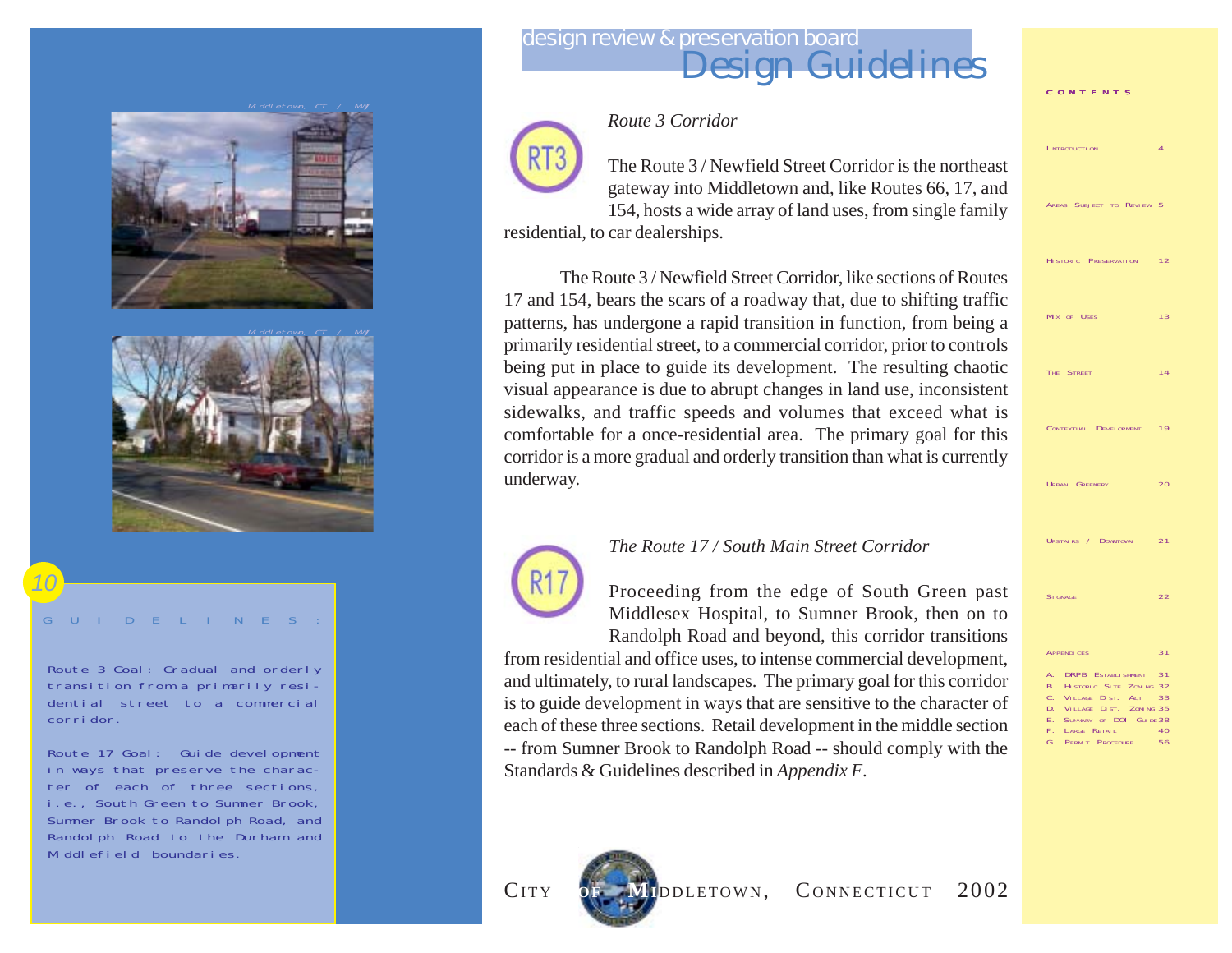## Route 3 Corridor

The Route 3 / Newfield Street Corridor is the northeast gateway into Middletown and, like Routes 66, 17, and 154, hosts a wide array of land uses, from single family residential, to car dealerships.

The Route 3 / Newfield Street Corridor, like sections of Routes 17 and 154, bears the scars of a roadway that, due to shifting traffic patterns, has undergone a rapid transition in function, from being a primarily residential street, to a commercial corridor, prior to controls being put in place to guide its development. The resulting chaotic visual appearance is due to abrupt changes in land use, inconsistent sidewalks, and traffic speeds and volumes that exceed what is comfortable for a once-residential area. The primary goal for this corridor is a more gradual and orderly transition than what is currently underway.

## The Route 17 / South Main Street Corridor

Proceeding from the edge of South Green past Middlesex Hospital, to Sumner Brook, then on to Randolph Road and beyond, this corridor transitions from residential and office uses, to intense commercial development, and ultimately, to rural landscapes. The primary goal for this corridor is to guide development in ways that are sensitive to the character of each of these three sections. Retail development in the middle section -- from Sumner Brook to Randolph Road -- should comply with the Standards & Guidelines described in *Appendix F*.

### GUIDELINES:

Route 3 Goal: Gradual and orderly transition from a primarily residential street to a commercial corridor.

Route 17 Goal: Guide development in ways that preserve the character of each of three sections, i.e., South Green to Sumner Brook, Sumner Brook to Randolph Road, and Randolph Road to the Durham and Middlefield boundaries.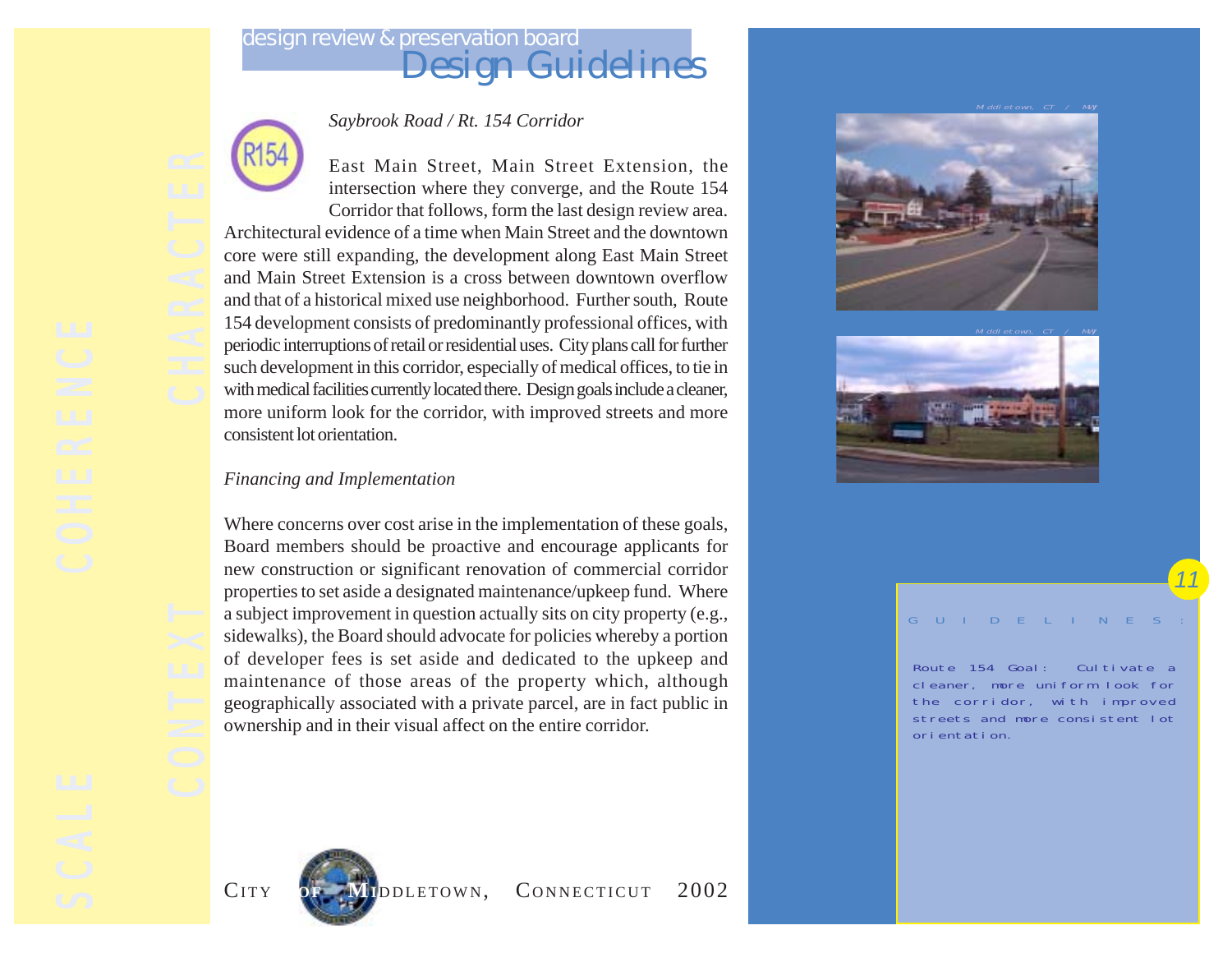## Saybrook Road / Rt. 154 Corridor

East Main Street, Main Street Extension, the intersection where they converge, and the Route 154 Corridor that follows, form the last design review area. Architectural evidence of a time when Main Street and the downtown core were still expanding, the development along East Main Street and Main Street Extension is a cross between downtown overflow and that of a historical mixed use neighborhood. Further south, Route 154 development consists of predominantly professional offices, with periodic interruptions of retail or residential uses. City plans call for further such development in this corridor, especially of medical offices, to tie in with medical facilities currently located there. Design goals include a cleaner, more uniform look for the corridor, with improved streets and more consistent lot orientation.

### *Financing and Implementation*

Where concerns over cost arise in the implementation of these goals, Board members should be proactive and encourage applicants for new construction or significant renovation of commercial corridor properties to set aside a designated maintenance/upkeep fund. Where a subject improvement in question actually sits on city property (e.g., sidewalks), the Board should advocate for policies whereby a portion of developer fees is set aside and dedicated to the upkeep and maintenance of those areas of the property which, although geographically associated with a private parcel, are in fact public in ownership and in their visual affect on the entire corridor.

**GUIDELINES:**

Route 154 Goal: Cultivate a cleaner, more uniform look for the corridor, with improved streets and more consistent lot orientation.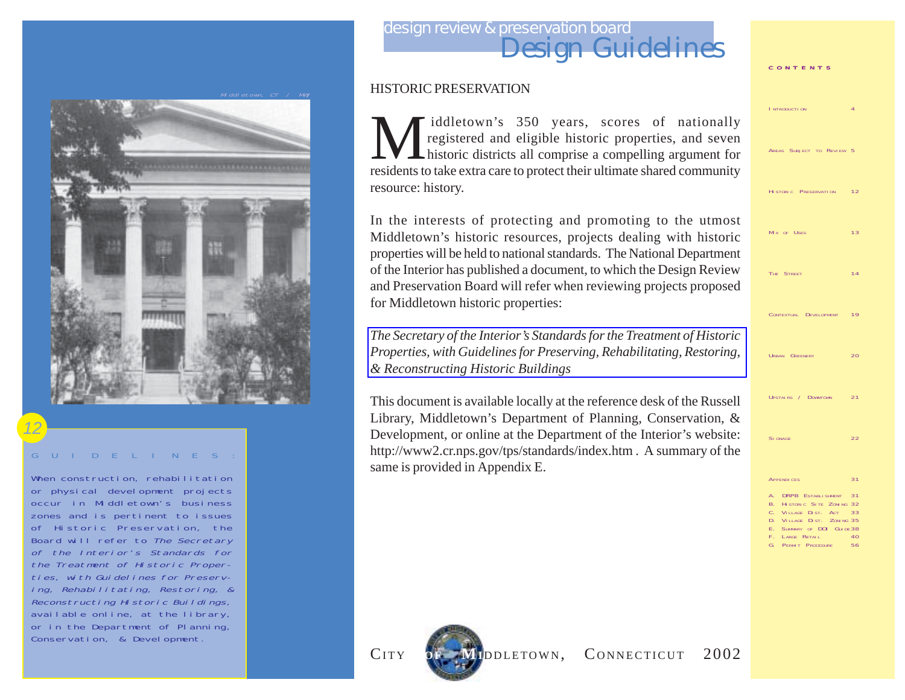design review & preservation board

# Design Guidelines

Middletown, CT / MAY

## HISTORIC PRESERVATION

Middletown's 350 years, scores of nationally registered and eligible historic properties, and seven historic districts all comprise a compelling argument for residents to take extra care to protect their ultimate shared community resource: history.

In the interests of protecting and promoting to the utmost Middletown's historic resources, projects dealing with historic properties will be held to national standards. The National Department of the Interior has published a document, to which the Design Review and Preservation Board will refer when reviewing projects proposed for Middletown historic properties:

*The Secretary of the Interior's Standards for the Treatment of Historic Properties, with Guidelines for Preserving, Rehabilitating, Restoring, & Reconstructing Historic Buildings*

This document is available locally at the reference desk of the Russell Library, Middletown's Department of Planning, Conservation, & Development, or online at the Department of the Interior's website: http://www2.cr.nps.gov/tps/standards/index.htm . A summary of the same is provided in Appendix E.

### GUIDELINES:

When construction, rehabilitation or physical development projects occur in Middletown's business zones and is pertinent to issues of Historic Preservation, the Board will refer to *The Secretary of the Interior's Standards for the Treatment of Historic Properties, with Guidelines for Preserving, Rehabilitating, Restoring, & Reconstructing Historic Buildings*, available online, at the library, or in the Department of Planning, Conservation, & Development.

### CONTENTS

| | |
|---|---|
| Introduction | 4 |
| Areas Subject to Review | 5 |
| Historic Preservation | 12 |
| Mix of Uses | 13 |
| The Street | 14 |
| Contextual Development | 19 |
| Urban Greenery | 20 |
| Upstairs / Downtown | 21 |
| Signage | 22 |
| Appendices | 31 |
| A. DRPB Establishment | 31 |
| B. Historic Site Zoning | 32 |
| C. Village Dist. Act | 33 |
| D. Village Dist. Zoning | 35 |
| E. Summary of DOI Guide | 38 |
| F. Large Retail | 40 |
| G. Permit Procedure | 56 |

City of Middletown, Connecticut 2002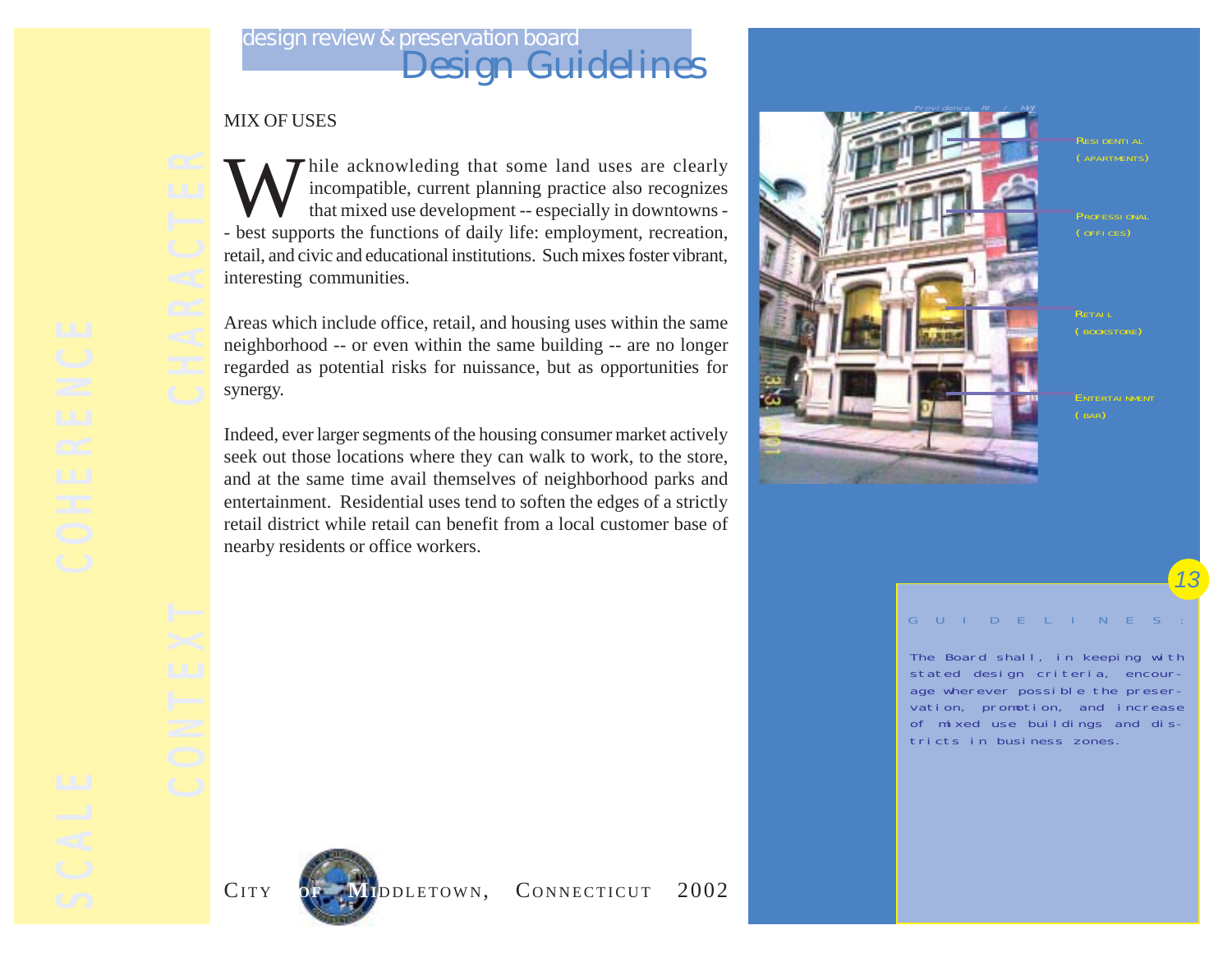## MIX OF USES

While acknowleding that some land uses are clearly incompatible, current planning practice also recognizes that mixed use development -- especially in downtowns -- best supports the functions of daily life: employment, recreation, retail, and civic and educational institutions. Such mixes foster vibrant, interesting communities.

Areas which include office, retail, and housing uses within the same neighborhood -- or even within the same building -- are no longer regarded as potential risks for nuissance, but as opportunities for synergy.

Indeed, ever larger segments of the housing consumer market actively seek out those locations where they can walk to work, to the store, and at the same time avail themselves of neighborhood parks and entertainment. Residential uses tend to soften the edges of a strictly retail district while retail can benefit from a local customer base of nearby residents or office workers.

Providence, RI / MW

RESIDENTIAL (APARTMENTS)

PROFESSIONAL (OFFICES)

RETAIL (BOOKSTORE)

ENTERTAINMENT (BAR)

GUIDELINES:

The Board shall, in keeping with stated design criteria, encourage wherever possible the preservation, promotion, and increase of mixed use buildings and districts in business zones.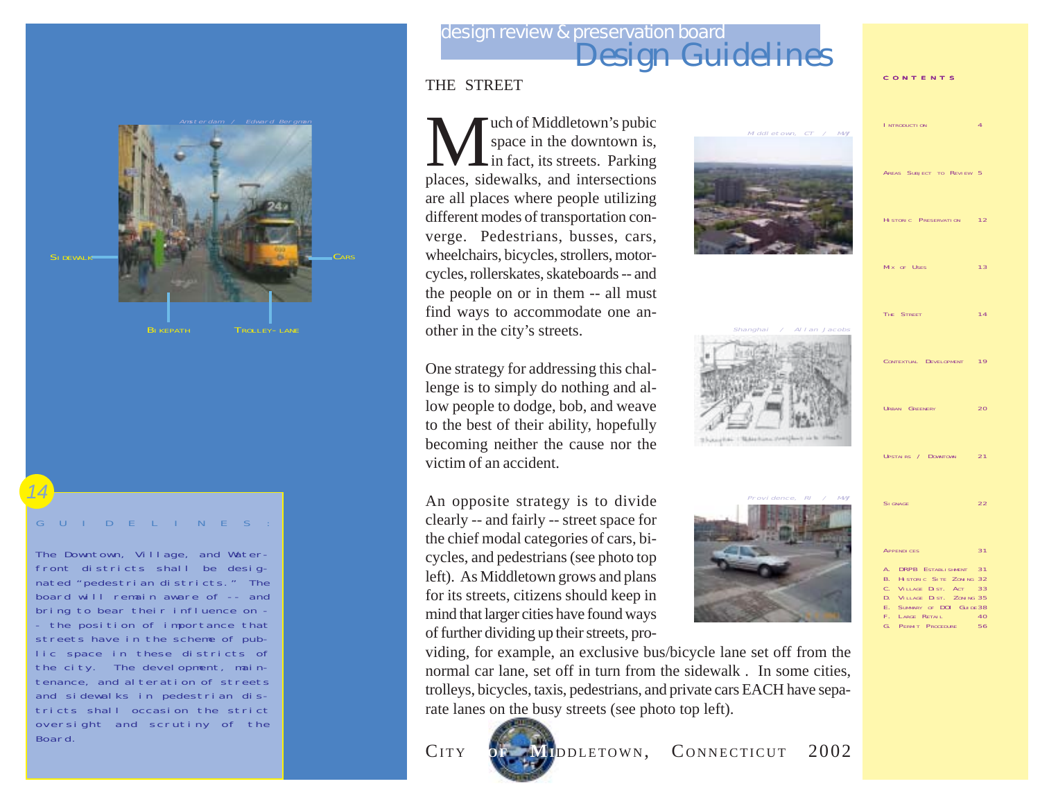design review & preservation board

# Design Guidelines

## THE STREET

Much of Middletown's pubic space in the downtown is, in fact, its streets. Parking places, sidewalks, and intersections are all places where people utilizing different modes of transportation converge. Pedestrians, busses, cars, wheelchairs, bicycles, strollers, motorcycles, rollerskates, skateboards -- and the people on or in them -- all must find ways to accommodate one another in the city's streets.

One strategy for addressing this challenge is to simply do nothing and allow people to dodge, bob, and weave to the best of their ability, hopefully becoming neither the cause nor the victim of an accident.

An opposite strategy is to divide clearly -- and fairly -- street space for the chief modal categories of cars, bicycles, and pedestrians (see photo top left). As Middletown grows and plans for its streets, citizens should keep in mind that larger cities have found ways of further dividing up their streets, providing, for example, an exclusive bus/bicycle lane set off from the normal car lane, set off in turn from the sidewalk . In some cities, trolleys, bicycles, taxis, pedestrians, and private cars EACH have separate lanes on the busy streets (see photo top left).

Amsterdam / Edward Bergman

SIDEWALK — CARS — BIKEPATH — TROLLEY-LANE

Middletown, CT / MW

Shanghai / Allan Jacobs

Providence, RI / MW

### GUIDELINES:

The Downtown, Village, and Waterfront districts shall be designated "pedestrian districts." The board will remain aware of -- and bring to bear their influence on -- the position of importance that streets have in the scheme of public space in these districts of the city. The development, maintenance, and alteration of streets and sidewalks in pedestrian districts shall occasion the strict oversight and scrutiny of the Board.

**CONTENTS**

| | |
|---|---|
| Introduction | 4 |
| Areas Subject to Review | 5 |
| Historic Preservation | 12 |
| Mix of Uses | 13 |
| The Street | 14 |
| Contextual Development | 19 |
| Urban Greenery | 20 |
| Upstairs / Downtown | 21 |
| Signage | 22 |
| Appendices | 31 |
| A. DRPB Establishment | 31 |
| B. Historic Site Zoning | 32 |
| C. Village Dist. Act | 33 |
| D. Village Dist. Zoning | 35 |
| E. Summary of DOI Guide | 38 |
| F. Large Retail | 40 |
| G. Permit Procedure | 56 |

City of Middletown, Connecticut 2002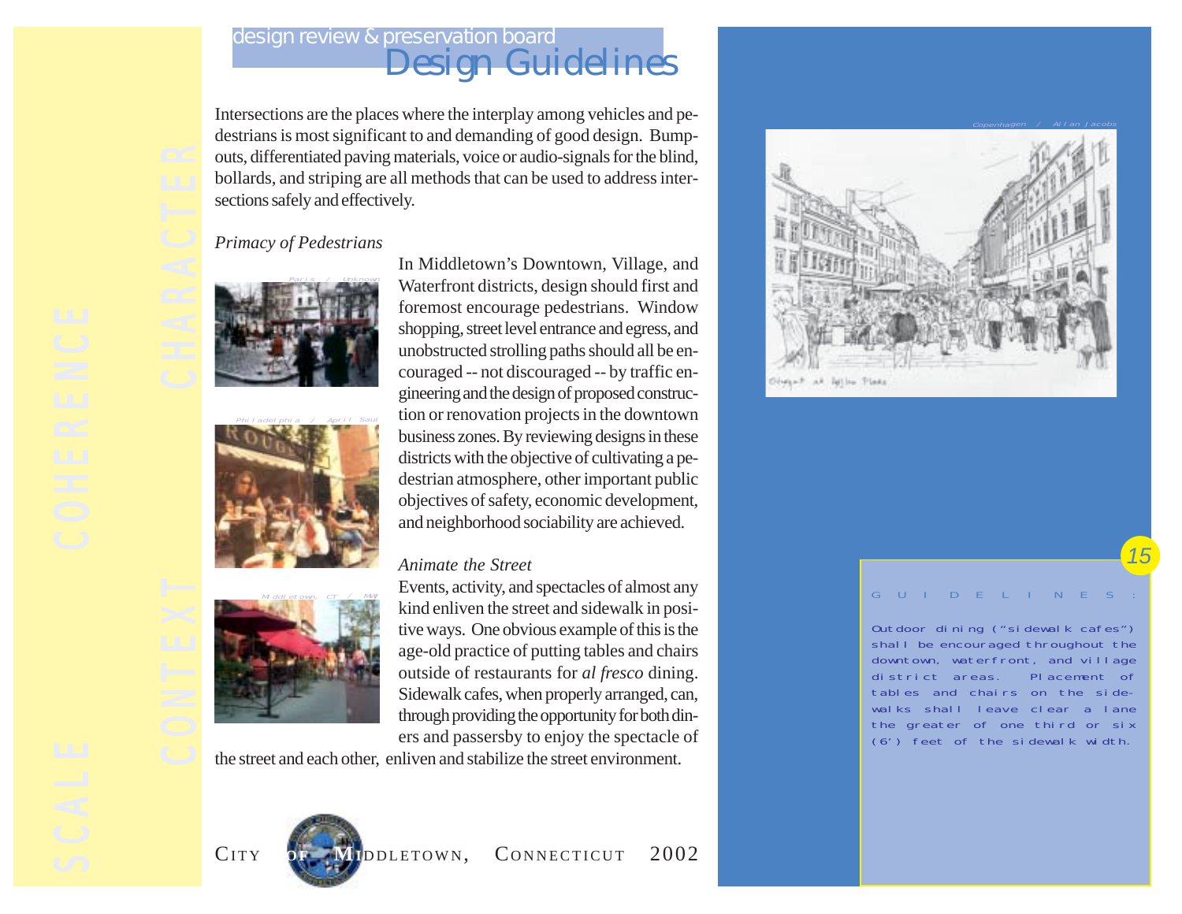Intersections are the places where the interplay among vehicles and pedestrians is most significant to and demanding of good design. Bump-outs, differentiated paving materials, voice or audio-signals for the blind, bollards, and striping are all methods that can be used to address intersections safely and effectively.

*Primacy of Pedestrians*

Paris / Unknown

Philadelphia / April Saul

Middletown, CT / MAY

In Middletown's Downtown, Village, and Waterfront districts, design should first and foremost encourage pedestrians. Window shopping, street level entrance and egress, and unobstructed strolling paths should all be encouraged -- not discouraged -- by traffic engineering and the design of proposed construction or renovation projects in the downtown business zones. By reviewing designs in these districts with the objective of cultivating a pedestrian atmosphere, other important public objectives of safety, economic development, and neighborhood sociability are achieved.

*Animate the Street*

Events, activity, and spectacles of almost any kind enliven the street and sidewalk in positive ways. One obvious example of this is the age-old practice of putting tables and chairs outside of restaurants for *al fresco* dining. Sidewalk cafes, when properly arranged, can, through providing the opportunity for both diners and passersby to enjoy the spectacle of the street and each other, enliven and stabilize the street environment.

Copenhagen / Allan Jacobs

GUIDELINES:

Outdoor dining ("sidewalk cafes") shall be encouraged throughout the downtown, waterfront, and village district areas. Placement of tables and chairs on the sidewalks shall leave clear a lane the greater of one third or six (6') feet of the sidewalk width.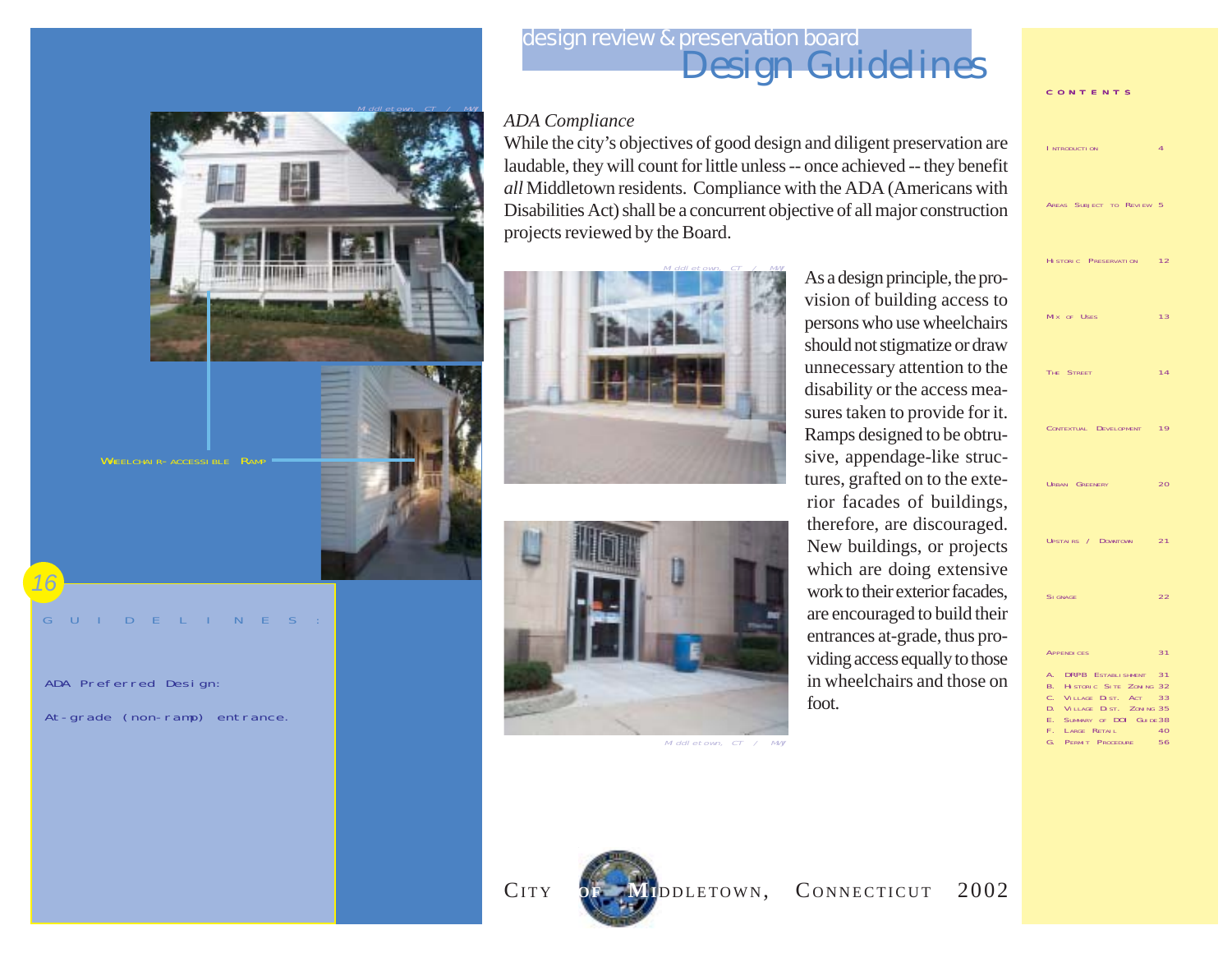## ADA Compliance

While the city's objectives of good design and diligent preservation are laudable, they will count for little unless -- once achieved -- they benefit *all* Middletown residents. Compliance with the ADA (Americans with Disabilities Act) shall be a concurrent objective of all major construction projects reviewed by the Board.

As a design principle, the provision of building access to persons who use wheelchairs should not stigmatize or draw unnecessary attention to the disability or the access measures taken to provide for it. Ramps designed to be obtrusive, appendage-like structures, grafted on to the exterior facades of buildings, therefore, are discouraged. New buildings, or projects which are doing extensive work to their exterior facades, are encouraged to build their entrances at-grade, thus providing access equally to those in wheelchairs and those on foot.

WHEELCHAIR-ACCESSIBLE RAMP

**GUIDELINES:**

ADA Preferred Design:

At-grade (non-ramp) entrance.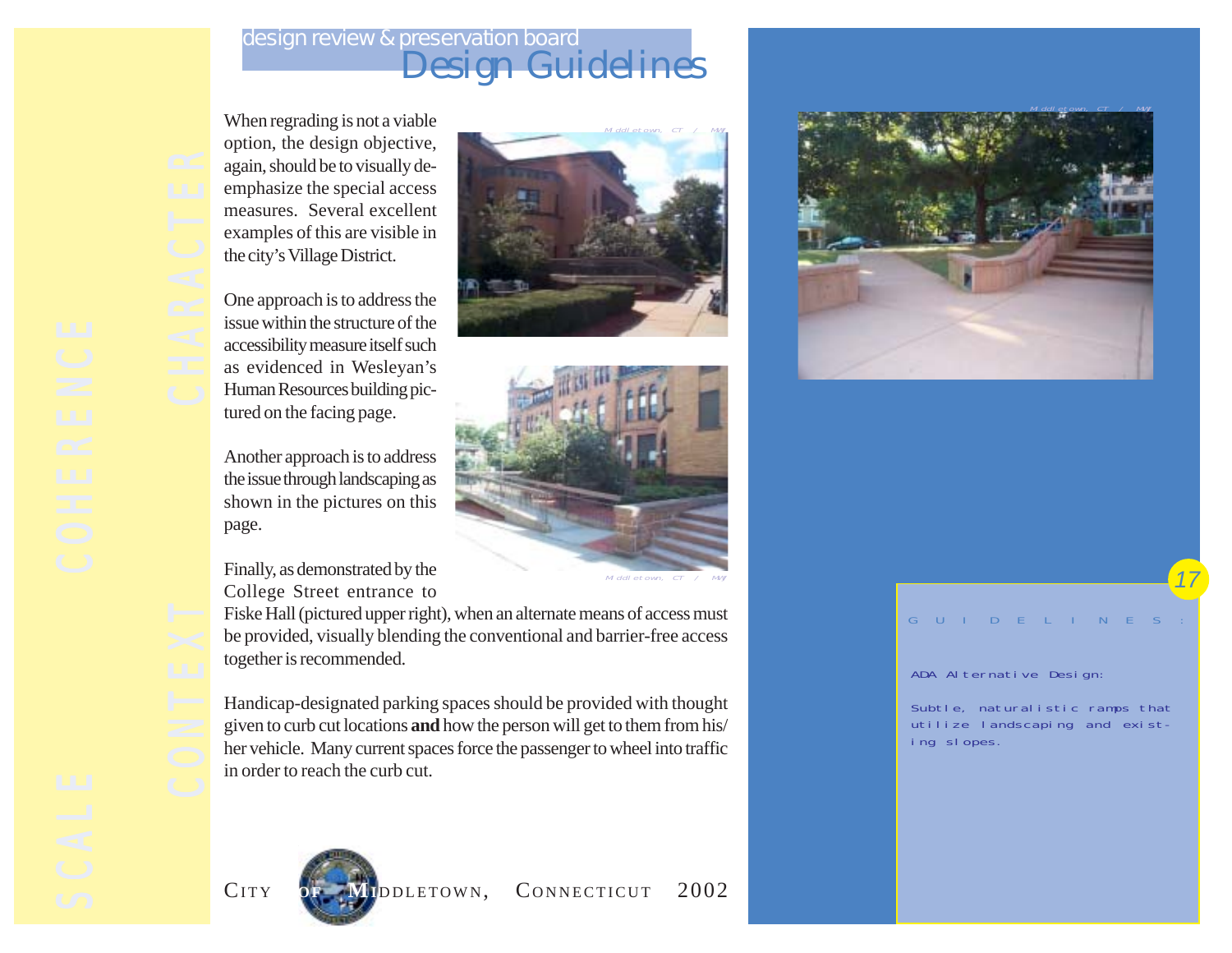# Design Guidelines

When regrading is not a viable option, the design objective, again, should be to visually de-emphasize the special access measures. Several excellent examples of this are visible in the city's Village District.

One approach is to address the issue within the structure of the accessibility measure itself such as evidenced in Wesleyan's Human Resources building pictured on the facing page.

Another approach is to address the issue through landscaping as shown in the pictures on this page.

Finally, as demonstrated by the College Street entrance to Fiske Hall (pictured upper right), when an alternate means of access must be provided, visually blending the conventional and barrier-free access together is recommended.

Handicap-designated parking spaces should be provided with thought given to curb cut locations **and** how the person will get to them from his/her vehicle. Many current spaces force the passenger to wheel into traffic in order to reach the curb cut.

## GUIDELINES:

ADA Alternative Design:

Subtle, naturalistic ramps that utilize landscaping and existing slopes.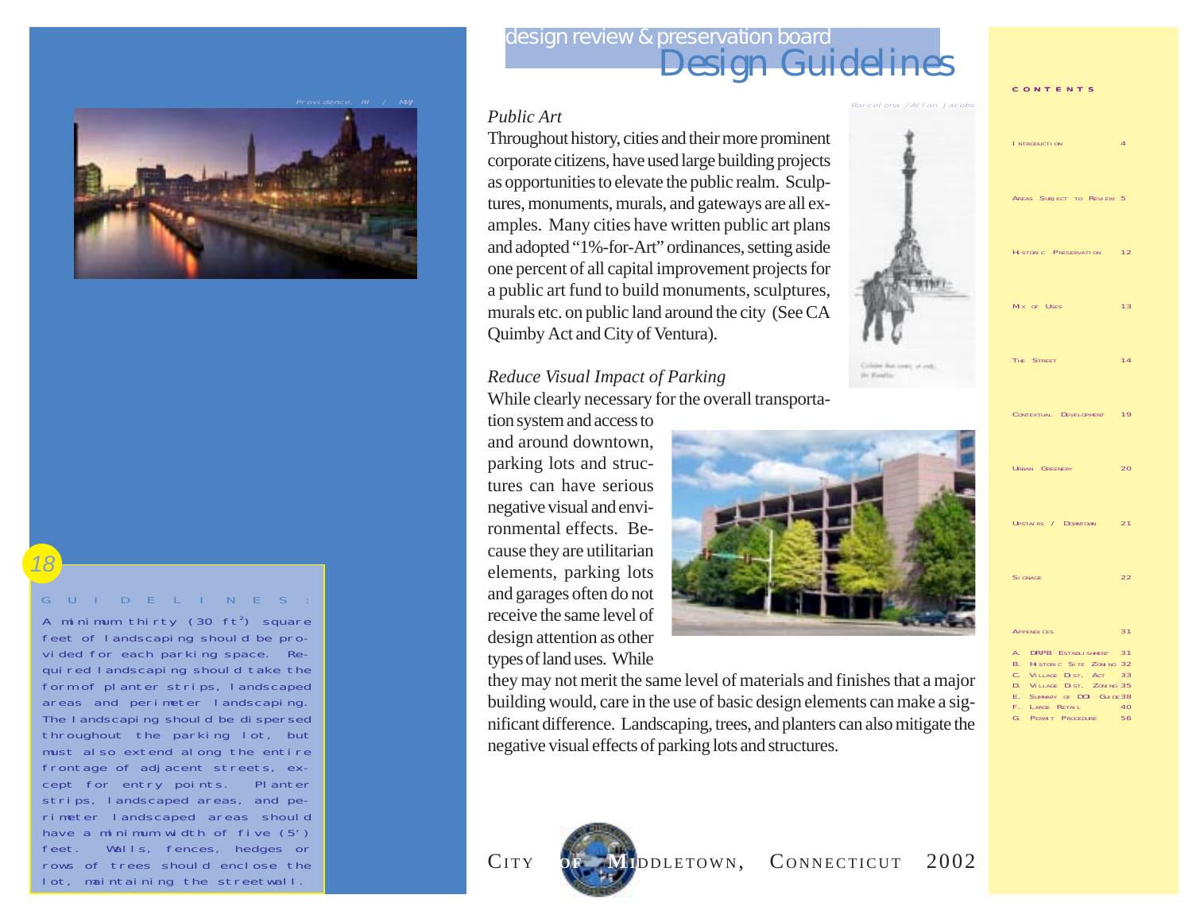# Design Guidelines

## Public Art

Throughout history, cities and their more prominent corporate citizens, have used large building projects as opportunities to elevate the public realm. Sculptures, monuments, murals, and gateways are all examples. Many cities have written public art plans and adopted "1%-for-Art" ordinances, setting aside one percent of all capital improvement projects for a public art fund to build monuments, sculptures, murals etc. on public land around the city (See CA Quimby Act and City of Ventura).

## Reduce Visual Impact of Parking

While clearly necessary for the overall transportation system and access to and around downtown, parking lots and structures can have serious negative visual and environmental effects. Because they are utilitarian elements, parking lots and garages often do not receive the same level of design attention as other types of land uses. While they may not merit the same level of materials and finishes that a major building would, care in the use of basic design elements can make a significant difference. Landscaping, trees, and planters can also mitigate the negative visual effects of parking lots and structures.

**GUIDELINES:**

A minimum thirty (30 $ft^2$) square feet of landscaping should be provided for each parking space. Required landscaping should take the form of planter strips, landscaped areas and perimeter landscaping. The landscaping should be dispersed throughout the parking lot, but must also extend along the entire frontage of adjacent streets, except for entry points. Planter strips, landscaped areas, and perimeter landscaped areas should have a minimum width of five (5') feet. Walls, fences, hedges or rows of trees should enclose the lot, maintaining the streetwall.

Providence, RI / MAP

Barcelona / Allan Jacobs

**CONTENTS**

| | |
|---|---|
| Introduction | 4 |
| Areas Subject to Review | 5 |
| Historic Preservation | 12 |
| Mix of Uses | 13 |
| The Street | 14 |
| Contextual Development | 19 |
| Urban Greenery | 20 |
| Upstairs / Downtown | 21 |
| Signage | 22 |
| Appendices | 31 |
| A. DRPB Establishment | 31 |
| B. Historic Site Zoning | 32 |
| C. Village Dist. Act | 33 |
| D. Village Dist. Zoning | 35 |
| E. Summary of DOI Guide | 38 |
| F. Large Retail | 40 |
| G. Permit Procedure | 56 |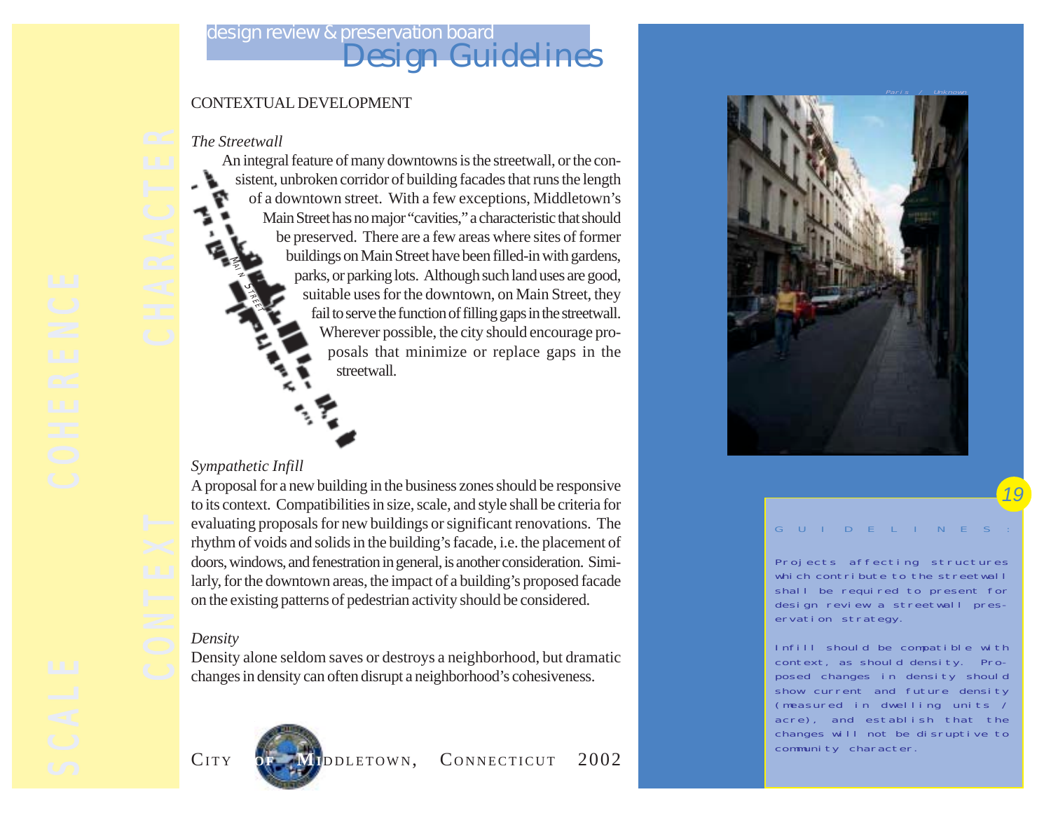## CONTEXTUAL DEVELOPMENT

### *The Streetwall*

An integral feature of many downtowns is the streetwall, or the consistent, unbroken corridor of building facades that runs the length of a downtown street. With a few exceptions, Middletown's Main Street has no major "cavities," a characteristic that should be preserved. There are a few areas where sites of former buildings on Main Street have been filled-in with gardens, parks, or parking lots. Although such land uses are good, suitable uses for the downtown, on Main Street, they fail to serve the function of filling gaps in the streetwall. Wherever possible, the city should encourage proposals that minimize or replace gaps in the streetwall.

### *Sympathetic Infill*

A proposal for a new building in the business zones should be responsive to its context. Compatibilities in size, scale, and style shall be criteria for evaluating proposals for new buildings or significant renovations. The rhythm of voids and solids in the building's facade, i.e. the placement of doors, windows, and fenestration in general, is another consideration. Similarly, for the downtown areas, the impact of a building's proposed facade on the existing patterns of pedestrian activity should be considered.

### *Density*

Density alone seldom saves or destroys a neighborhood, but dramatic changes in density can often disrupt a neighborhood's cohesiveness.

Paris / Unknown

GUIDELINES:

Projects affecting structures which contribute to the streetwall shall be required to present for design review a streetwall preservation strategy.

Infill should be compatible with context, as should density. Proposed changes in density should show current and future density (measured in dwelling units / acre), and establish that the changes will not be disruptive to community character.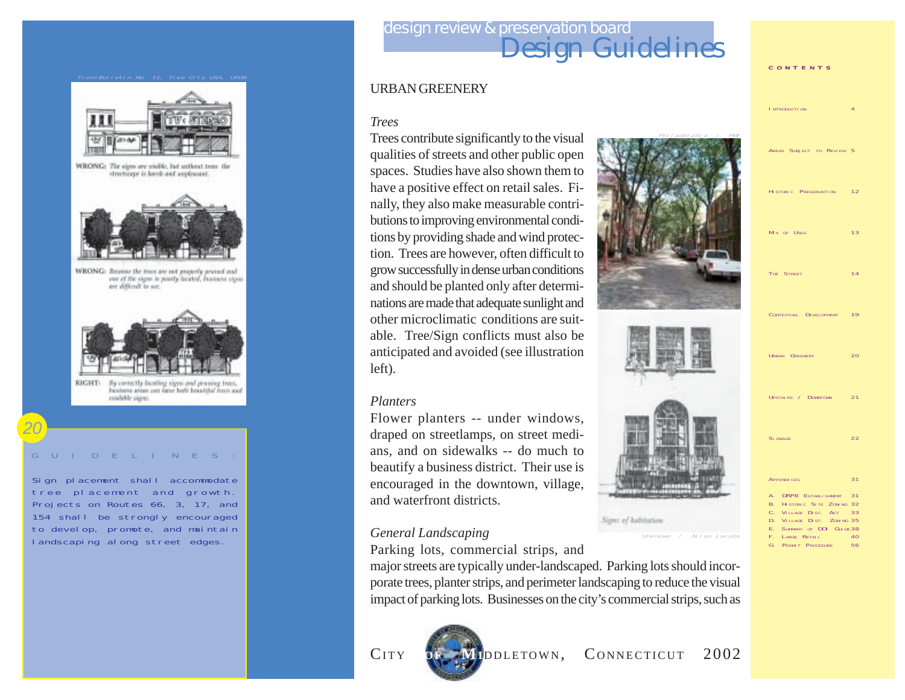# Design Guidelines

design review & preservation board

## URBAN GREENERY

### *Trees*

Trees contribute significantly to the visual qualities of streets and other public open spaces. Studies have also shown them to have a positive effect on retail sales. Finally, they also make measurable contributions to improving environmental conditions by providing shade and wind protection. Trees are however, often difficult to grow successfully in dense urban conditions and should be planted only after determinations are made that adequate sunlight and other microclimatic conditions are suitable. Tree/Sign conflicts must also be anticipated and avoided (see illustration left).

### *Planters*

Flower planters -- under windows, draped on streetlamps, on street medians, and on sidewalks -- do much to beautify a business district. Their use is encouraged in the downtown, village, and waterfront districts.

### *General Landscaping*

Parking lots, commercial strips, and major streets are typically under-landscaped. Parking lots should incorporate trees, planter strips, and perimeter landscaping to reduce the visual impact of parking lots. Businesses on the city's commercial strips, such as

From Bulletin No. 11, Tree City USA, USDA

WRONG: The signs are visible, but without trees the streetscape is harsh and unpleasant.

WRONG: Because the trees are not properly pruned and one of the signs is poorly located, business signs are difficult to see.

RIGHT: By correctly locating signs and pruning trees, business areas can have both beautiful trees and readable signs.

Philadelphia / MAY

Signs of habitation

Unknown / Allan Jacobs

**GUIDELINES:**

Sign placement shall accommodate tree placement and growth. Projects on Routes 66, 3, 17, and 154 shall be strongly encouraged to develop, promote, and maintain landscaping along street edges.

**CONTENTS**

| | |
|---|---|
| Introduction | 4 |
| Areas Subject to Review | 5 |
| Historic Preservation | 12 |
| Mix of Uses | 13 |
| The Street | 14 |
| Contextual Development | 19 |
| Urban Greenery | 20 |
| Upstairs / Downtown | 21 |
| Signage | 22 |
| Appendices | 31 |
| A. DRPB Establishment | 31 |
| B. Historic Site Zoning | 32 |
| C. Village Dist. Act | 33 |
| D. Village Dist. Zoning | 35 |
| E. Summary of DOI Guide | 38 |
| F. Large Retail | 40 |
| G. Permit Procedure | 56 |

City of Middletown, Connecticut 2002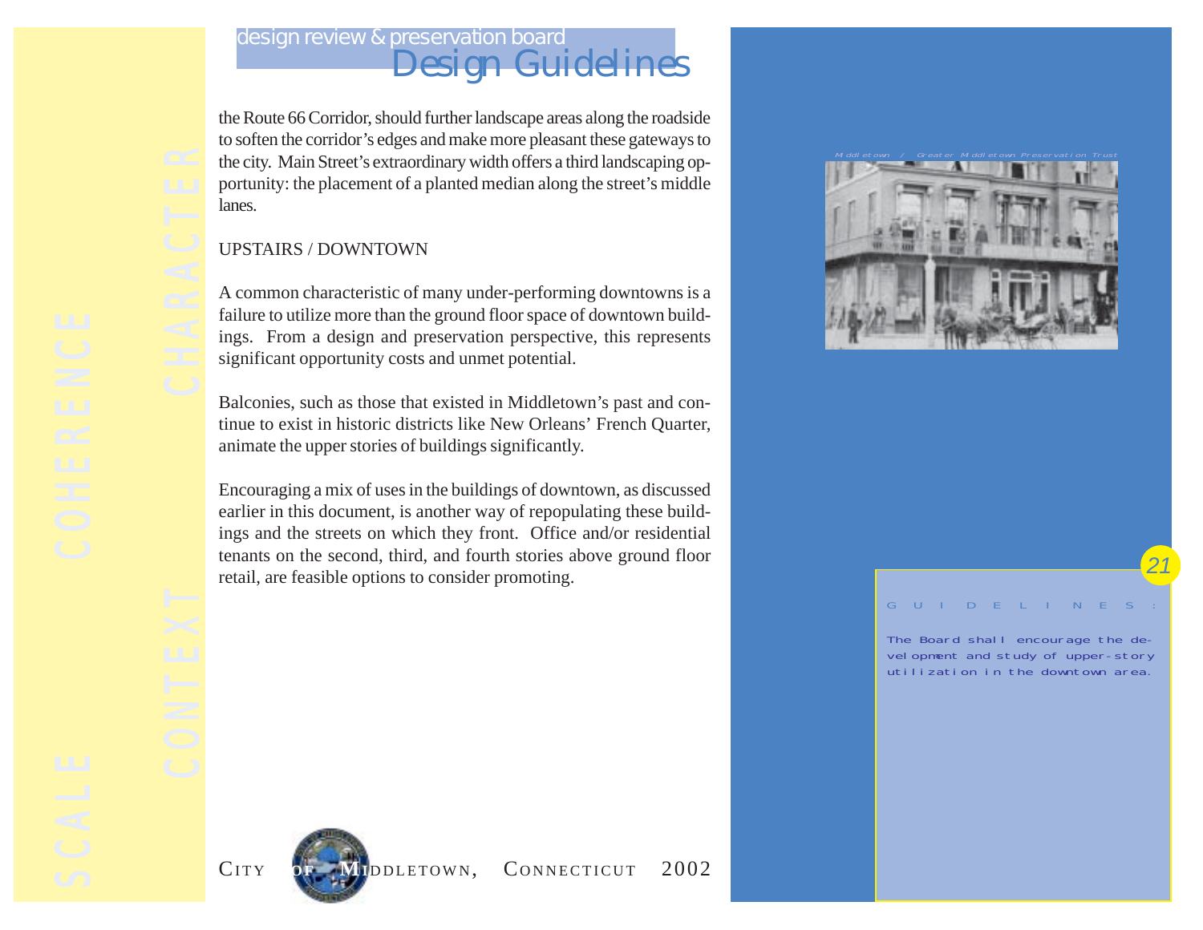the Route 66 Corridor, should further landscape areas along the roadside to soften the corridor's edges and make more pleasant these gateways to the city. Main Street's extraordinary width offers a third landscaping opportunity: the placement of a planted median along the street's middle lanes.

## UPSTAIRS / DOWNTOWN

A common characteristic of many under-performing downtowns is a failure to utilize more than the ground floor space of downtown buildings. From a design and preservation perspective, this represents significant opportunity costs and unmet potential.

Balconies, such as those that existed in Middletown's past and continue to exist in historic districts like New Orleans' French Quarter, animate the upper stories of buildings significantly.

Encouraging a mix of uses in the buildings of downtown, as discussed earlier in this document, is another way of repopulating these buildings and the streets on which they front. Office and/or residential tenants on the second, third, and fourth stories above ground floor retail, are feasible options to consider promoting.

Middletown / Greater Middletown Preservation Trust

**GUIDELINES:**

The Board shall encourage the development and study of upper-story utilization in the downtown area.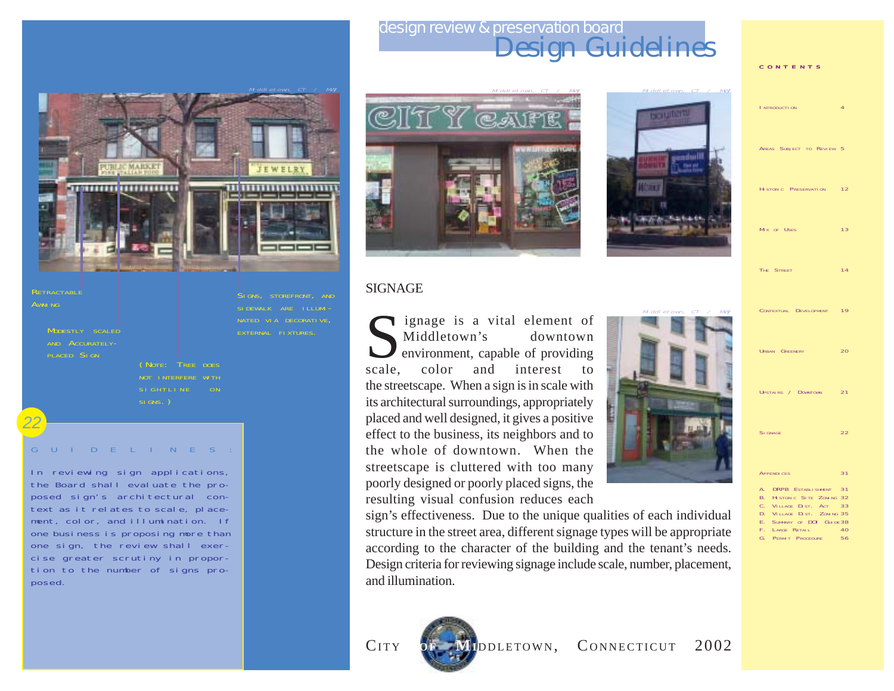# Design Guidelines

design review & preservation board

Retractable Awning

Modestly scaled and accurately-placed Sign

Signs, storefront, and sidewalk are illuminated via decorative, external fixtures.

(Note: Tree does not interfere with sightline on signs.)

## GUIDELINES:

In reviewing sign applications, the Board shall evaluate the proposed sign's architectural context as it relates to scale, placement, color, and illumination. If one business is proposing more than one sign, the review shall exercise greater scrutiny in proportion to the number of signs proposed.

## SIGNAGE

Signage is a vital element of Middletown's downtown environment, capable of providing scale, color and interest to the streetscape. When a sign is in scale with its architectural surroundings, appropriately placed and well designed, it gives a positive effect to the business, its neighbors and to the whole of downtown. When the streetscape is cluttered with too many poorly designed or poorly placed signs, the resulting visual confusion reduces each sign's effectiveness. Due to the unique qualities of each individual structure in the street area, different signage types will be appropriate according to the character of the building and the tenant's needs. Design criteria for reviewing signage include scale, number, placement, and illumination.

CONTENTS

| | |
|---|---|
| Introduction | 4 |
| Areas Subject to Review | 5 |
| Historic Preservation | 12 |
| Mix of Uses | 13 |
| The Street | 14 |
| Contextual Development | 19 |
| Urban Greenery | 20 |
| Upstairs / Downtown | 21 |
| Signage | 22 |
| Appendices | 31 |
| A. DRPB Establishment | 31 |
| B. Historic Site Zoning | 32 |
| C. Village Dist. Act | 33 |
| D. Village Dist. Zoning | 35 |
| E. Summary of DOI Guide | 38 |
| F. Large Retail | 40 |
| G. Permit Procedure | 56 |

City of Middletown, Connecticut 2002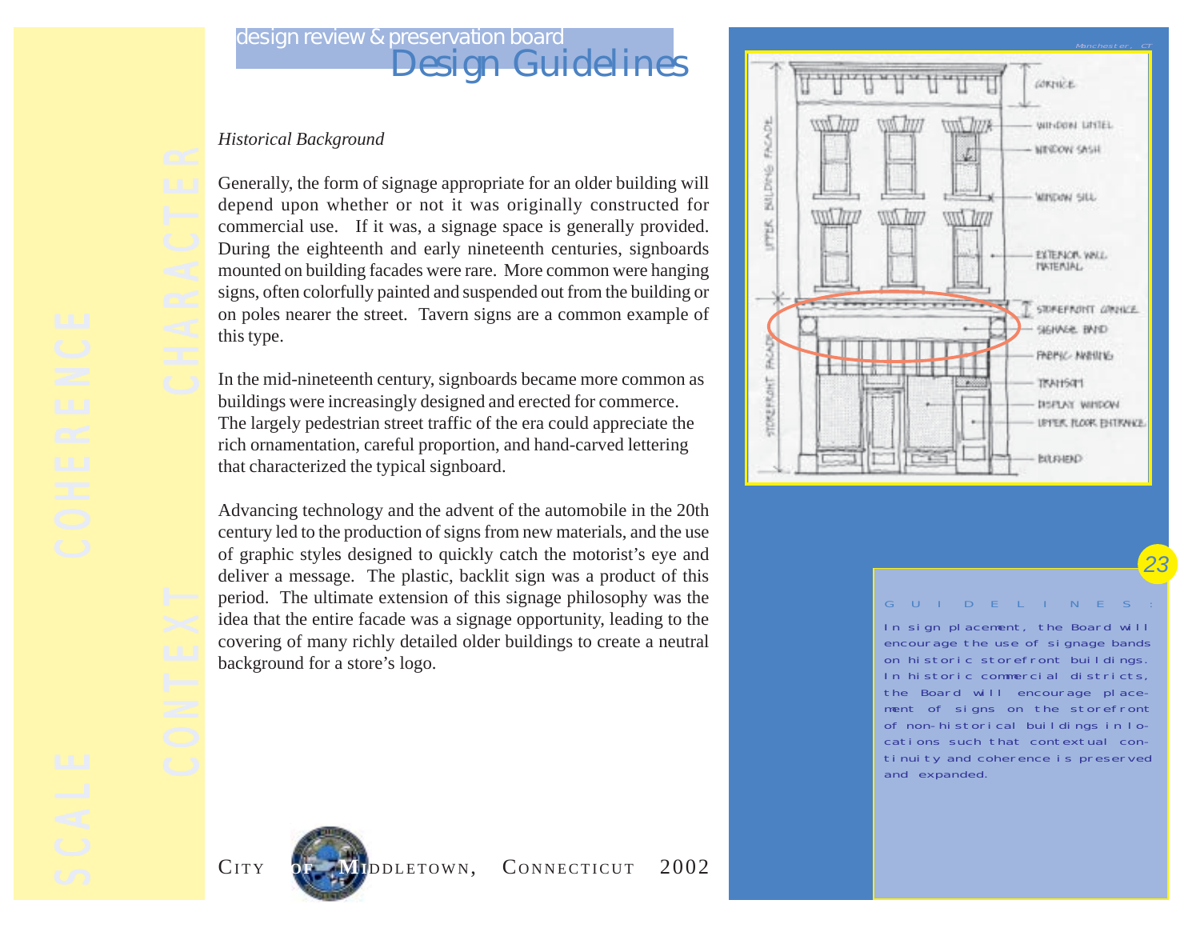## Historical Background

Generally, the form of signage appropriate for an older building will depend upon whether or not it was originally constructed for commercial use. If it was, a signage space is generally provided. During the eighteenth and early nineteenth centuries, signboards mounted on building facades were rare. More common were hanging signs, often colorfully painted and suspended out from the building or on poles nearer the street. Tavern signs are a common example of this type.

In the mid-nineteenth century, signboards became more common as buildings were increasingly designed and erected for commerce. The largely pedestrian street traffic of the era could appreciate the rich ornamentation, careful proportion, and hand-carved lettering that characterized the typical signboard.

Advancing technology and the advent of the automobile in the 20th century led to the production of signs from new materials, and the use of graphic styles designed to quickly catch the motorist's eye and deliver a message. The plastic, backlit sign was a product of this period. The ultimate extension of this signage philosophy was the idea that the entire facade was a signage opportunity, leading to the covering of many richly detailed older buildings to create a neutral background for a store's logo.

**GUIDELINES:**

In sign placement, the Board will encourage the use of signage bands on historic storefront buildings. In historic commercial districts, the Board will encourage placement of signs on the storefront of non-historical buildings in locations such that contextual continuity and coherence is preserved and expanded.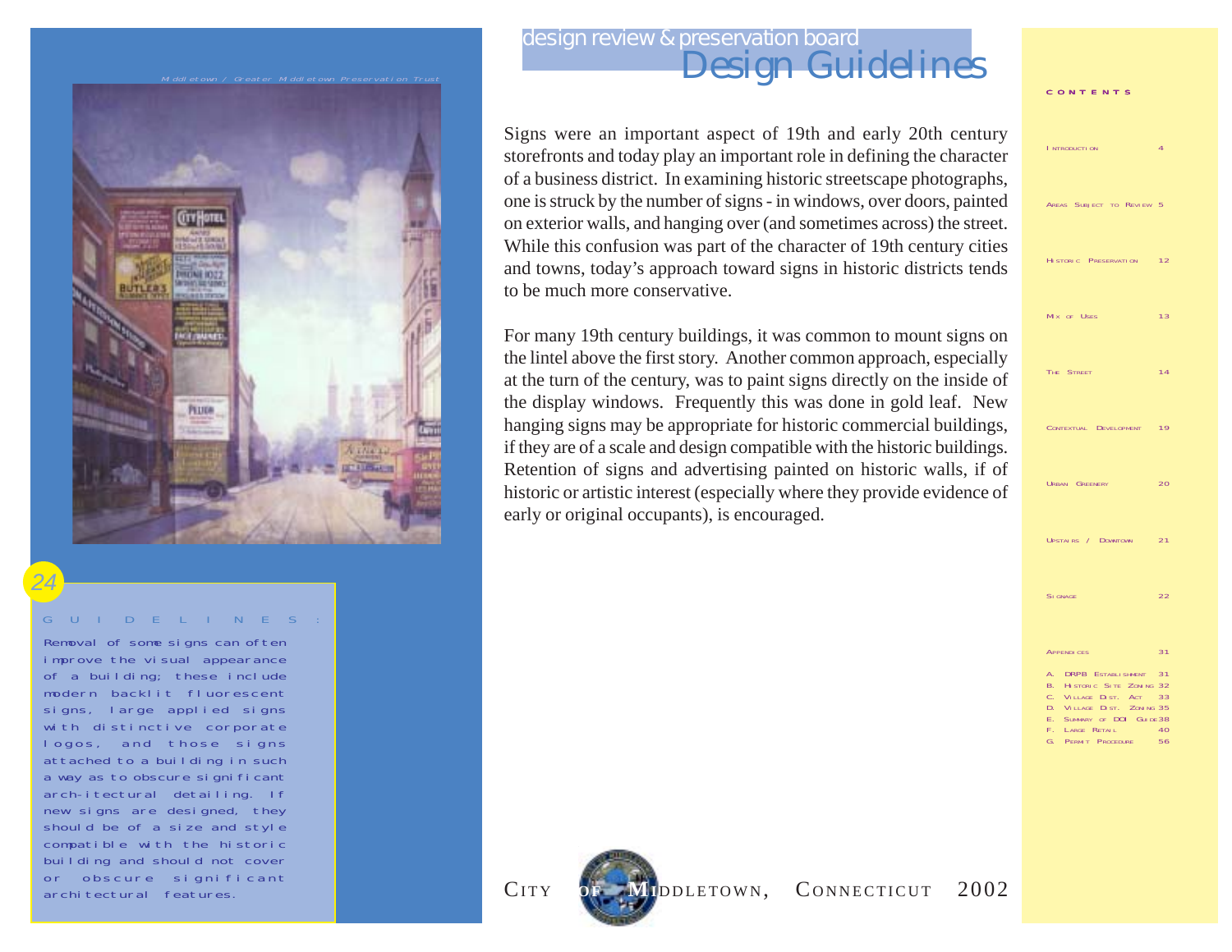Middletown / Greater Middletown Preservation Trust

## GUIDELINES:

Removal of some signs can often improve the visual appearance of a building; these include modern backlit fluorescent signs, large applied signs with distinctive corporate logos, and those signs attached to a building in such a way as to obscure significant arch-itectural detailing. If new signs are designed, they should be of a size and style compatible with the historic building and should not cover or obscure significant architectural features.

# design review & preservation board Design Guidelines

Signs were an important aspect of 19th and early 20th century storefronts and today play an important role in defining the character of a business district. In examining historic streetscape photographs, one is struck by the number of signs - in windows, over doors, painted on exterior walls, and hanging over (and sometimes across) the street. While this confusion was part of the character of 19th century cities and towns, today's approach toward signs in historic districts tends to be much more conservative.

For many 19th century buildings, it was common to mount signs on the lintel above the first story. Another common approach, especially at the turn of the century, was to paint signs directly on the inside of the display windows. Frequently this was done in gold leaf. New hanging signs may be appropriate for historic commercial buildings, if they are of a scale and design compatible with the historic buildings. Retention of signs and advertising painted on historic walls, if of historic or artistic interest (especially where they provide evidence of early or original occupants), is encouraged.

City of Middletown, Connecticut 2002

**CONTENTS**

| | |
|---|---|
| Introduction | 4 |
| Areas Subject to Review | 5 |
| Historic Preservation | 12 |
| Mix of Uses | 13 |
| The Street | 14 |
| Contextual Development | 19 |
| Urban Greenery | 20 |
| Upstairs / Downtown | 21 |
| Signage | 22 |
| Appendices | 31 |
| A. DRPB Establishment | 31 |
| B. Historic Site Zoning | 32 |
| C. Village Dist. Act | 33 |
| D. Village Dist. Zoning | 35 |
| E. Summary of DOI Guide | 38 |
| F. Large Retail | 40 |
| G. Permit Procedure | 56 |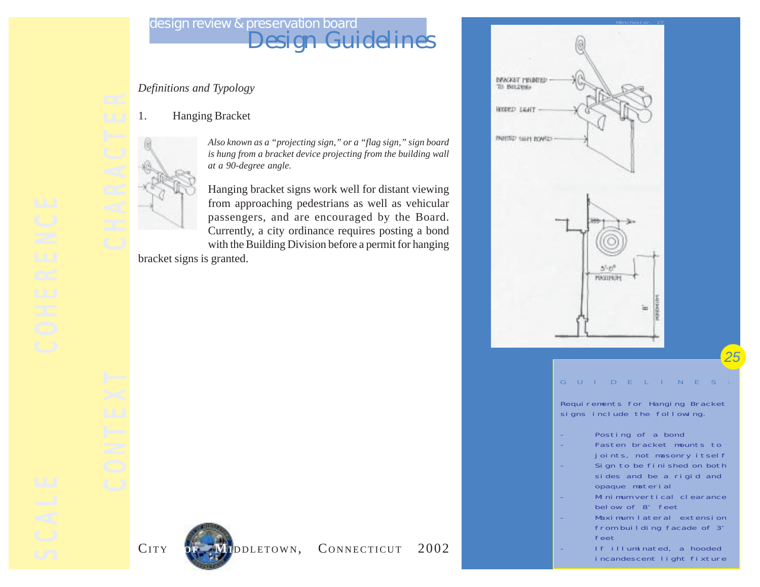*Definitions and Typology*

1. Hanging Bracket

*Also known as a "projecting sign," or a "flag sign," sign board is hung from a bracket device projecting from the building wall at a 90-degree angle.*

Hanging bracket signs work well for distant viewing from approaching pedestrians as well as vehicular passengers, and are encouraged by the Board. Currently, a city ordinance requires posting a bond with the Building Division before a permit for hanging bracket signs is granted.

Manchester, CT

BRACKET MOUNTED TO BUILDING

HOODED LIGHT

PAINTED SIGN BOARD

3'-0" MAXIMUM

8' MINIMUM

GUIDELINES:

Requirements for Hanging Bracket signs include the following.

- Posting of a bond
- Fasten bracket mounts to joints, not masonry itself
- Sign to be finished on both sides and be a rigid and opaque material
- Minimum vertical clearance below of 8' feet
- Maximum lateral extension from building facade of 3' feet
- If illuminated, a hooded incandescent light fixture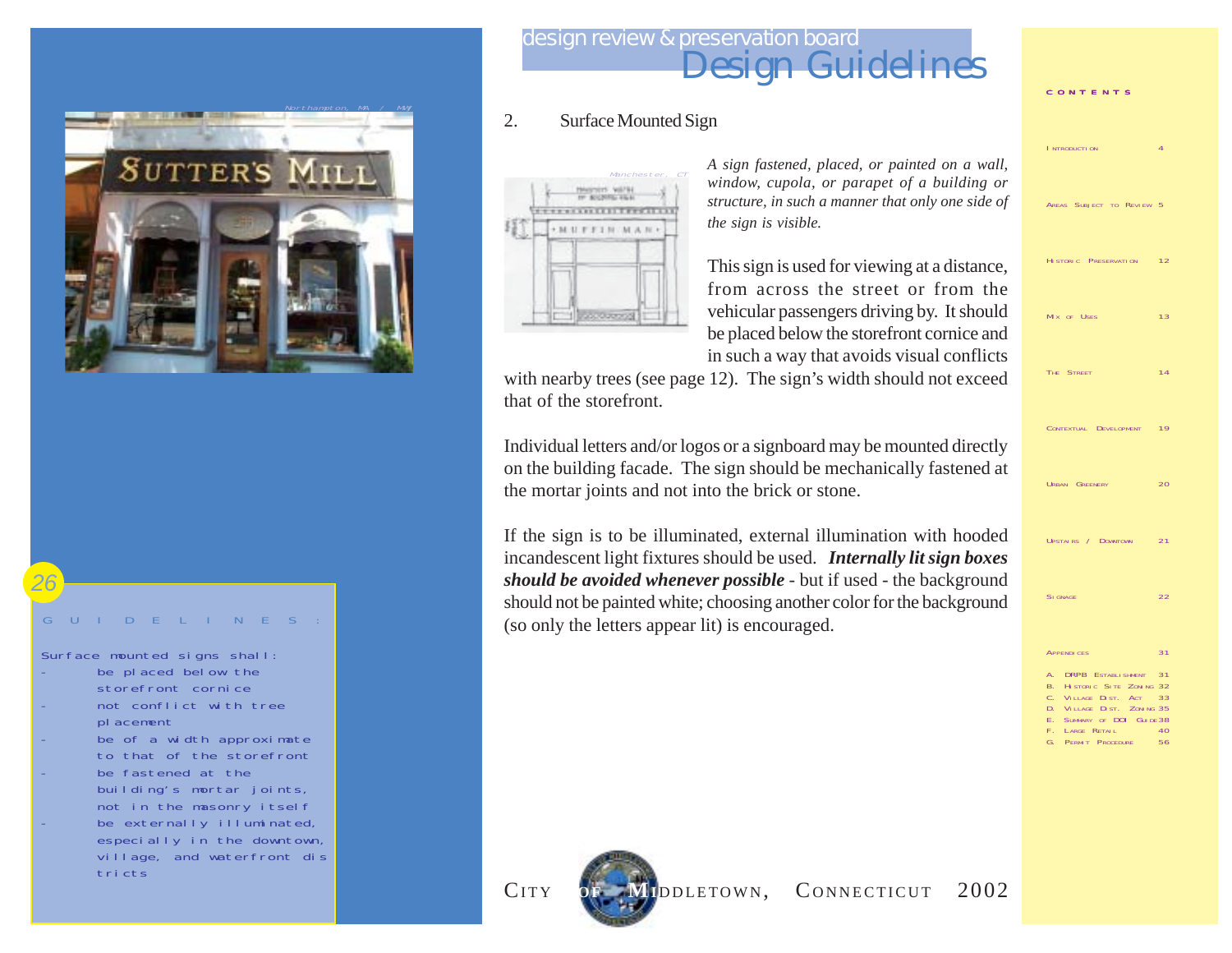## 2. Surface Mounted Sign

Northampton, MA / MW

Manchester, CT

*A sign fastened, placed, or painted on a wall, window, cupola, or parapet of a building or structure, in such a manner that only one side of the sign is visible.*

This sign is used for viewing at a distance, from across the street or from the vehicular passengers driving by. It should be placed below the storefront cornice and in such a way that avoids visual conflicts with nearby trees (see page 12). The sign's width should not exceed that of the storefront.

Individual letters and/or logos or a signboard may be mounted directly on the building facade. The sign should be mechanically fastened at the mortar joints and not into the brick or stone.

If the sign is to be illuminated, external illumination with hooded incandescent light fixtures should be used. ***Internally lit sign boxes should be avoided whenever possible*** - but if used - the background should not be painted white; choosing another color for the background (so only the letters appear lit) is encouraged.

### GUIDELINES:

Surface mounted signs shall:

- be placed below the storefront cornice
- not conflict with tree placement
- be of a width approximate to that of the storefront
- be fastened at the building's mortar joints, not in the masonry itself
- be externally illuminated, especially in the downtown, village, and waterfront districts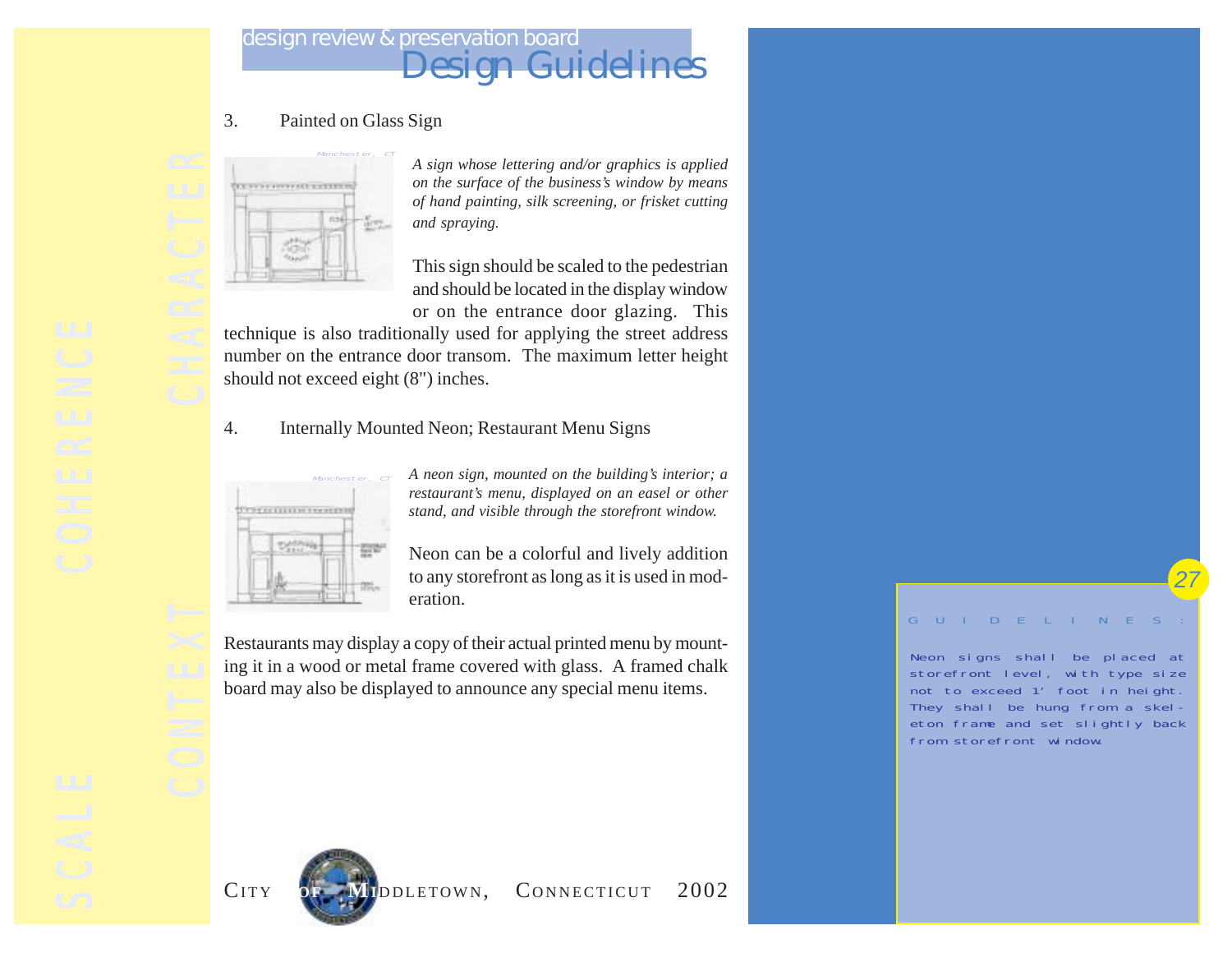### 3. Painted on Glass Sign

*A sign whose lettering and/or graphics is applied on the surface of the business's window by means of hand painting, silk screening, or frisket cutting and spraying.*

This sign should be scaled to the pedestrian and should be located in the display window or on the entrance door glazing. This technique is also traditionally used for applying the street address number on the entrance door transom. The maximum letter height should not exceed eight (8") inches.

### 4. Internally Mounted Neon; Restaurant Menu Signs

*A neon sign, mounted on the building's interior; a restaurant's menu, displayed on an easel or other stand, and visible through the storefront window.*

Neon can be a colorful and lively addition to any storefront as long as it is used in moderation.

Restaurants may display a copy of their actual printed menu by mounting it in a wood or metal frame covered with glass. A framed chalk board may also be displayed to announce any special menu items.

**GUIDELINES:**

Neon signs shall be placed at storefront level, with type size not to exceed 1' foot in height. They shall be hung from a skeleton frame and set slightly back from storefront window.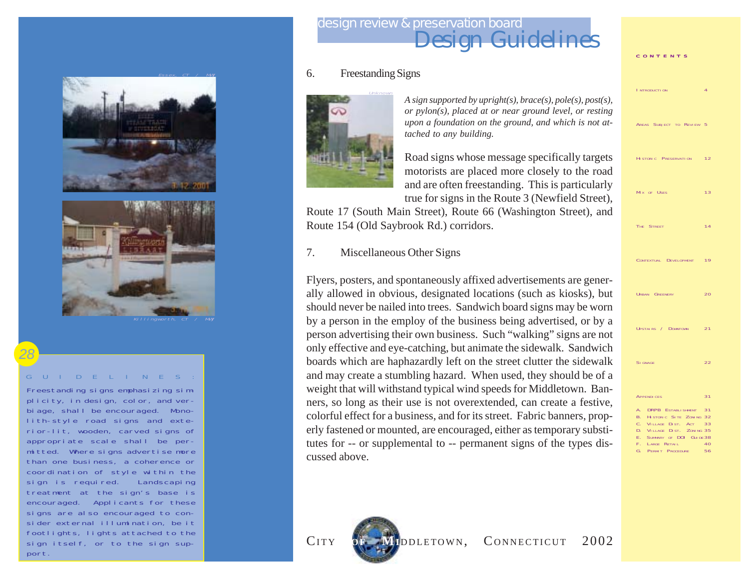## 6. Freestanding Signs

*A sign supported by upright(s), brace(s), pole(s), post(s), or pylon(s), placed at or near ground level, or resting upon a foundation on the ground, and which is not attached to any building.*

Road signs whose message specifically targets motorists are placed more closely to the road and are often freestanding. This is particularly true for signs in the Route 3 (Newfield Street), Route 17 (South Main Street), Route 66 (Washington Street), and Route 154 (Old Saybrook Rd.) corridors.

## 7. Miscellaneous Other Signs

Flyers, posters, and spontaneously affixed advertisements are generally allowed in obvious, designated locations (such as kiosks), but should never be nailed into trees. Sandwich board signs may be worn by a person in the employ of the business being advertised, or by a person advertising their own business. Such "walking" signs are not only effective and eye-catching, but animate the sidewalk. Sandwich boards which are haphazardly left on the street clutter the sidewalk and may create a stumbling hazard. When used, they should be of a weight that will withstand typical wind speeds for Middletown. Banners, so long as their use is not overextended, can create a festive, colorful effect for a business, and for its street. Fabric banners, properly fastened or mounted, are encouraged, either as temporary substitutes for -- or supplemental to -- permanent signs of the types discussed above.

### GUIDELINES:

Freestanding signs emphasizing simplicity, in design, color, and verbiage, shall be encouraged. Monolith-style road signs and exterior-lit, wooden, carved signs of appropriate scale shall be permitted. Where signs advertise more than one business, a coherence or coordination of style within the sign is required. Landscaping treatment at the sign's base is encouraged. Applicants for these signs are also encouraged to consider external illumination, be it footlights, lights attached to the sign itself, or to the sign support.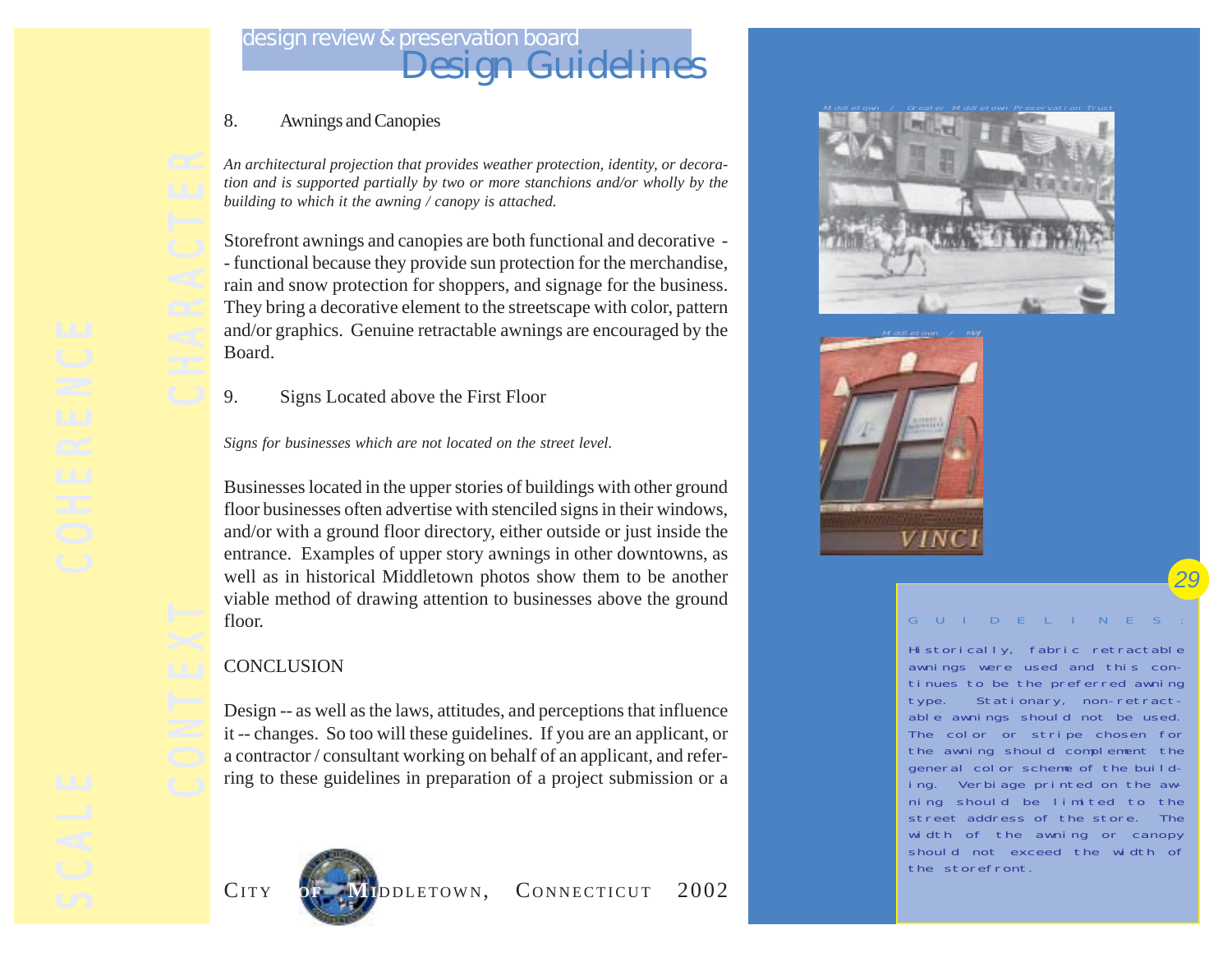## 8. Awnings and Canopies

*An architectural projection that provides weather protection, identity, or decoration and is supported partially by two or more stanchions and/or wholly by the building to which it the awning / canopy is attached.*

Storefront awnings and canopies are both functional and decorative -- functional because they provide sun protection for the merchandise, rain and snow protection for shoppers, and signage for the business. They bring a decorative element to the streetscape with color, pattern and/or graphics. Genuine retractable awnings are encouraged by the Board.

## 9. Signs Located above the First Floor

*Signs for businesses which are not located on the street level.*

Businesses located in the upper stories of buildings with other ground floor businesses often advertise with stenciled signs in their windows, and/or with a ground floor directory, either outside or just inside the entrance. Examples of upper story awnings in other downtowns, as well as in historical Middletown photos show them to be another viable method of drawing attention to businesses above the ground floor.

## CONCLUSION

Design -- as well as the laws, attitudes, and perceptions that influence it -- changes. So too will these guidelines. If you are an applicant, or a contractor / consultant working on behalf of an applicant, and referring to these guidelines in preparation of a project submission or a

Middletown / Greater Middletown Preservation Trust

Middletown / MAY

GUIDELINES:

Historically, fabric retractable awnings were used and this continues to be the preferred awning type. Stationary, non-retractable awnings should not be used. The color or stripe chosen for the awning should complement the general color scheme of the building. Verbiage printed on the awning should be limited to the street address of the store. The width of the awning or canopy should not exceed the width of the storefront.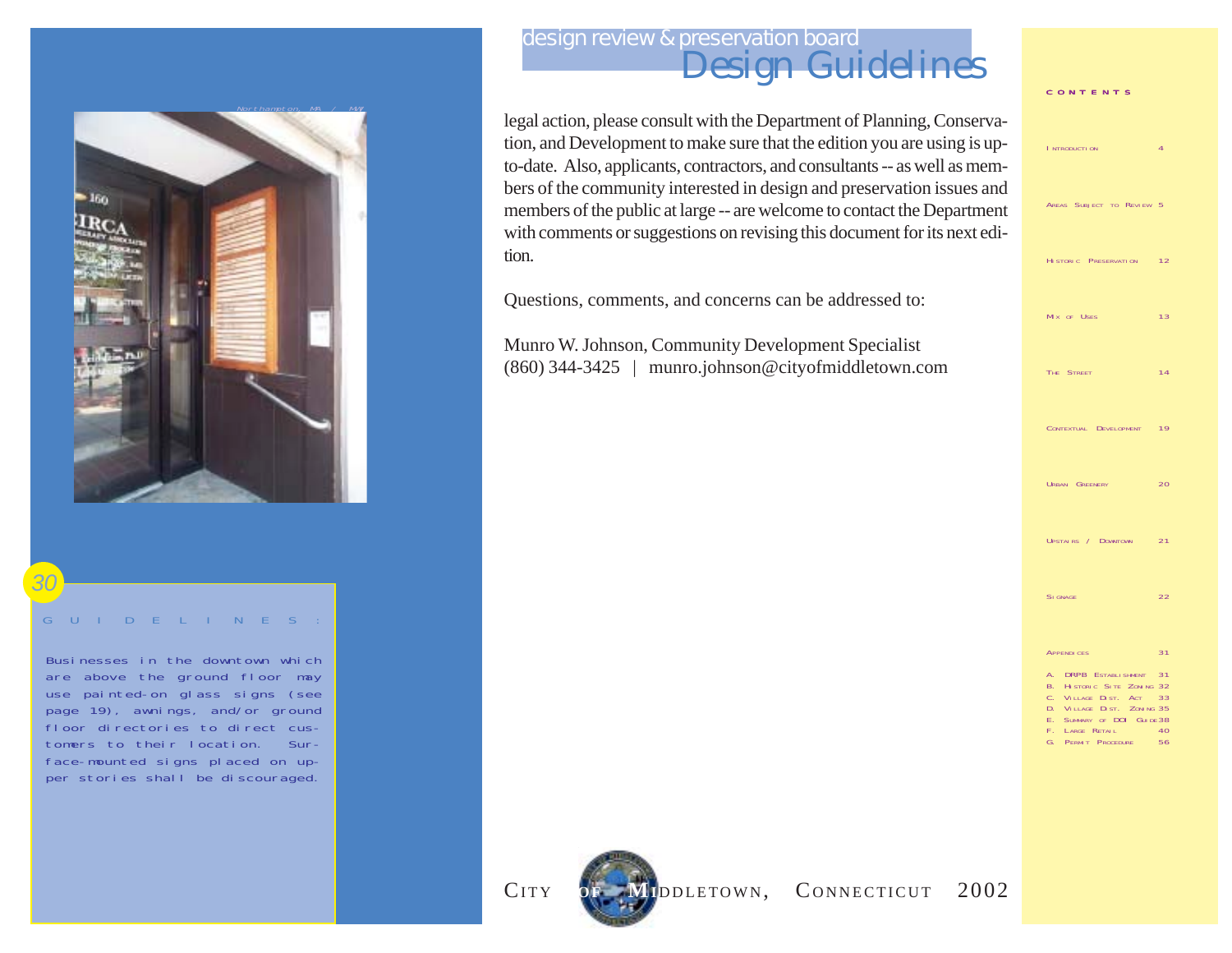legal action, please consult with the Department of Planning, Conservation, and Development to make sure that the edition you are using is up-to-date. Also, applicants, contractors, and consultants -- as well as members of the community interested in design and preservation issues and members of the public at large -- are welcome to contact the Department with comments or suggestions on revising this document for its next edition.

Questions, comments, and concerns can be addressed to:

Munro W. Johnson, Community Development Specialist
(860) 344-3425 | munro.johnson@cityofmiddletown.com

Northampton, MA / MA

## GUIDELINES:

Businesses in the downtown which are above the ground floor may use painted-on glass signs (see page 19), awnings, and/or ground floor directories to direct customers to their location. Surface-mounted signs placed on upper stories shall be discouraged.

**CONTENTS**

| | |
|---|---|
| Introduction | 4 |
| Areas Subject to Review | 5 |
| Historic Preservation | 12 |
| Mix of Uses | 13 |
| The Street | 14 |
| Contextual Development | 19 |
| Urban Greenery | 20 |
| Upstairs / Downtown | 21 |
| Signage | 22 |
| Appendices | 31 |
| A. DRPB Establishment | 31 |
| B. Historic Site Zoning | 32 |
| C. Village Dist. Act | 33 |
| D. Village Dist. Zoning | 35 |
| E. Summary of DOI Guide | 38 |
| F. Large Retail | 40 |
| G. Permit Procedure | 56 |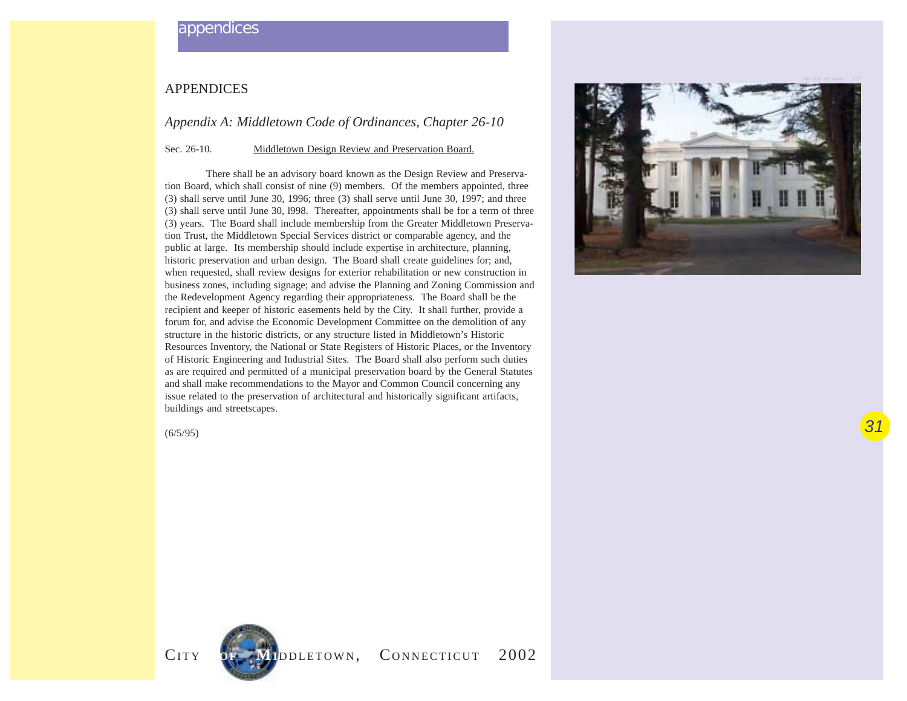# APPENDICES

## *Appendix A: Middletown Code of Ordinances, Chapter 26-10*

Sec. 26-10. Middletown Design Review and Preservation Board.

There shall be an advisory board known as the Design Review and Preservation Board, which shall consist of nine (9) members. Of the members appointed, three (3) shall serve until June 30, 1996; three (3) shall serve until June 30, 1997; and three (3) shall serve until June 30, l998. Thereafter, appointments shall be for a term of three (3) years. The Board shall include membership from the Greater Middletown Preservation Trust, the Middletown Special Services district or comparable agency, and the public at large. Its membership should include expertise in architecture, planning, historic preservation and urban design. The Board shall create guidelines for; and, when requested, shall review designs for exterior rehabilitation or new construction in business zones, including signage; and advise the Planning and Zoning Commission and the Redevelopment Agency regarding their appropriateness. The Board shall be the recipient and keeper of historic easements held by the City. It shall further, provide a forum for, and advise the Economic Development Committee on the demolition of any structure in the historic districts, or any structure listed in Middletown's Historic Resources Inventory, the National or State Registers of Historic Places, or the Inventory of Historic Engineering and Industrial Sites. The Board shall also perform such duties as are required and permitted of a municipal preservation board by the General Statutes and shall make recommendations to the Mayor and Common Council concerning any issue related to the preservation of architectural and historically significant artifacts, buildings and streetscapes.

(6/5/95)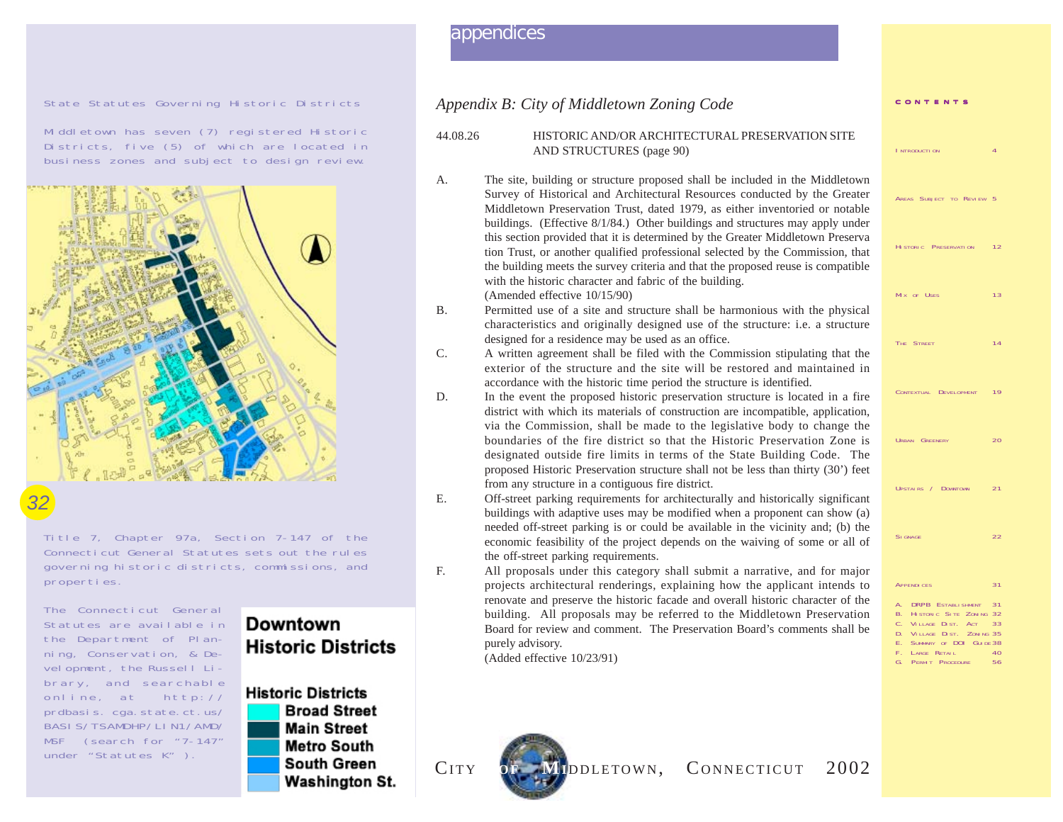# appendices

State Statutes Governing Historic Districts

Middletown has seven (7) registered Historic Districts, five (5) of which are located in business zones and subject to design review.

Title 7, Chapter 97a, Section 7-147 of the Connecticut General Statutes sets out the rules governing historic districts, commissions, and properties.

The Connecticut General Statutes are available in the Department of Planning, Conservation, & Development, the Russell Library, and searchable online, at http://prdbasis.cga.state.ct.us/BASIS/TSAMDHP/LIN1/AMD/MSF (search for "7-147" under "Statutes K").

**Downtown Historic Districts**

**Historic Districts**
- Broad Street
- Main Street
- Metro South
- South Green
- Washington St.

## *Appendix B: City of Middletown Zoning Code*

44.08.26 HISTORIC AND/OR ARCHITECTURAL PRESERVATION SITE AND STRUCTURES (page 90)

A. The site, building or structure proposed shall be included in the Middletown Survey of Historical and Architectural Resources conducted by the Greater Middletown Preservation Trust, dated 1979, as either inventoried or notable buildings. (Effective 8/1/84.) Other buildings and structures may apply under this section provided that it is determined by the Greater Middletown Preservation Trust, or another qualified professional selected by the Commission, that the building meets the survey criteria and that the proposed reuse is compatible with the historic character and fabric of the building.
(Amended effective 10/15/90)

B. Permitted use of a site and structure shall be harmonious with the physical characteristics and originally designed use of the structure: i.e. a structure designed for a residence may be used as an office.

C. A written agreement shall be filed with the Commission stipulating that the exterior of the structure and the site will be restored and maintained in accordance with the historic time period the structure is identified.

D. In the event the proposed historic preservation structure is located in a fire district with which its materials of construction are incompatible, application, via the Commission, shall be made to the legislative body to change the boundaries of the fire district so that the Historic Preservation Zone is designated outside fire limits in terms of the State Building Code. The proposed Historic Preservation structure shall not be less than thirty (30') feet from any structure in a contiguous fire district.

E. Off-street parking requirements for architecturally and historically significant buildings with adaptive uses may be modified when a proponent can show (a) needed off-street parking is or could be available in the vicinity and; (b) the economic feasibility of the project depends on the waiving of some or all of the off-street parking requirements.

F. All proposals under this category shall submit a narrative, and for major projects architectural renderings, explaining how the applicant intends to renovate and preserve the historic facade and overall historic character of the building. All proposals may be referred to the Middletown Preservation Board for review and comment. The Preservation Board's comments shall be purely advisory.
(Added effective 10/23/91)

CITY OF MIDDLETOWN, CONNECTICUT 2002

**CONTENTS**

| | |
|---|---|
| Introduction | 4 |
| Areas Subject to Review | 5 |
| Historic Preservation | 12 |
| Mix of Uses | 13 |
| The Street | 14 |
| Contextual Development | 19 |
| Urban Greenery | 20 |
| Upstairs / Downtown | 21 |
| Signage | 22 |
| Appendices | 31 |
| A. DRPB Establishment | 31 |
| B. Historic Site Zoning | 32 |
| C. Village Dist. Act | 33 |
| D. Village Dist. Zoning | 35 |
| E. Summary of DOI Guide | 38 |
| F. Large Retail | 40 |
| G. Permit Procedure | 56 |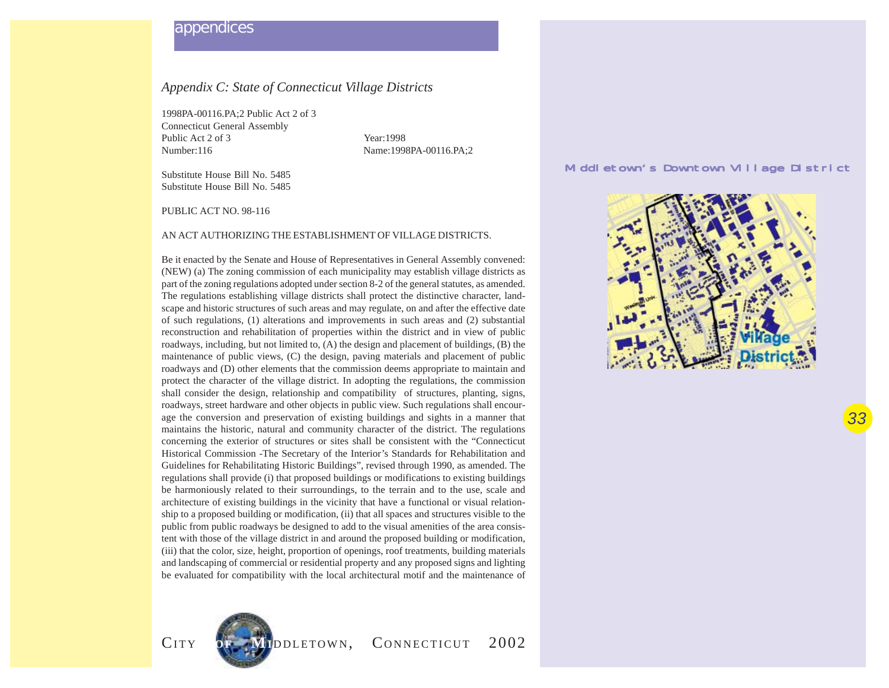## Appendix C: State of Connecticut Village Districts

1998PA-00116.PA;2 Public Act 2 of 3
Connecticut General Assembly
Public Act 2 of 3 Year:1998
Number:116 Name:1998PA-00116.PA;2

Substitute House Bill No. 5485
Substitute House Bill No. 5485

PUBLIC ACT NO. 98-116

AN ACT AUTHORIZING THE ESTABLISHMENT OF VILLAGE DISTRICTS.

Be it enacted by the Senate and House of Representatives in General Assembly convened:
(NEW) (a) The zoning commission of each municipality may establish village districts as part of the zoning regulations adopted under section 8-2 of the general statutes, as amended. The regulations establishing village districts shall protect the distinctive character, landscape and historic structures of such areas and may regulate, on and after the effective date of such regulations, (1) alterations and improvements in such areas and (2) substantial reconstruction and rehabilitation of properties within the district and in view of public roadways, including, but not limited to, (A) the design and placement of buildings, (B) the maintenance of public views, (C) the design, paving materials and placement of public roadways and (D) other elements that the commission deems appropriate to maintain and protect the character of the village district. In adopting the regulations, the commission shall consider the design, relationship and compatibility of structures, planting, signs, roadways, street hardware and other objects in public view. Such regulations shall encourage the conversion and preservation of existing buildings and sights in a manner that maintains the historic, natural and community character of the district. The regulations concerning the exterior of structures or sites shall be consistent with the "Connecticut Historical Commission -The Secretary of the Interior's Standards for Rehabilitation and Guidelines for Rehabilitating Historic Buildings", revised through 1990, as amended. The regulations shall provide (i) that proposed buildings or modifications to existing buildings be harmoniously related to their surroundings, to the terrain and to the use, scale and architecture of existing buildings in the vicinity that have a functional or visual relationship to a proposed building or modification, (ii) that all spaces and structures visible to the public from public roadways be designed to add to the visual amenities of the area consistent with those of the village district in and around the proposed building or modification, (iii) that the color, size, height, proportion of openings, roof treatments, building materials and landscaping of commercial or residential property and any proposed signs and lighting be evaluated for compatibility with the local architectural motif and the maintenance of

Middletown's Downtown Village District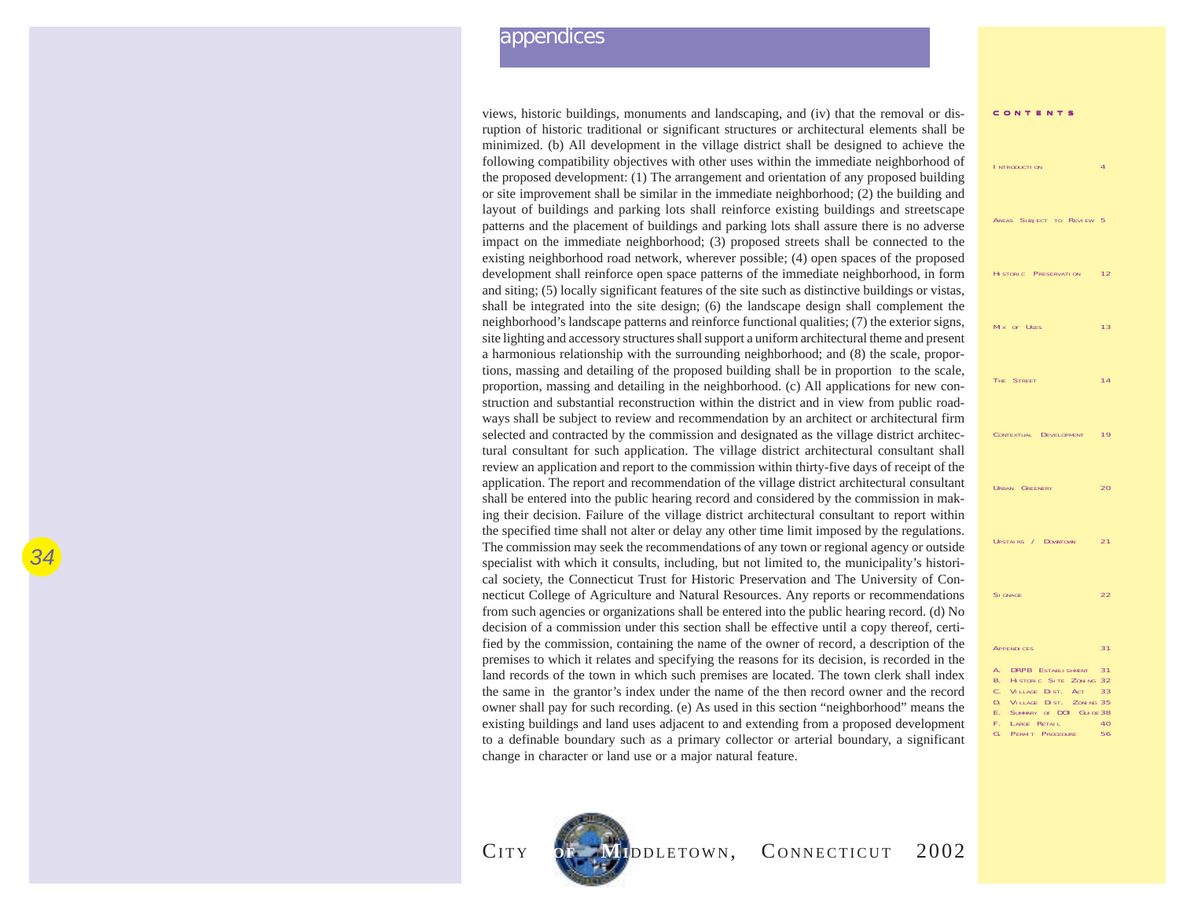views, historic buildings, monuments and landscaping, and (iv) that the removal or disruption of historic traditional or significant structures or architectural elements shall be minimized. (b) All development in the village district shall be designed to achieve the following compatibility objectives with other uses within the immediate neighborhood of the proposed development: (1) The arrangement and orientation of any proposed building or site improvement shall be similar in the immediate neighborhood; (2) the building and layout of buildings and parking lots shall reinforce existing buildings and streetscape patterns and the placement of buildings and parking lots shall assure there is no adverse impact on the immediate neighborhood; (3) proposed streets shall be connected to the existing neighborhood road network, wherever possible; (4) open spaces of the proposed development shall reinforce open space patterns of the immediate neighborhood, in form and siting; (5) locally significant features of the site such as distinctive buildings or vistas, shall be integrated into the site design; (6) the landscape design shall complement the neighborhood's landscape patterns and reinforce functional qualities; (7) the exterior signs, site lighting and accessory structures shall support a uniform architectural theme and present a harmonious relationship with the surrounding neighborhood; and (8) the scale, proportions, massing and detailing of the proposed building shall be in proportion to the scale, proportion, massing and detailing in the neighborhood. (c) All applications for new construction and substantial reconstruction within the district and in view from public roadways shall be subject to review and recommendation by an architect or architectural firm selected and contracted by the commission and designated as the village district architectural consultant for such application. The village district architectural consultant shall review an application and report to the commission within thirty-five days of receipt of the application. The report and recommendation of the village district architectural consultant shall be entered into the public hearing record and considered by the commission in making their decision. Failure of the village district architectural consultant to report within the specified time shall not alter or delay any other time limit imposed by the regulations. The commission may seek the recommendations of any town or regional agency or outside specialist with which it consults, including, but not limited to, the municipality's historical society, the Connecticut Trust for Historic Preservation and The University of Connecticut College of Agriculture and Natural Resources. Any reports or recommendations from such agencies or organizations shall be entered into the public hearing record. (d) No decision of a commission under this section shall be effective until a copy thereof, certified by the commission, containing the name of the owner of record, a description of the premises to which it relates and specifying the reasons for its decision, is recorded in the land records of the town in which such premises are located. The town clerk shall index the same in the grantor's index under the name of the then record owner and the record owner shall pay for such recording. (e) As used in this section "neighborhood" means the existing buildings and land uses adjacent to and extending from a proposed development to a definable boundary such as a primary collector or arterial boundary, a significant change in character or land use or a major natural feature.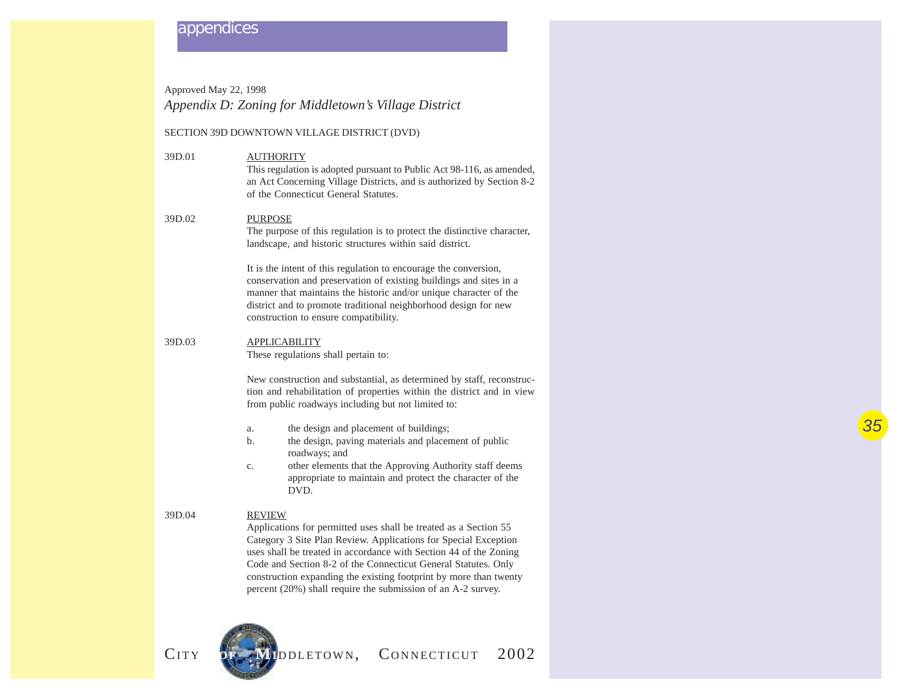Approved May 22, 1998

## *Appendix D: Zoning for Middletown's Village District*

SECTION 39D DOWNTOWN VILLAGE DISTRICT (DVD)

39D.01 AUTHORITY

This regulation is adopted pursuant to Public Act 98-116, as amended, an Act Concerning Village Districts, and is authorized by Section 8-2 of the Connecticut General Statutes.

39D.02 PURPOSE

The purpose of this regulation is to protect the distinctive character, landscape, and historic structures within said district.

It is the intent of this regulation to encourage the conversion, conservation and preservation of existing buildings and sites in a manner that maintains the historic and/or unique character of the district and to promote traditional neighborhood design for new construction to ensure compatibility.

39D.03 APPLICABILITY

These regulations shall pertain to:

New construction and substantial, as determined by staff, reconstruction and rehabilitation of properties within the district and in view from public roadways including but not limited to:

a. the design and placement of buildings;
b. the design, paving materials and placement of public roadways; and
c. other elements that the Approving Authority staff deems appropriate to maintain and protect the character of the DVD.

39D.04 REVIEW

Applications for permitted uses shall be treated as a Section 55 Category 3 Site Plan Review. Applications for Special Exception uses shall be treated in accordance with Section 44 of the Zoning Code and Section 8-2 of the Connecticut General Statutes. Only construction expanding the existing footprint by more than twenty percent (20%) shall require the submission of an A-2 survey.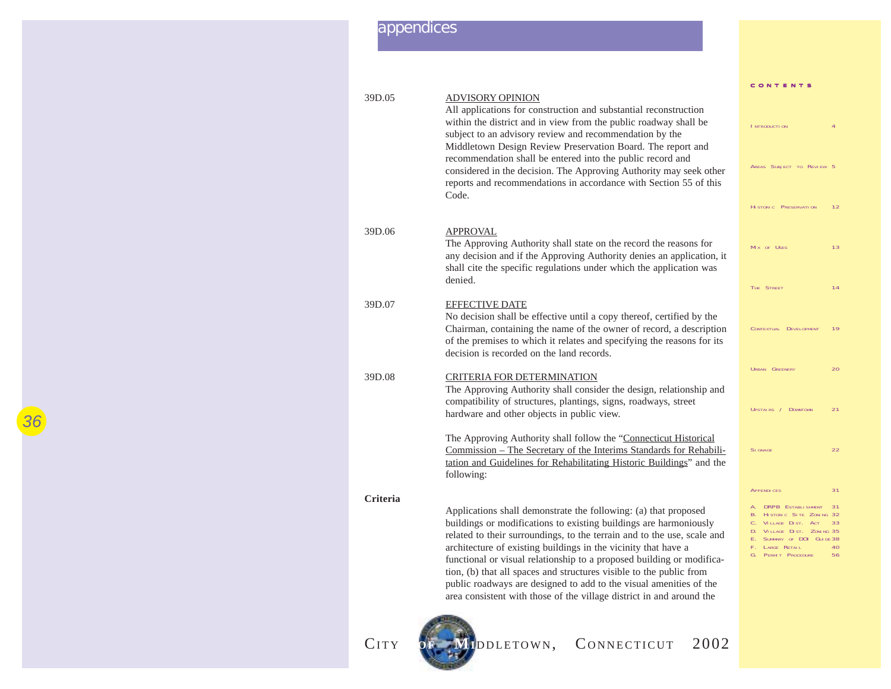39D.05 ADVISORY OPINION

All applications for construction and substantial reconstruction within the district and in view from the public roadway shall be subject to an advisory review and recommendation by the Middletown Design Review Preservation Board. The report and recommendation shall be entered into the public record and considered in the decision. The Approving Authority may seek other reports and recommendations in accordance with Section 55 of this Code.

39D.06 APPROVAL

The Approving Authority shall state on the record the reasons for any decision and if the Approving Authority denies an application, it shall cite the specific regulations under which the application was denied.

39D.07 EFFECTIVE DATE

No decision shall be effective until a copy thereof, certified by the Chairman, containing the name of the owner of record, a description of the premises to which it relates and specifying the reasons for its decision is recorded on the land records.

39D.08 CRITERIA FOR DETERMINATION

The Approving Authority shall consider the design, relationship and compatibility of structures, plantings, signs, roadways, street hardware and other objects in public view.

The Approving Authority shall follow the "Connecticut Historical Commission – The Secretary of the Interims Standards for Rehabilitation and Guidelines for Rehabilitating Historic Buildings" and the following:

**Criteria**

Applications shall demonstrate the following: (a) that proposed buildings or modifications to existing buildings are harmoniously related to their surroundings, to the terrain and to the use, scale and architecture of existing buildings in the vicinity that have a functional or visual relationship to a proposed building or modification, (b) that all spaces and structures visible to the public from public roadways are designed to add to the visual amenities of the area consistent with those of the village district in and around the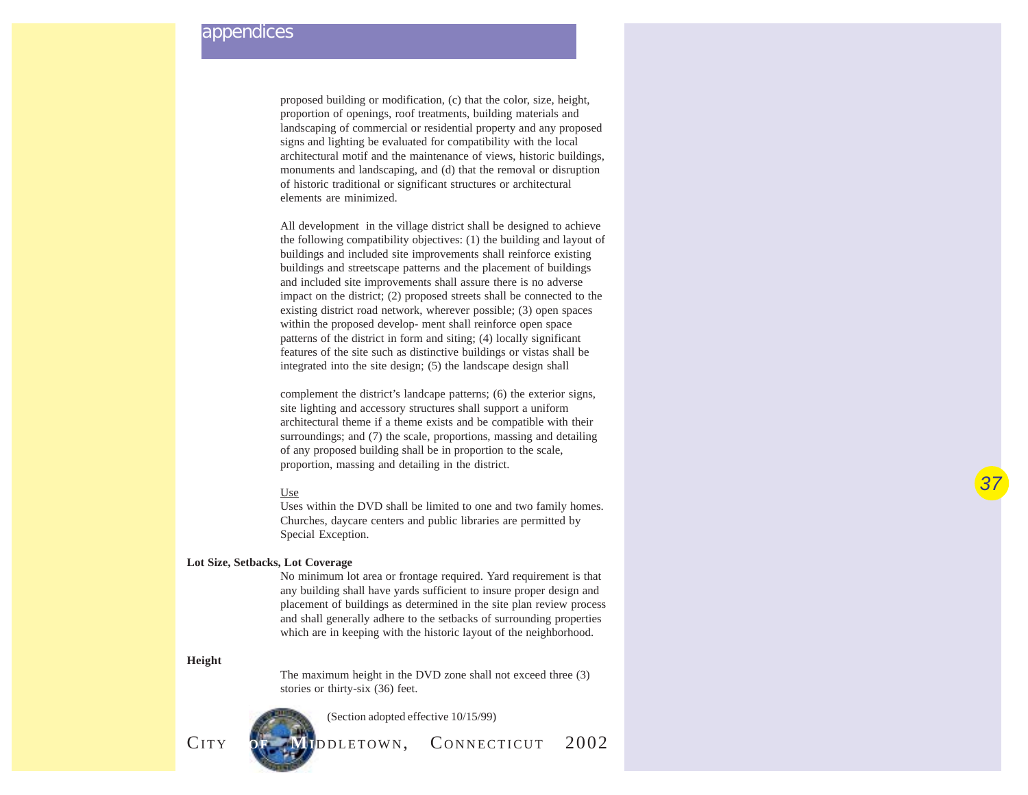proposed building or modification, (c) that the color, size, height, proportion of openings, roof treatments, building materials and landscaping of commercial or residential property and any proposed signs and lighting be evaluated for compatibility with the local architectural motif and the maintenance of views, historic buildings, monuments and landscaping, and (d) that the removal or disruption of historic traditional or significant structures or architectural elements are minimized.

All development in the village district shall be designed to achieve the following compatibility objectives: (1) the building and layout of buildings and included site improvements shall reinforce existing buildings and streetscape patterns and the placement of buildings and included site improvements shall assure there is no adverse impact on the district; (2) proposed streets shall be connected to the existing district road network, wherever possible; (3) open spaces within the proposed develop- ment shall reinforce open space patterns of the district in form and siting; (4) locally significant features of the site such as distinctive buildings or vistas shall be integrated into the site design; (5) the landscape design shall

complement the district's landcape patterns; (6) the exterior signs, site lighting and accessory structures shall support a uniform architectural theme if a theme exists and be compatible with their surroundings; and (7) the scale, proportions, massing and detailing of any proposed building shall be in proportion to the scale, proportion, massing and detailing in the district.

Use

Uses within the DVD shall be limited to one and two family homes. Churches, daycare centers and public libraries are permitted by Special Exception.

**Lot Size, Setbacks, Lot Coverage**

No minimum lot area or frontage required. Yard requirement is that any building shall have yards sufficient to insure proper design and placement of buildings as determined in the site plan review process and shall generally adhere to the setbacks of surrounding properties which are in keeping with the historic layout of the neighborhood.

**Height**

The maximum height in the DVD zone shall not exceed three (3) stories or thirty-six (36) feet.

(Section adopted effective 10/15/99)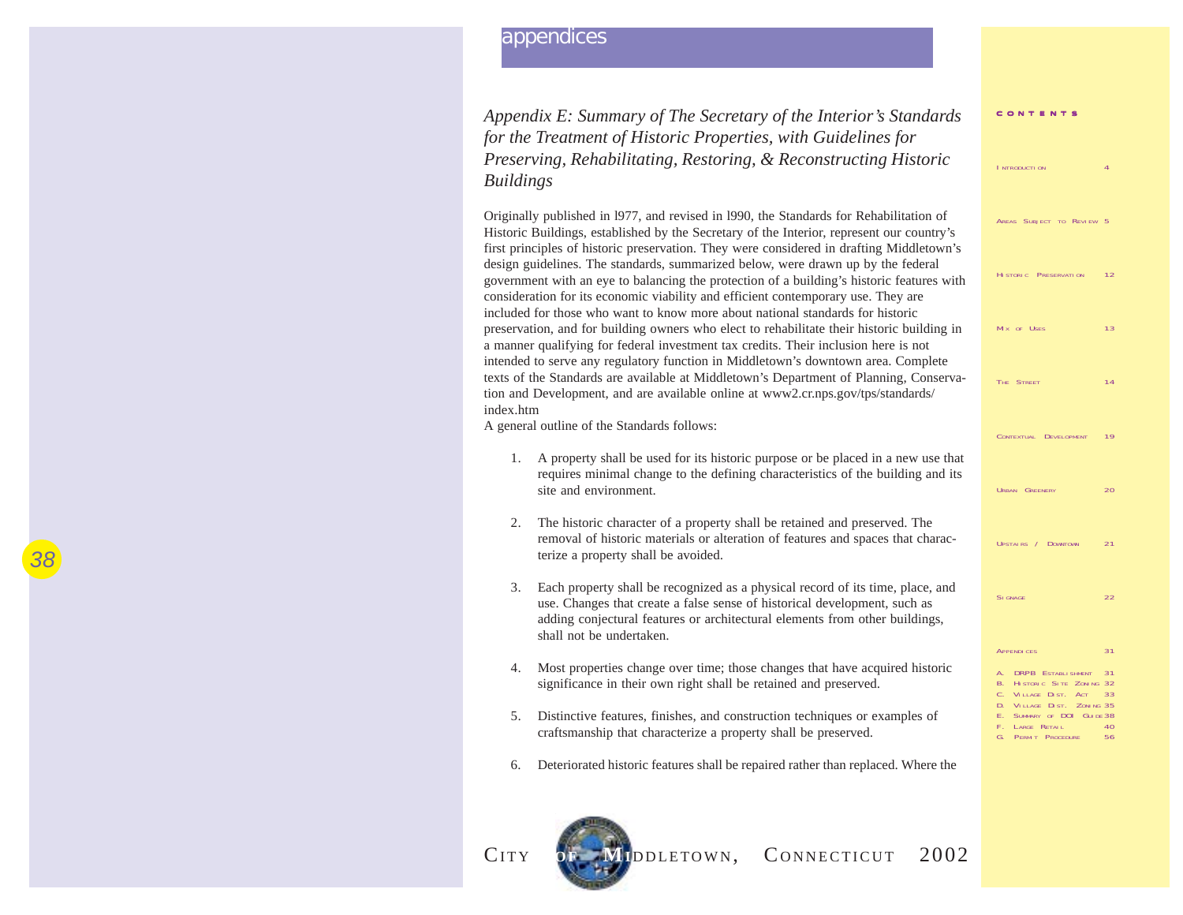## Appendix E: Summary of The Secretary of the Interior's Standards for the Treatment of Historic Properties, with Guidelines for Preserving, Rehabilitating, Restoring, & Reconstructing Historic Buildings

Originally published in l977, and revised in l990, the Standards for Rehabilitation of Historic Buildings, established by the Secretary of the Interior, represent our country's first principles of historic preservation. They were considered in drafting Middletown's design guidelines. The standards, summarized below, were drawn up by the federal government with an eye to balancing the protection of a building's historic features with consideration for its economic viability and efficient contemporary use. They are included for those who want to know more about national standards for historic preservation, and for building owners who elect to rehabilitate their historic building in a manner qualifying for federal investment tax credits. Their inclusion here is not intended to serve any regulatory function in Middletown's downtown area. Complete texts of the Standards are available at Middletown's Department of Planning, Conservation and Development, and are available online at www2.cr.nps.gov/tps/standards/index.htm

A general outline of the Standards follows:

1. A property shall be used for its historic purpose or be placed in a new use that requires minimal change to the defining characteristics of the building and its site and environment.

2. The historic character of a property shall be retained and preserved. The removal of historic materials or alteration of features and spaces that characterize a property shall be avoided.

3. Each property shall be recognized as a physical record of its time, place, and use. Changes that create a false sense of historical development, such as adding conjectural features or architectural elements from other buildings, shall not be undertaken.

4. Most properties change over time; those changes that have acquired historic significance in their own right shall be retained and preserved.

5. Distinctive features, finishes, and construction techniques or examples of craftsmanship that characterize a property shall be preserved.

6. Deteriorated historic features shall be repaired rather than replaced. Where the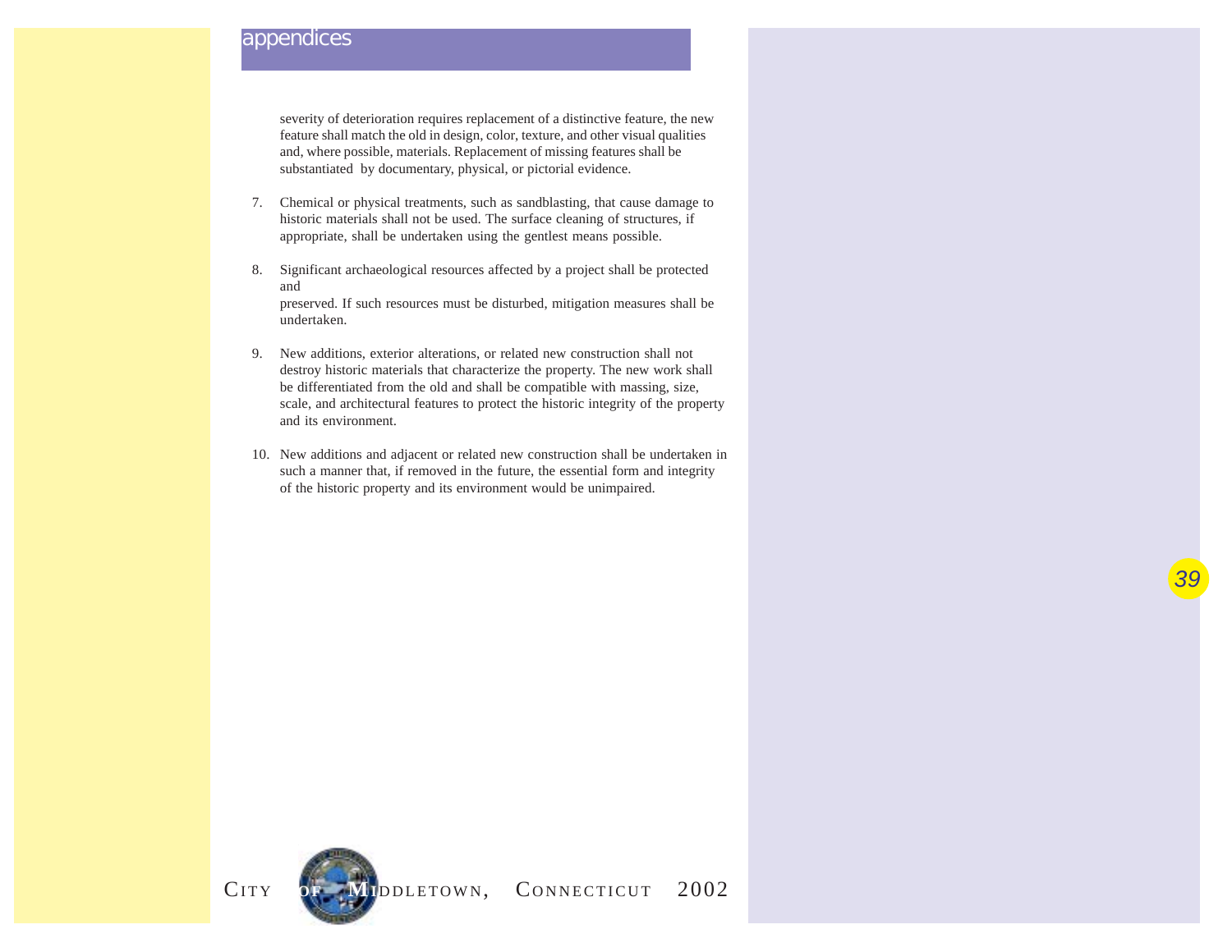severity of deterioration requires replacement of a distinctive feature, the new feature shall match the old in design, color, texture, and other visual qualities and, where possible, materials. Replacement of missing features shall be substantiated by documentary, physical, or pictorial evidence.

7. Chemical or physical treatments, such as sandblasting, that cause damage to historic materials shall not be used. The surface cleaning of structures, if appropriate, shall be undertaken using the gentlest means possible.

8. Significant archaeological resources affected by a project shall be protected and preserved. If such resources must be disturbed, mitigation measures shall be undertaken.

9. New additions, exterior alterations, or related new construction shall not destroy historic materials that characterize the property. The new work shall be differentiated from the old and shall be compatible with massing, size, scale, and architectural features to protect the historic integrity of the property and its environment.

10. New additions and adjacent or related new construction shall be undertaken in such a manner that, if removed in the future, the essential form and integrity of the historic property and its environment would be unimpaired.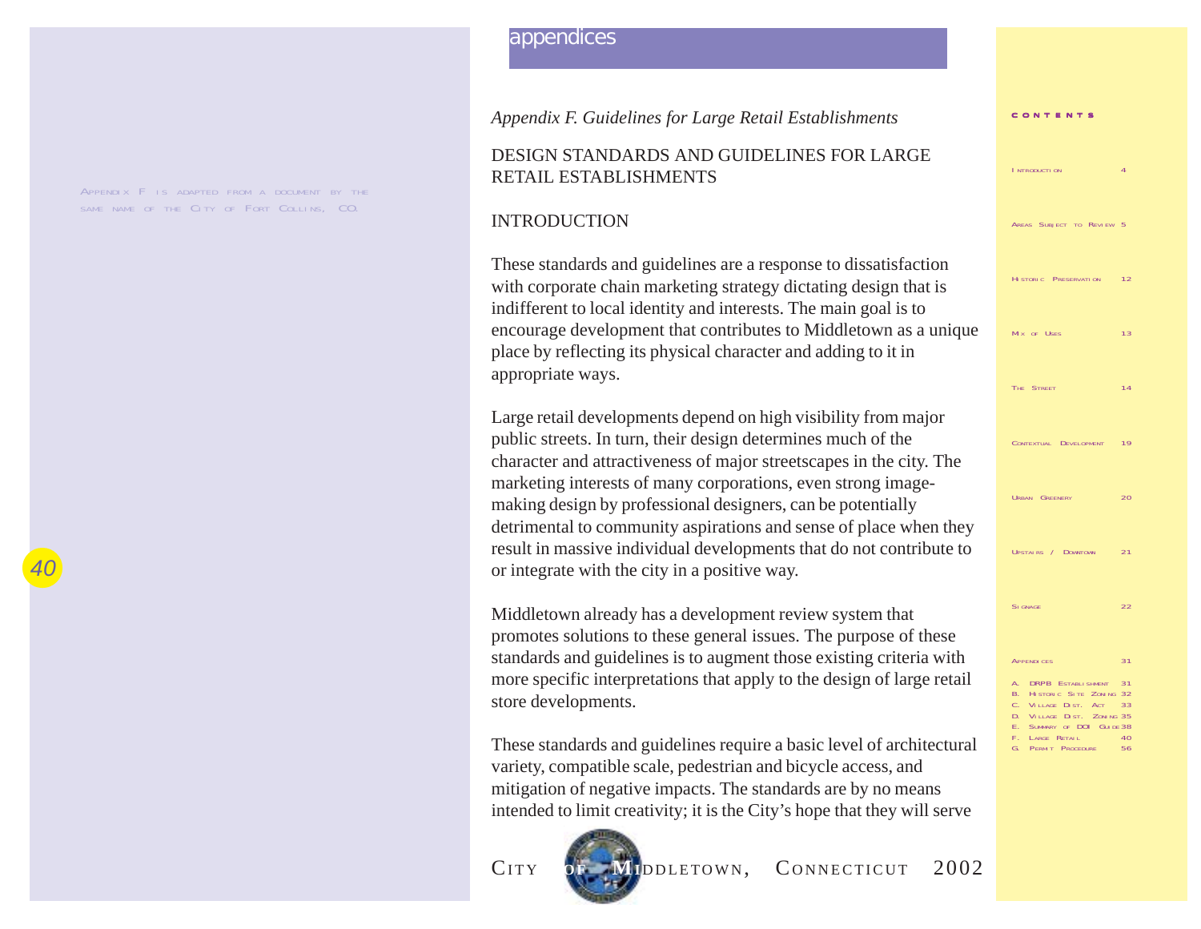*Appendix F. Guidelines for Large Retail Establishments*

Appendix F is adapted from a document by the same name of the City of Fort Collins, CO.

## DESIGN STANDARDS AND GUIDELINES FOR LARGE RETAIL ESTABLISHMENTS

### INTRODUCTION

These standards and guidelines are a response to dissatisfaction with corporate chain marketing strategy dictating design that is indifferent to local identity and interests. The main goal is to encourage development that contributes to Middletown as a unique place by reflecting its physical character and adding to it in appropriate ways.

Large retail developments depend on high visibility from major public streets. In turn, their design determines much of the character and attractiveness of major streetscapes in the city. The marketing interests of many corporations, even strong image-making design by professional designers, can be potentially detrimental to community aspirations and sense of place when they result in massive individual developments that do not contribute to or integrate with the city in a positive way.

Middletown already has a development review system that promotes solutions to these general issues. The purpose of these standards and guidelines is to augment those existing criteria with more specific interpretations that apply to the design of large retail store developments.

These standards and guidelines require a basic level of architectural variety, compatible scale, pedestrian and bicycle access, and mitigation of negative impacts. The standards are by no means intended to limit creativity; it is the City's hope that they will serve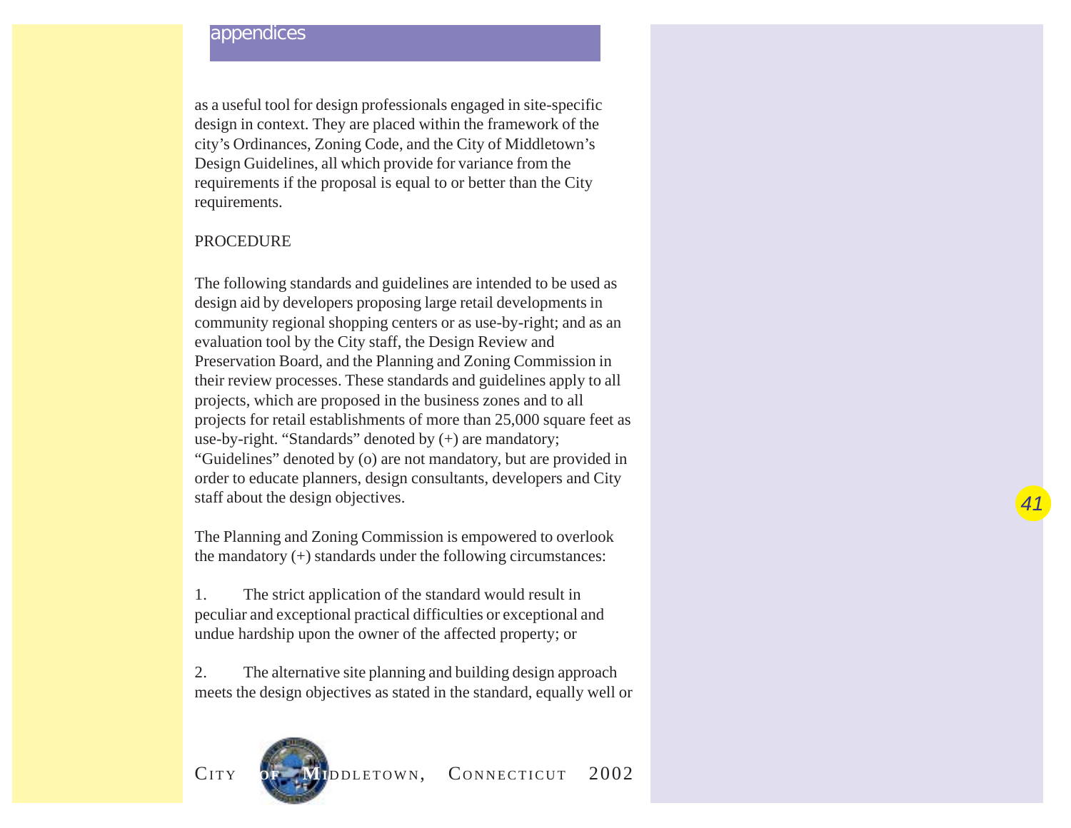as a useful tool for design professionals engaged in site-specific design in context. They are placed within the framework of the city's Ordinances, Zoning Code, and the City of Middletown's Design Guidelines, all which provide for variance from the requirements if the proposal is equal to or better than the City requirements.

PROCEDURE

The following standards and guidelines are intended to be used as design aid by developers proposing large retail developments in community regional shopping centers or as use-by-right; and as an evaluation tool by the City staff, the Design Review and Preservation Board, and the Planning and Zoning Commission in their review processes. These standards and guidelines apply to all projects, which are proposed in the business zones and to all projects for retail establishments of more than 25,000 square feet as use-by-right. "Standards" denoted by (+) are mandatory; "Guidelines" denoted by (o) are not mandatory, but are provided in order to educate planners, design consultants, developers and City staff about the design objectives.

The Planning and Zoning Commission is empowered to overlook the mandatory (+) standards under the following circumstances:

1. The strict application of the standard would result in peculiar and exceptional practical difficulties or exceptional and undue hardship upon the owner of the affected property; or

2. The alternative site planning and building design approach meets the design objectives as stated in the standard, equally well or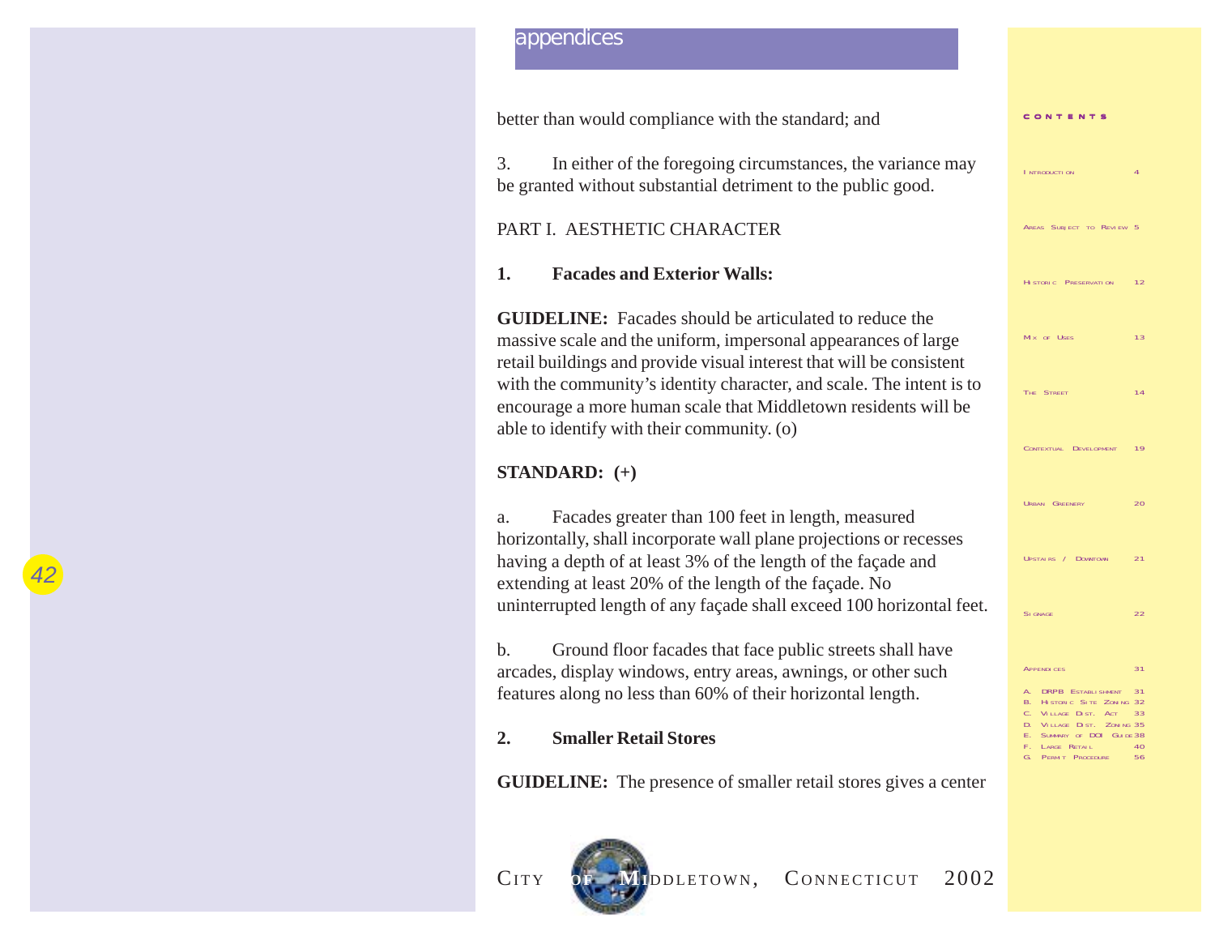better than would compliance with the standard; and

3. In either of the foregoing circumstances, the variance may be granted without substantial detriment to the public good.

PART I. AESTHETIC CHARACTER

**1. Facades and Exterior Walls:**

**GUIDELINE:** Facades should be articulated to reduce the massive scale and the uniform, impersonal appearances of large retail buildings and provide visual interest that will be consistent with the community's identity character, and scale. The intent is to encourage a more human scale that Middletown residents will be able to identify with their community. (o)

**STANDARD: (+)**

a. Facades greater than 100 feet in length, measured horizontally, shall incorporate wall plane projections or recesses having a depth of at least 3% of the length of the façade and extending at least 20% of the length of the façade. No uninterrupted length of any façade shall exceed 100 horizontal feet.

b. Ground floor facades that face public streets shall have arcades, display windows, entry areas, awnings, or other such features along no less than 60% of their horizontal length.

**2. Smaller Retail Stores**

**GUIDELINE:** The presence of smaller retail stores gives a center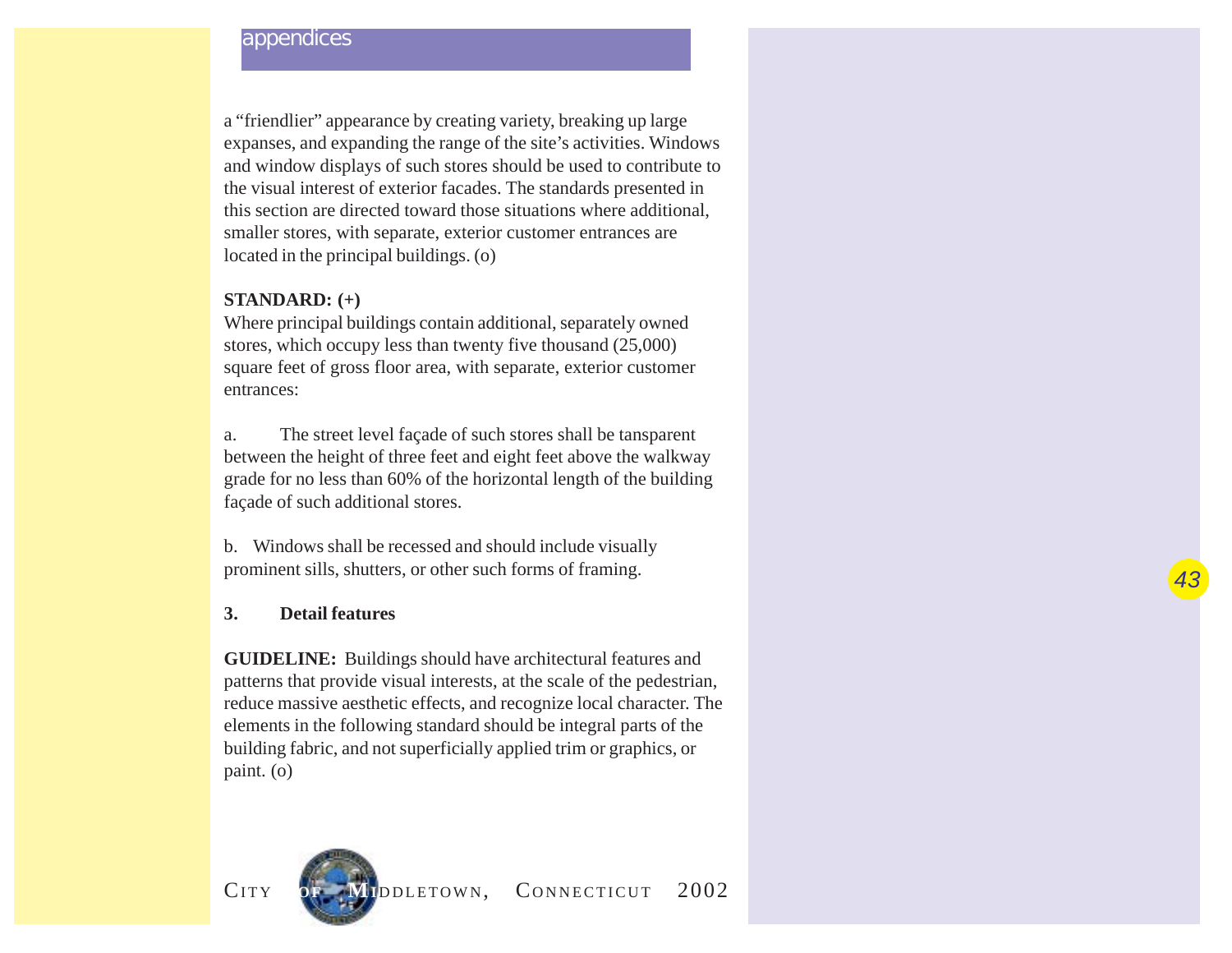a "friendlier" appearance by creating variety, breaking up large expanses, and expanding the range of the site's activities. Windows and window displays of such stores should be used to contribute to the visual interest of exterior facades. The standards presented in this section are directed toward those situations where additional, smaller stores, with separate, exterior customer entrances are located in the principal buildings. (o)

**STANDARD: (+)**
Where principal buildings contain additional, separately owned stores, which occupy less than twenty five thousand (25,000) square feet of gross floor area, with separate, exterior customer entrances:

a. The street level façade of such stores shall be tansparent between the height of three feet and eight feet above the walkway grade for no less than 60% of the horizontal length of the building façade of such additional stores.

b. Windows shall be recessed and should include visually prominent sills, shutters, or other such forms of framing.

**3. Detail features**

**GUIDELINE:** Buildings should have architectural features and patterns that provide visual interests, at the scale of the pedestrian, reduce massive aesthetic effects, and recognize local character. The elements in the following standard should be integral parts of the building fabric, and not superficially applied trim or graphics, or paint. (o)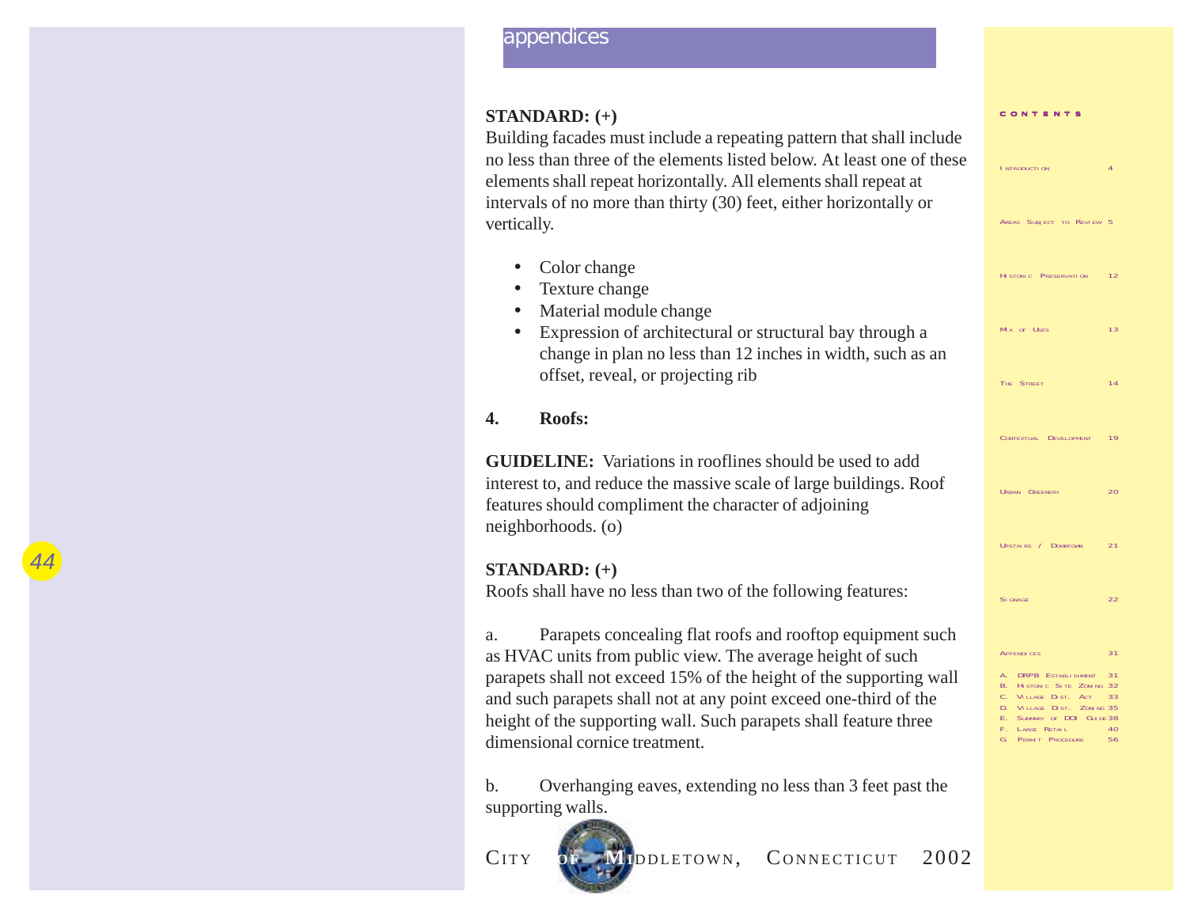**STANDARD: (+)**
Building facades must include a repeating pattern that shall include no less than three of the elements listed below. At least one of these elements shall repeat horizontally. All elements shall repeat at intervals of no more than thirty (30) feet, either horizontally or vertically.

- Color change
- Texture change
- Material module change
- Expression of architectural or structural bay through a change in plan no less than 12 inches in width, such as an offset, reveal, or projecting rib

**4. Roofs:**

**GUIDELINE:** Variations in rooflines should be used to add interest to, and reduce the massive scale of large buildings. Roof features should compliment the character of adjoining neighborhoods. (o)

**STANDARD: (+)**
Roofs shall have no less than two of the following features:

a. Parapets concealing flat roofs and rooftop equipment such as HVAC units from public view. The average height of such parapets shall not exceed 15% of the height of the supporting wall and such parapets shall not at any point exceed one-third of the height of the supporting wall. Such parapets shall feature three dimensional cornice treatment.

b. Overhanging eaves, extending no less than 3 feet past the supporting walls.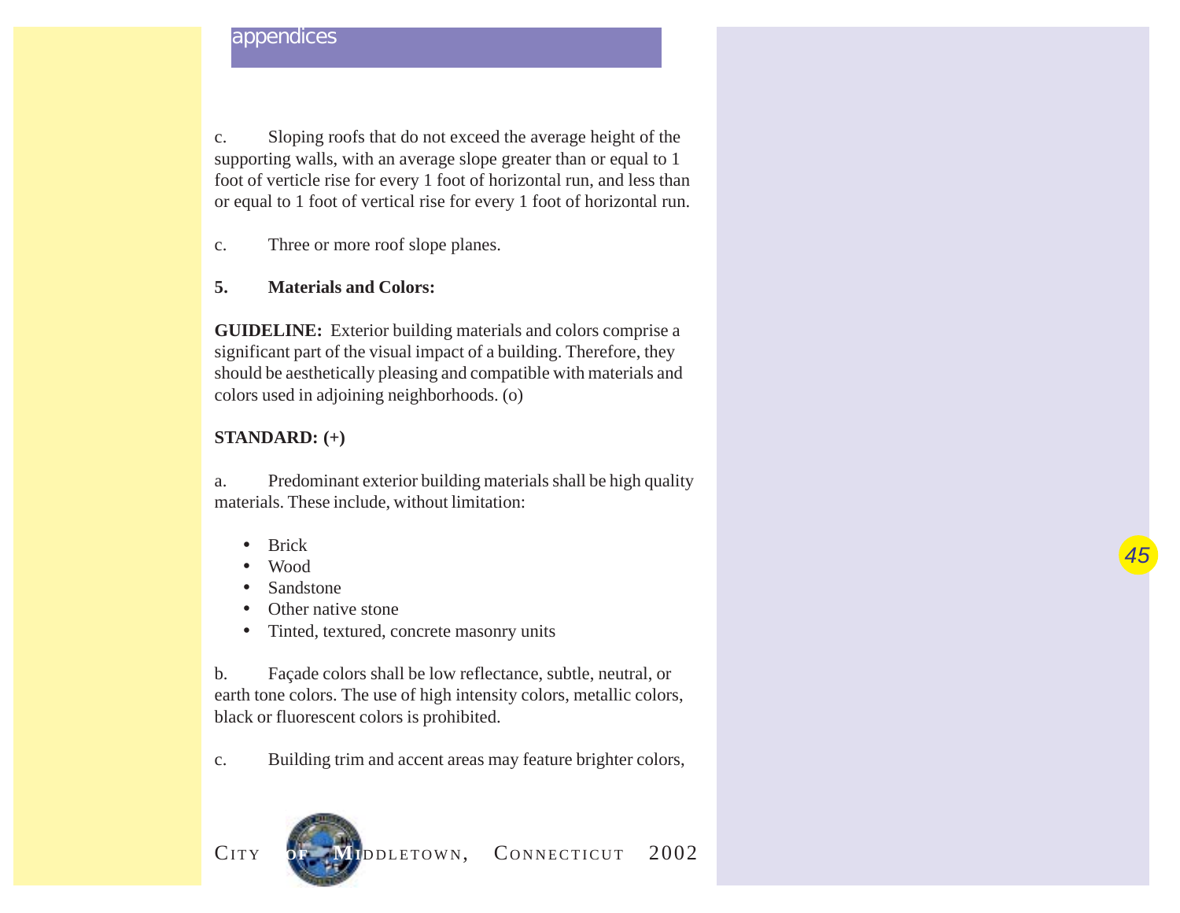c.        Sloping roofs that do not exceed the average height of the supporting walls, with an average slope greater than or equal to 1 foot of verticle rise for every 1 foot of horizontal run, and less than or equal to 1 foot of vertical rise for every 1 foot of horizontal run.

c.        Three or more roof slope planes.

**5.        Materials and Colors:**

**GUIDELINE:** Exterior building materials and colors comprise a significant part of the visual impact of a building. Therefore, they should be aesthetically pleasing and compatible with materials and colors used in adjoining neighborhoods. (o)

**STANDARD: (+)**

a.        Predominant exterior building materials shall be high quality materials. These include, without limitation:

- Brick
- Wood
- Sandstone
- Other native stone
- Tinted, textured, concrete masonry units

b.        Façade colors shall be low reflectance, subtle, neutral, or earth tone colors. The use of high intensity colors, metallic colors, black or fluorescent colors is prohibited.

c.        Building trim and accent areas may feature brighter colors,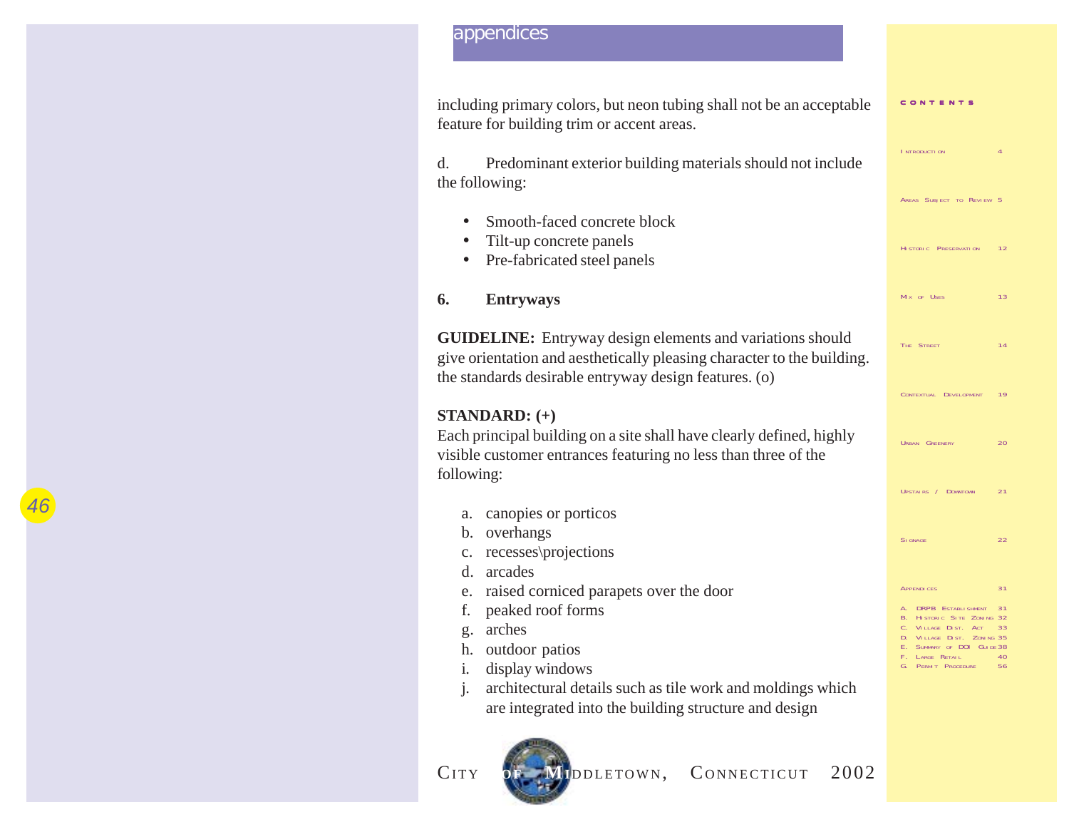including primary colors, but neon tubing shall not be an acceptable feature for building trim or accent areas.

d. Predominant exterior building materials should not include the following:

- Smooth-faced concrete block
- Tilt-up concrete panels
- Pre-fabricated steel panels

**6. Entryways**

**GUIDELINE:** Entryway design elements and variations should give orientation and aesthetically pleasing character to the building. the standards desirable entryway design features. (o)

**STANDARD: (+)**
Each principal building on a site shall have clearly defined, highly visible customer entrances featuring no less than three of the following:

a. canopies or porticos
b. overhangs
c. recesses\projections
d. arcades
e. raised corniced parapets over the door
f. peaked roof forms
g. arches
h. outdoor patios
i. display windows
j. architectural details such as tile work and moldings which are integrated into the building structure and design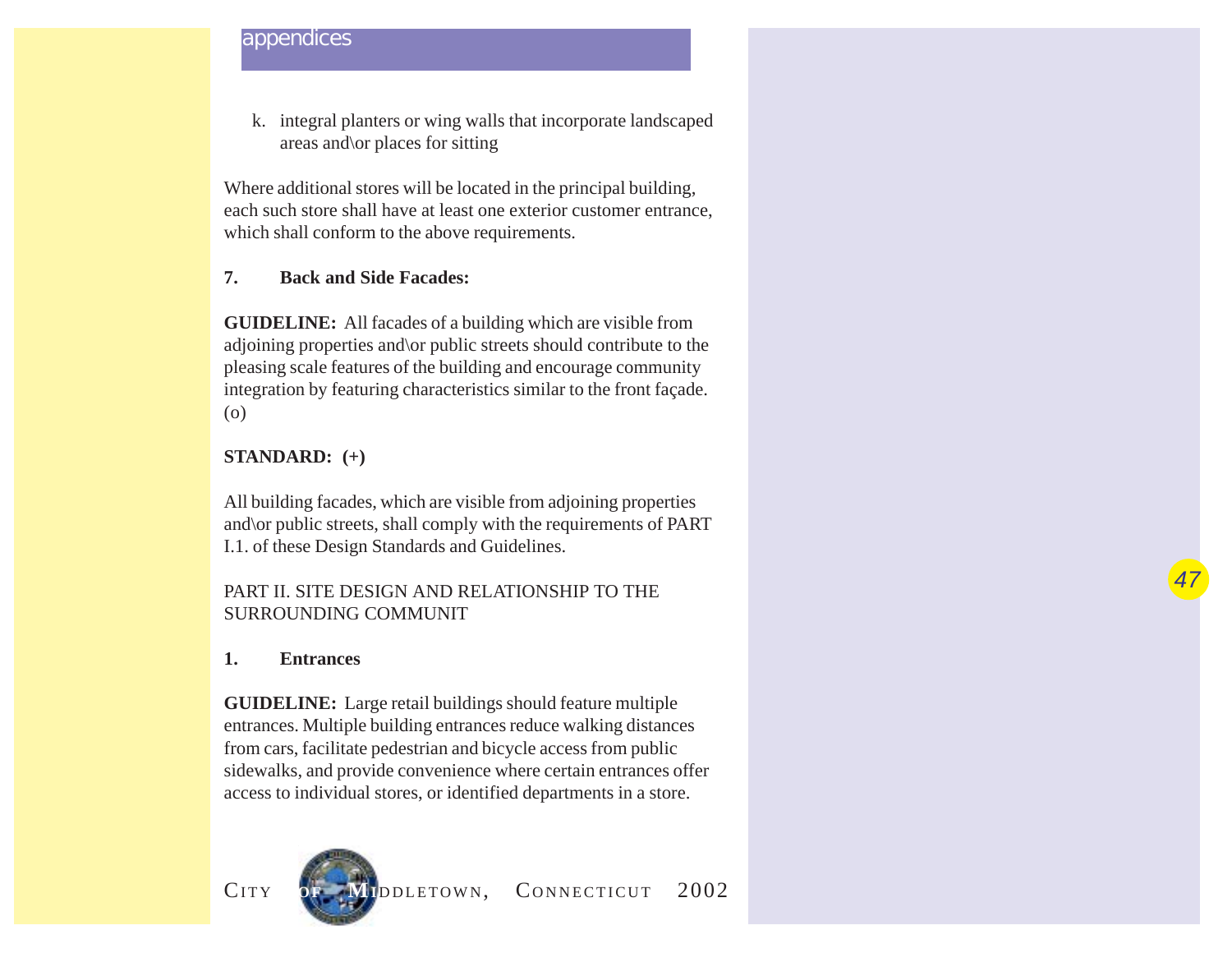k. integral planters or wing walls that incorporate landscaped areas and\or places for sitting

Where additional stores will be located in the principal building, each such store shall have at least one exterior customer entrance, which shall conform to the above requirements.

**7. Back and Side Facades:**

**GUIDELINE:** All facades of a building which are visible from adjoining properties and\or public streets should contribute to the pleasing scale features of the building and encourage community integration by featuring characteristics similar to the front façade. (o)

**STANDARD: (+)**

All building facades, which are visible from adjoining properties and\or public streets, shall comply with the requirements of PART I.1. of these Design Standards and Guidelines.

PART II. SITE DESIGN AND RELATIONSHIP TO THE SURROUNDING COMMUNIT

**1. Entrances**

**GUIDELINE:** Large retail buildings should feature multiple entrances. Multiple building entrances reduce walking distances from cars, facilitate pedestrian and bicycle access from public sidewalks, and provide convenience where certain entrances offer access to individual stores, or identified departments in a store.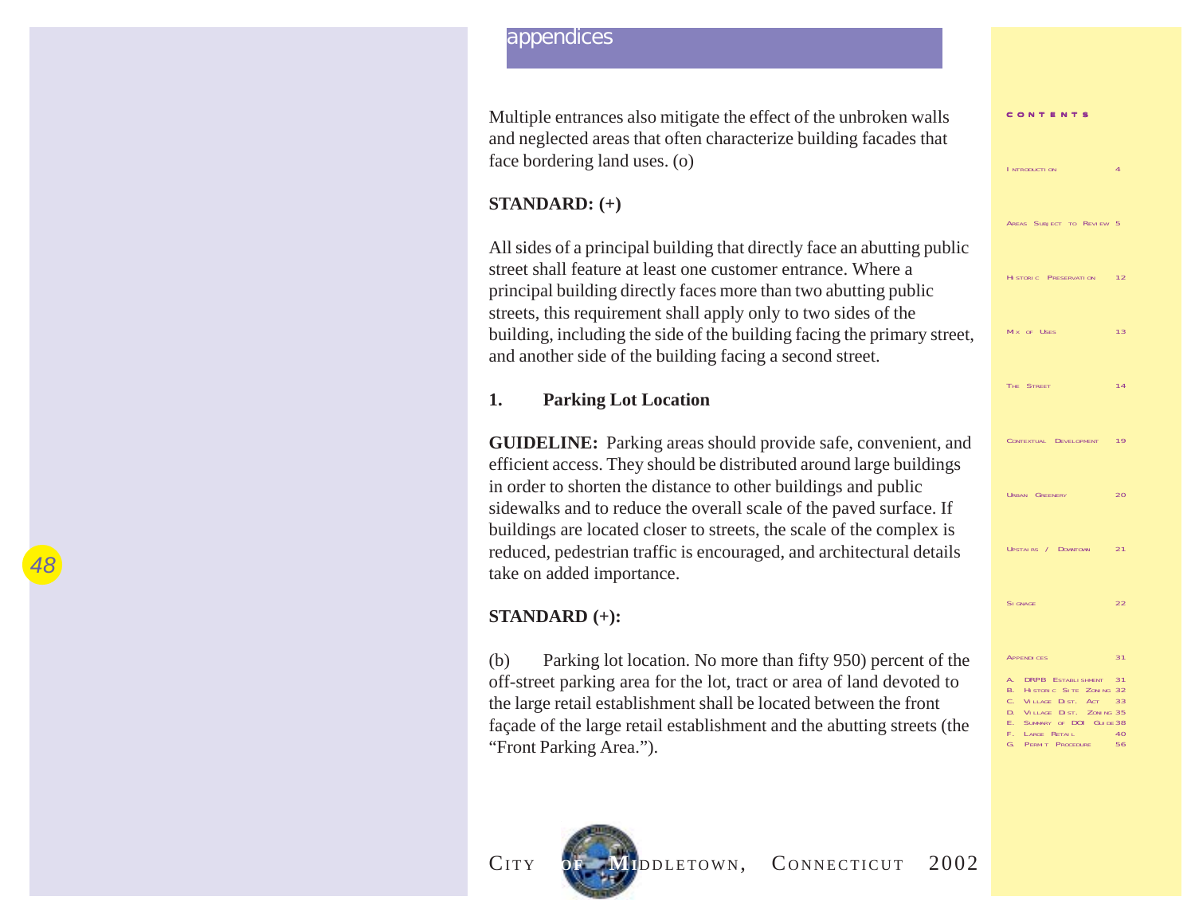Multiple entrances also mitigate the effect of the unbroken walls and neglected areas that often characterize building facades that face bordering land uses. (o)

**STANDARD: (+)**

All sides of a principal building that directly face an abutting public street shall feature at least one customer entrance. Where a principal building directly faces more than two abutting public streets, this requirement shall apply only to two sides of the building, including the side of the building facing the primary street, and another side of the building facing a second street.

### 1. Parking Lot Location

**GUIDELINE:** Parking areas should provide safe, convenient, and efficient access. They should be distributed around large buildings in order to shorten the distance to other buildings and public sidewalks and to reduce the overall scale of the paved surface. If buildings are located closer to streets, the scale of the complex is reduced, pedestrian traffic is encouraged, and architectural details take on added importance.

**STANDARD (+):**

(b) Parking lot location. No more than fifty 950) percent of the off-street parking area for the lot, tract or area of land devoted to the large retail establishment shall be located between the front façade of the large retail establishment and the abutting streets (the "Front Parking Area.").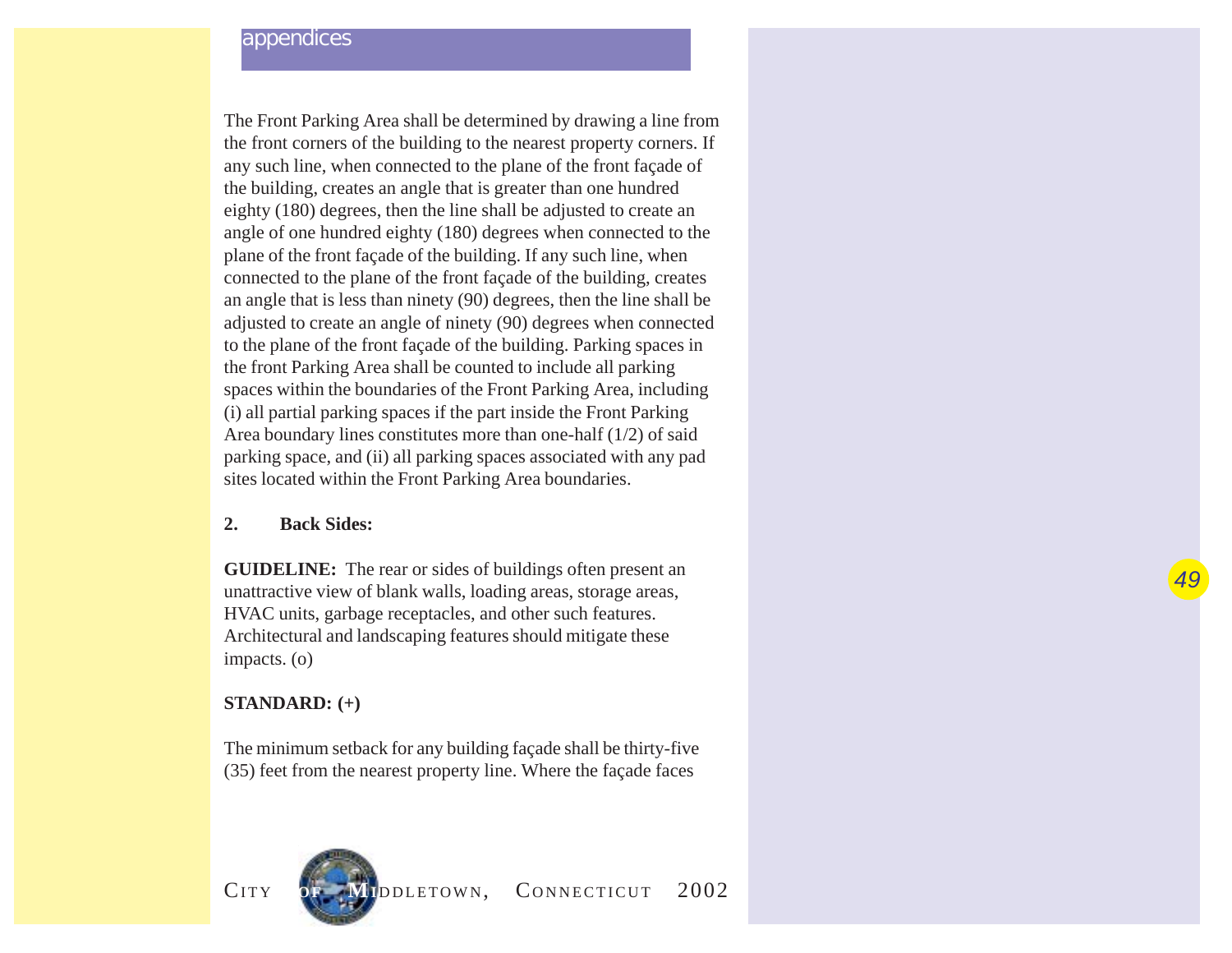The Front Parking Area shall be determined by drawing a line from the front corners of the building to the nearest property corners. If any such line, when connected to the plane of the front façade of the building, creates an angle that is greater than one hundred eighty (180) degrees, then the line shall be adjusted to create an angle of one hundred eighty (180) degrees when connected to the plane of the front façade of the building. If any such line, when connected to the plane of the front façade of the building, creates an angle that is less than ninety (90) degrees, then the line shall be adjusted to create an angle of ninety (90) degrees when connected to the plane of the front façade of the building. Parking spaces in the front Parking Area shall be counted to include all parking spaces within the boundaries of the Front Parking Area, including (i) all partial parking spaces if the part inside the Front Parking Area boundary lines constitutes more than one-half (1/2) of said parking space, and (ii) all parking spaces associated with any pad sites located within the Front Parking Area boundaries.

**2. Back Sides:**

**GUIDELINE:** The rear or sides of buildings often present an unattractive view of blank walls, loading areas, storage areas, HVAC units, garbage receptacles, and other such features. Architectural and landscaping features should mitigate these impacts. (o)

**STANDARD: (+)**

The minimum setback for any building façade shall be thirty-five (35) feet from the nearest property line. Where the façade faces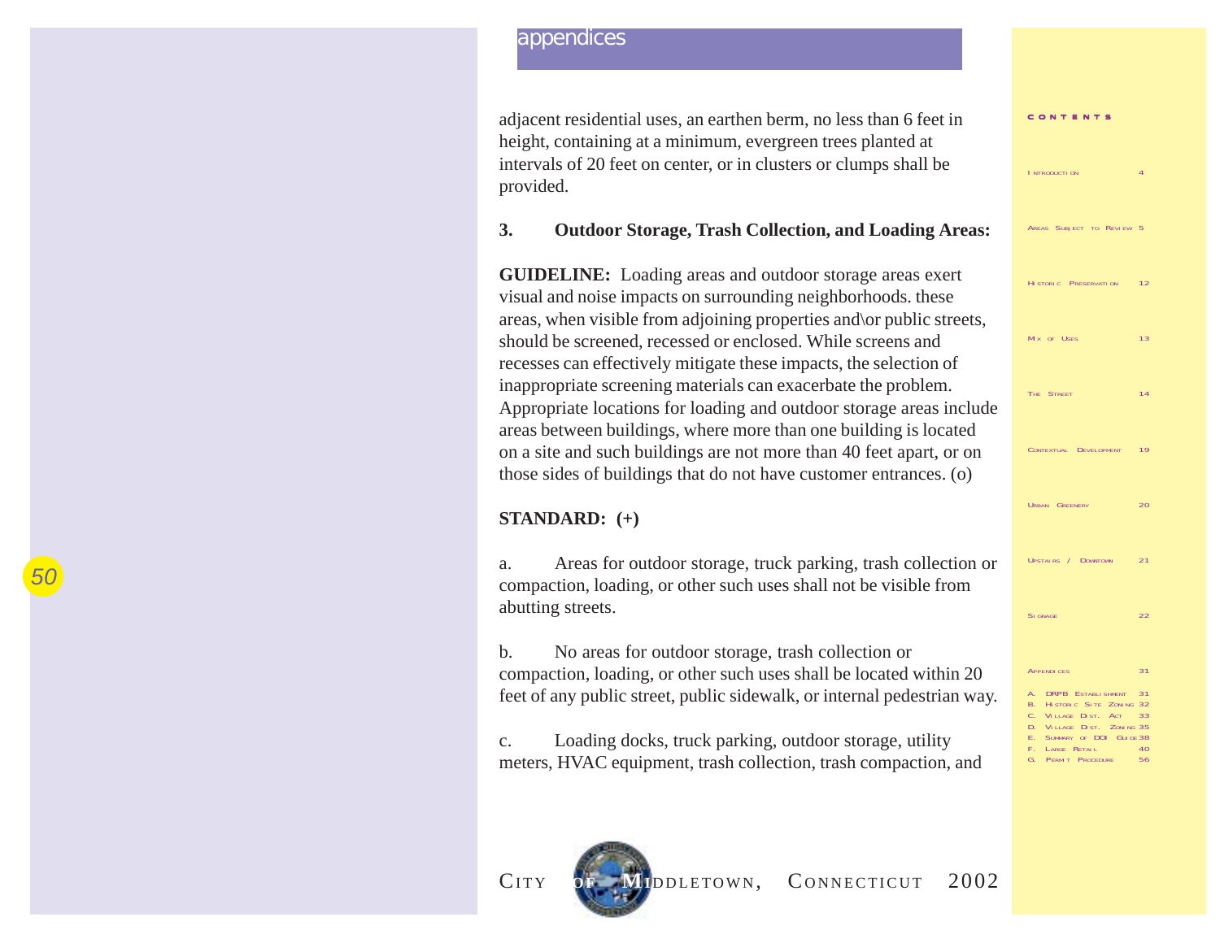adjacent residential uses, an earthen berm, no less than 6 feet in height, containing at a minimum, evergreen trees planted at intervals of 20 feet on center, or in clusters or clumps shall be provided.

### 3. Outdoor Storage, Trash Collection, and Loading Areas:

**GUIDELINE:** Loading areas and outdoor storage areas exert visual and noise impacts on surrounding neighborhoods. these areas, when visible from adjoining properties and\or public streets, should be screened, recessed or enclosed. While screens and recesses can effectively mitigate these impacts, the selection of inappropriate screening materials can exacerbate the problem. Appropriate locations for loading and outdoor storage areas include areas between buildings, where more than one building is located on a site and such buildings are not more than 40 feet apart, or on those sides of buildings that do not have customer entrances. (o)

**STANDARD: (+)**

a. Areas for outdoor storage, truck parking, trash collection or compaction, loading, or other such uses shall not be visible from abutting streets.

b. No areas for outdoor storage, trash collection or compaction, loading, or other such uses shall be located within 20 feet of any public street, public sidewalk, or internal pedestrian way.

c. Loading docks, truck parking, outdoor storage, utility meters, HVAC equipment, trash collection, trash compaction, and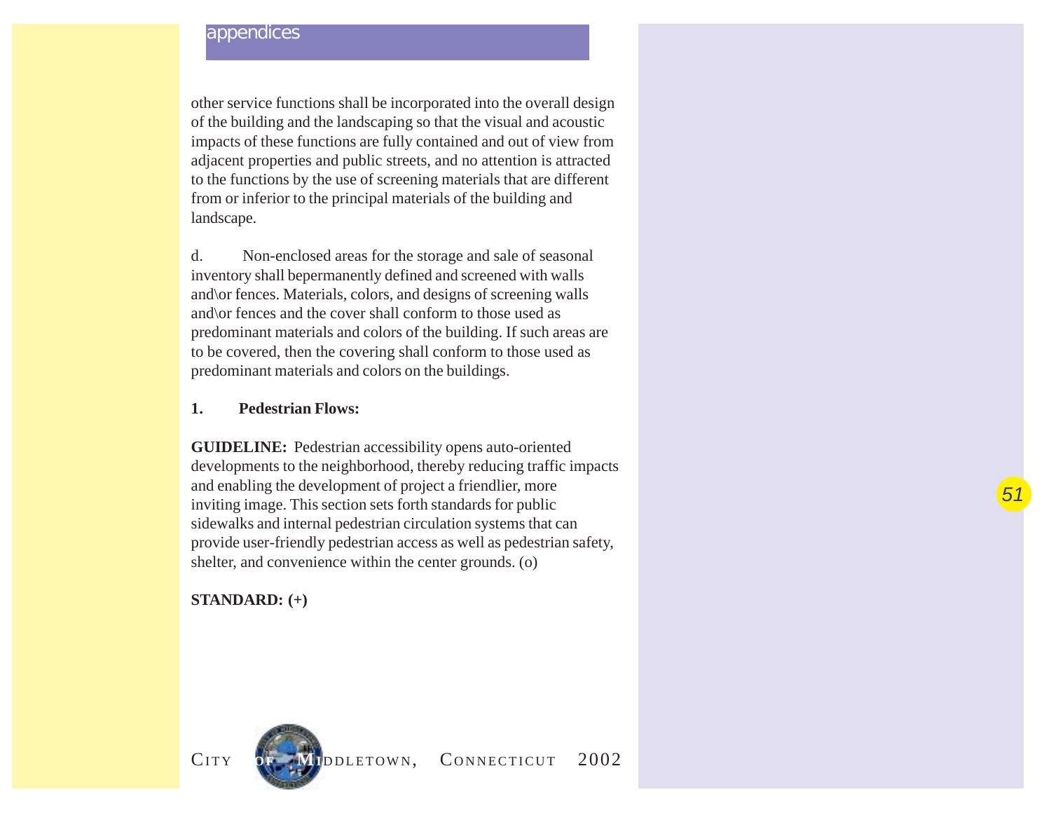other service functions shall be incorporated into the overall design of the building and the landscaping so that the visual and acoustic impacts of these functions are fully contained and out of view from adjacent properties and public streets, and no attention is attracted to the functions by the use of screening materials that are different from or inferior to the principal materials of the building and landscape.

d. Non-enclosed areas for the storage and sale of seasonal inventory shall bepermanently defined and screened with walls and\or fences. Materials, colors, and designs of screening walls and\or fences and the cover shall conform to those used as predominant materials and colors of the building. If such areas are to be covered, then the covering shall conform to those used as predominant materials and colors on the buildings.

**1. Pedestrian Flows:**

**GUIDELINE:** Pedestrian accessibility opens auto-oriented developments to the neighborhood, thereby reducing traffic impacts and enabling the development of project a friendlier, more inviting image. This section sets forth standards for public sidewalks and internal pedestrian circulation systems that can provide user-friendly pedestrian access as well as pedestrian safety, shelter, and convenience within the center grounds. (o)

**STANDARD: (+)**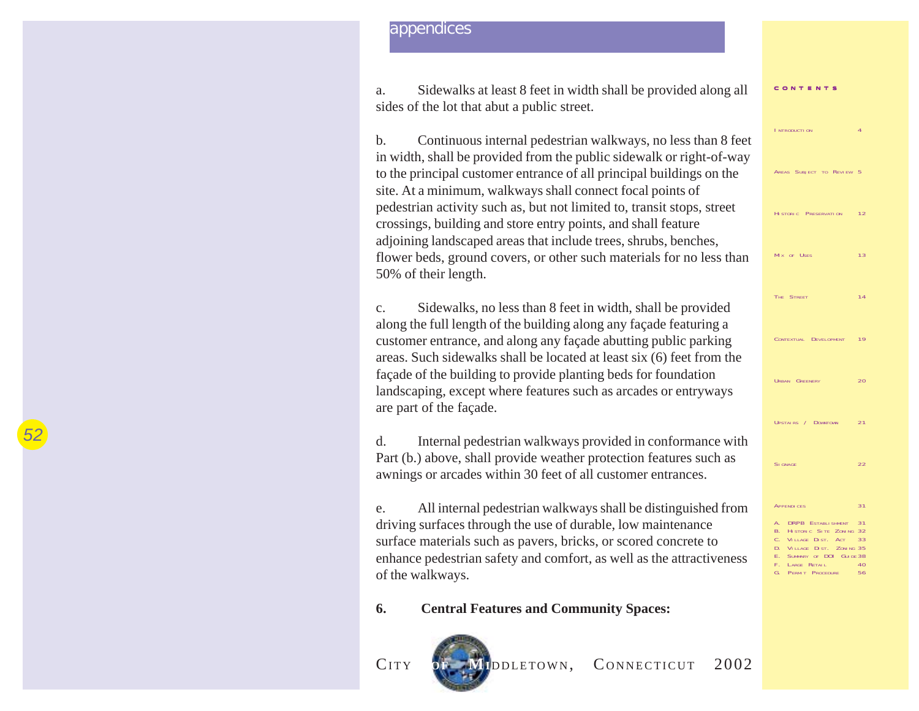a. Sidewalks at least 8 feet in width shall be provided along all sides of the lot that abut a public street.

b. Continuous internal pedestrian walkways, no less than 8 feet in width, shall be provided from the public sidewalk or right-of-way to the principal customer entrance of all principal buildings on the site. At a minimum, walkways shall connect focal points of pedestrian activity such as, but not limited to, transit stops, street crossings, building and store entry points, and shall feature adjoining landscaped areas that include trees, shrubs, benches, flower beds, ground covers, or other such materials for no less than 50% of their length.

c. Sidewalks, no less than 8 feet in width, shall be provided along the full length of the building along any façade featuring a customer entrance, and along any façade abutting public parking areas. Such sidewalks shall be located at least six (6) feet from the façade of the building to provide planting beds for foundation landscaping, except where features such as arcades or entryways are part of the façade.

d. Internal pedestrian walkways provided in conformance with Part (b.) above, shall provide weather protection features such as awnings or arcades within 30 feet of all customer entrances.

e. All internal pedestrian walkways shall be distinguished from driving surfaces through the use of durable, low maintenance surface materials such as pavers, bricks, or scored concrete to enhance pedestrian safety and comfort, as well as the attractiveness of the walkways.

**6. Central Features and Community Spaces:**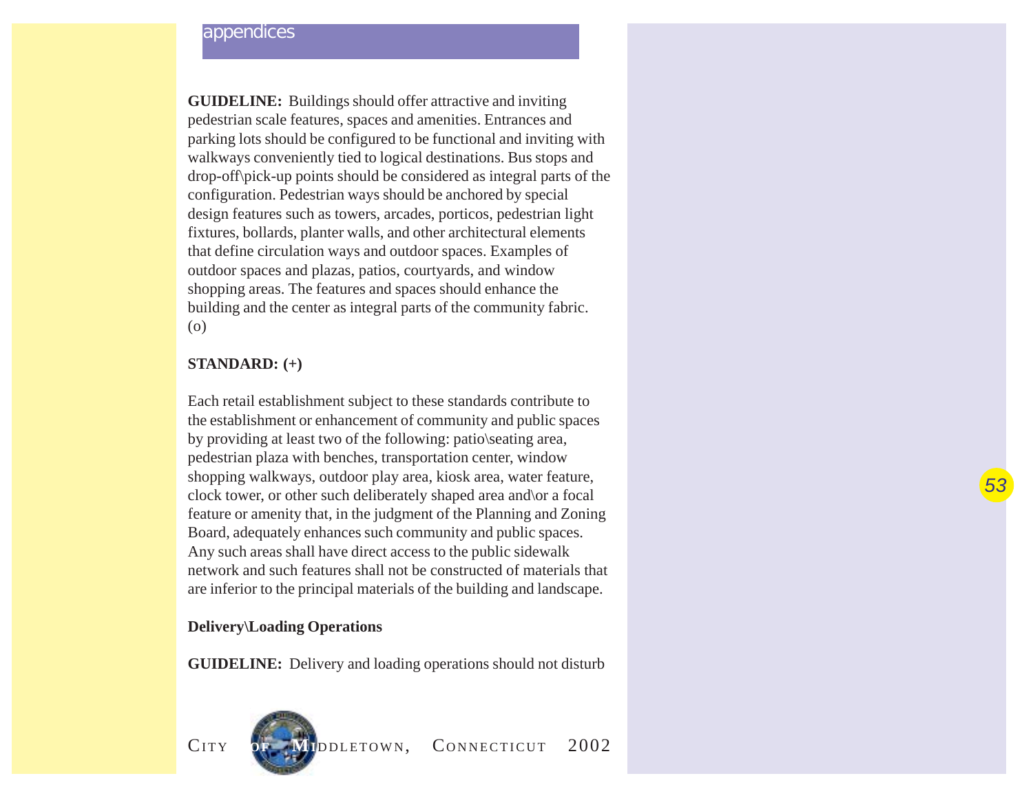**GUIDELINE:** Buildings should offer attractive and inviting pedestrian scale features, spaces and amenities. Entrances and parking lots should be configured to be functional and inviting with walkways conveniently tied to logical destinations. Bus stops and drop-off\pick-up points should be considered as integral parts of the configuration. Pedestrian ways should be anchored by special design features such as towers, arcades, porticos, pedestrian light fixtures, bollards, planter walls, and other architectural elements that define circulation ways and outdoor spaces. Examples of outdoor spaces and plazas, patios, courtyards, and window shopping areas. The features and spaces should enhance the building and the center as integral parts of the community fabric. (o)

**STANDARD: (+)**

Each retail establishment subject to these standards contribute to the establishment or enhancement of community and public spaces by providing at least two of the following: patio\seating area, pedestrian plaza with benches, transportation center, window shopping walkways, outdoor play area, kiosk area, water feature, clock tower, or other such deliberately shaped area and\or a focal feature or amenity that, in the judgment of the Planning and Zoning Board, adequately enhances such community and public spaces. Any such areas shall have direct access to the public sidewalk network and such features shall not be constructed of materials that are inferior to the principal materials of the building and landscape.

**Delivery\Loading Operations**

**GUIDELINE:** Delivery and loading operations should not disturb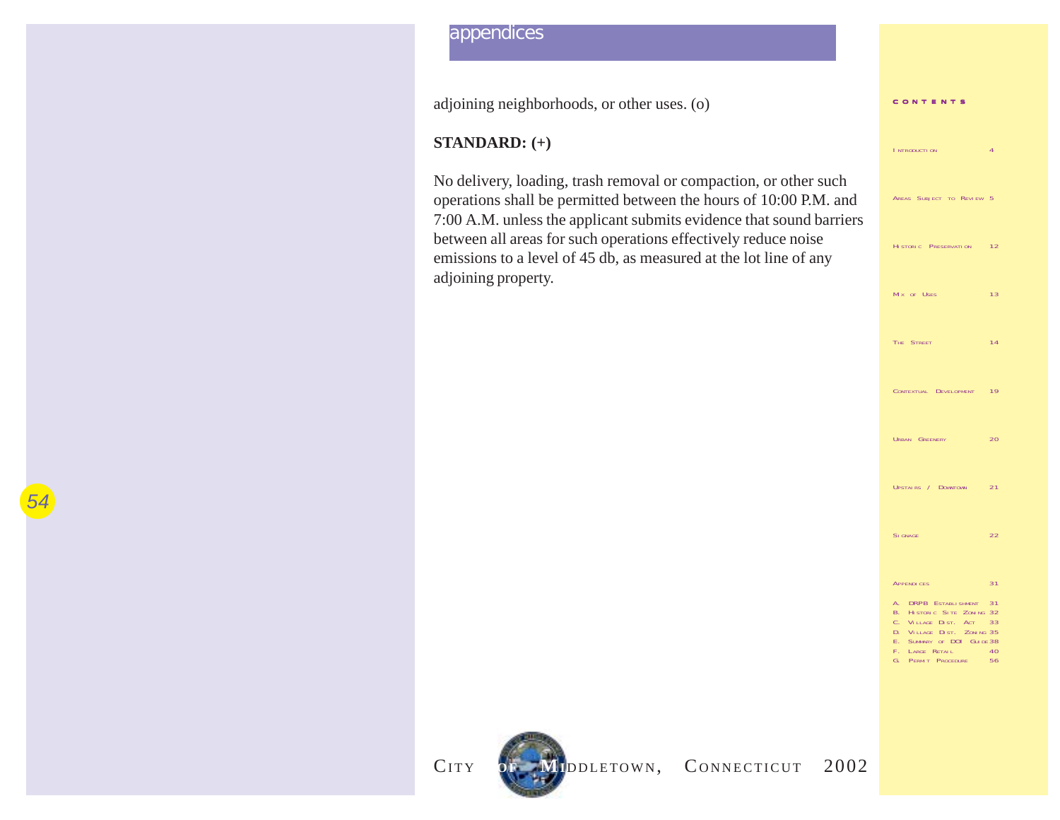adjoining neighborhoods, or other uses. (o)

**STANDARD: (+)**

No delivery, loading, trash removal or compaction, or other such operations shall be permitted between the hours of 10:00 P.M. and 7:00 A.M. unless the applicant submits evidence that sound barriers between all areas for such operations effectively reduce noise emissions to a level of 45 db, as measured at the lot line of any adjoining property.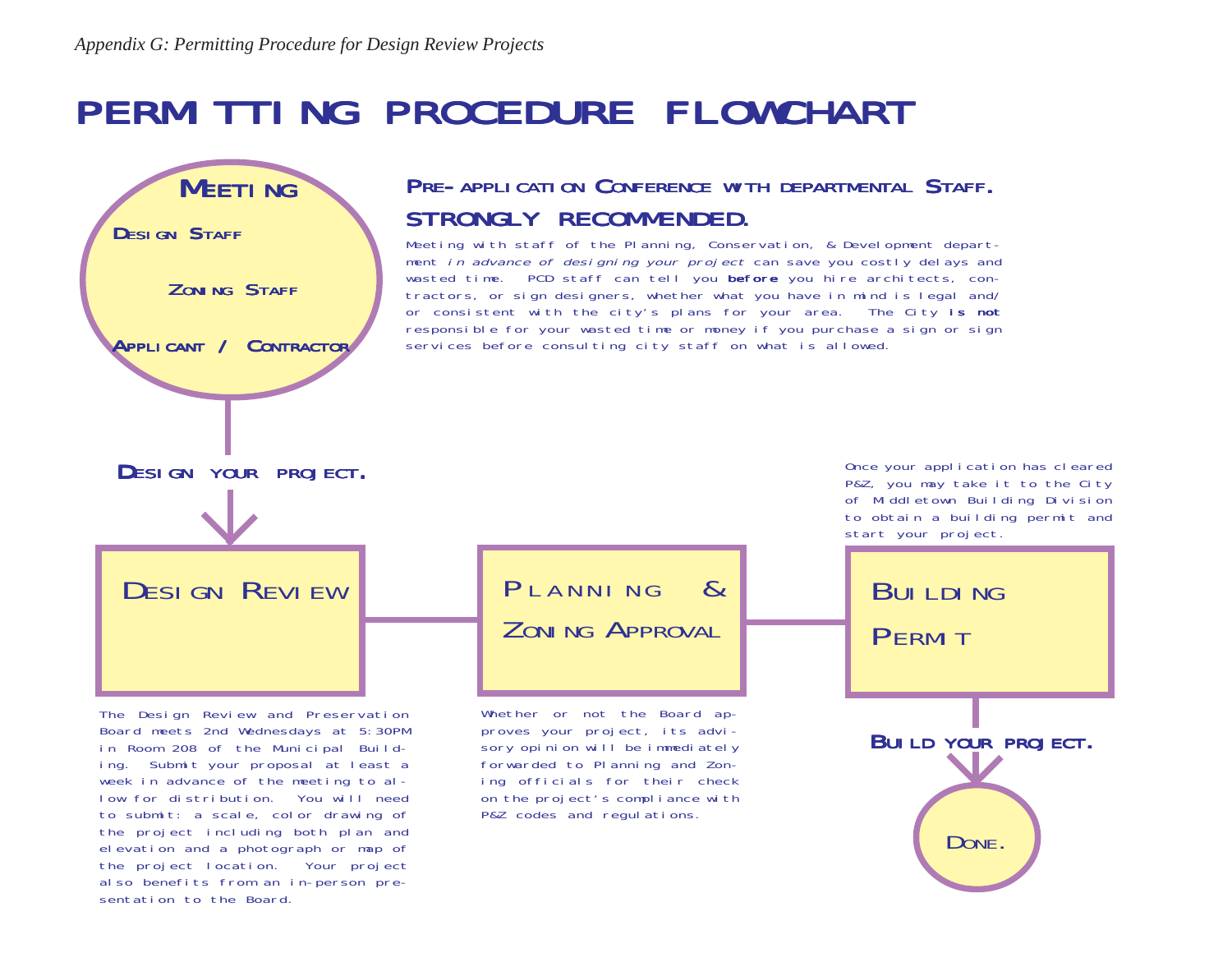*Appendix G: Permitting Procedure for Design Review Projects*

# PERMITTING PROCEDURE FLOWCHART

**MEETING**

DESIGN STAFF

ZONING STAFF

APPLICANT / CONTRACTOR

## PRE-APPLICATION CONFERENCE WITH DEPARTMENTAL STAFF.

## STRONGLY RECOMMENDED.

Meeting with staff of the Planning, Conservation, & Development department *in advance of designing your project* can save you costly delays and wasted time. PCD staff can tell you **before** you hire architects, contractors, or sign designers, whether what you have in mind is legal and/or consistent with the city's plans for your area. The City **is not** responsible for your wasted time or money if you purchase a sign or sign services before consulting city staff on what is allowed.

**DESIGN YOUR PROJECT.**

### DESIGN REVIEW

The Design Review and Preservation Board meets 2nd Wednesdays at 5:30PM in Room 208 of the Municipal Building. Submit your proposal at least a week in advance of the meeting to allow for distribution. You will need to submit: a scale, color drawing of the project including both plan and elevation and a photograph or map of the project location. Your project also benefits from an in-person presentation to the Board.

### PLANNING & ZONING APPROVAL

Whether or not the Board approves your project, its advisory opinion will be immediately forwarded to Planning and Zoning officials for their check on the project's compliance with P&Z codes and regulations.

### BUILDING PERMIT

Once your application has cleared P&Z, you may take it to the City of Middletown Building Division to obtain a building permit and start your project.

**BUILD YOUR PROJECT.**

DONE.